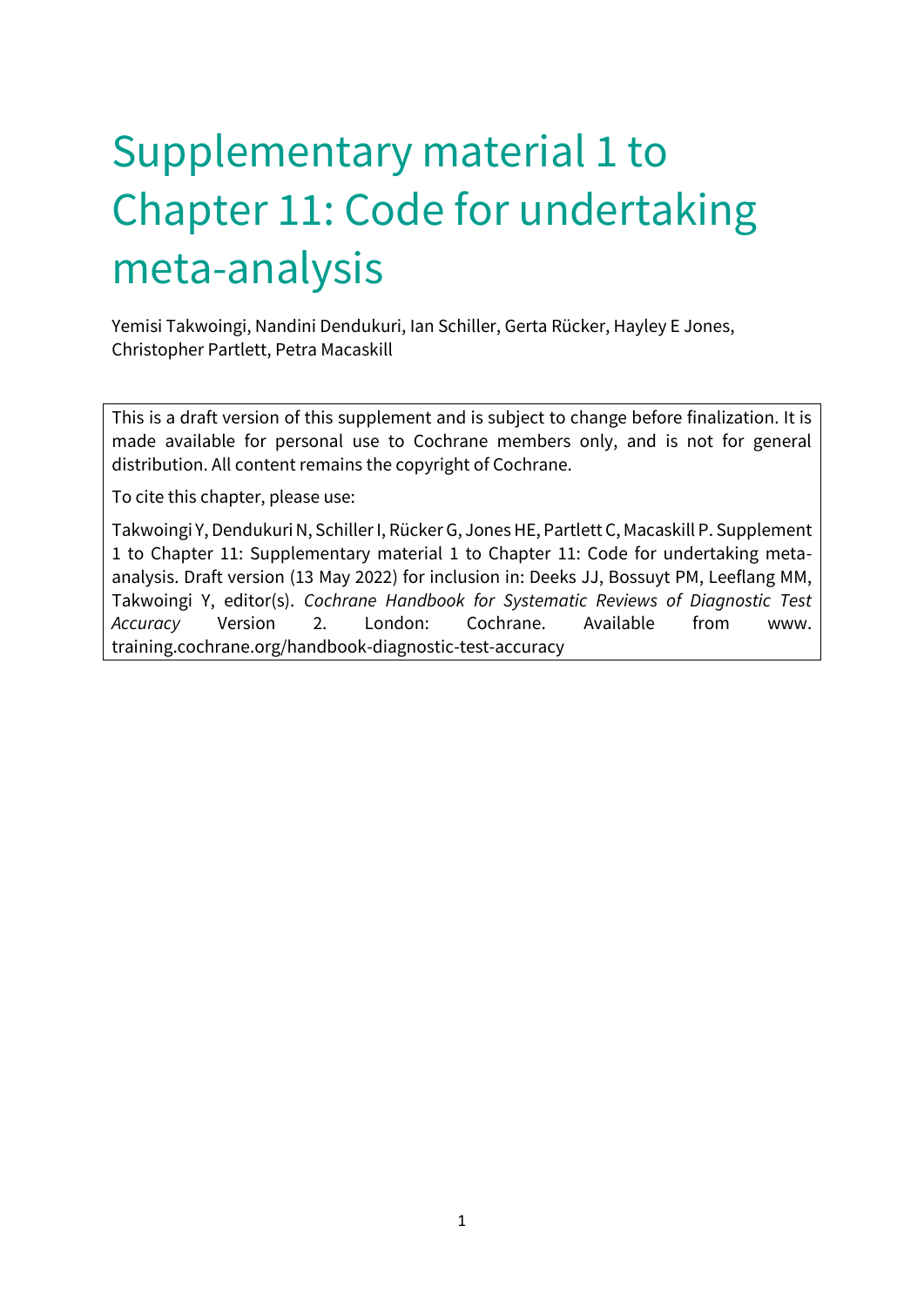# Supplementary material 1 to Chapter 11: Code for undertaking meta-analysis

Yemisi Takwoingi, Nandini Dendukuri, Ian Schiller, Gerta Rücker, Hayley E Jones, Christopher Partlett, Petra Macaskill

This is a draft version of this supplement and is subject to change before finalization. It is made available for personal use to Cochrane members only, and is not for general distribution. All content remains the copyright of Cochrane.

To cite this chapter, please use:

Takwoingi Y, Dendukuri N, Schiller I, Rücker G, Jones HE, Partlett C, Macaskill P. Supplement 1 to Chapter 11: Supplementary material 1 to Chapter 11: Code for undertaking meta-analysis. Draft version (13 May 2022) for inclusion in: Deeks JJ, Bossuyt PM, Leeflang MM, Takwoingi Y, editor(s). *Cochrane Handbook for Systematic Reviews of Diagnostic Test Accuracy* Version 2. London: Cochrane. Available from www. training.cochrane.org/handbook-diagnostic-test-accuracy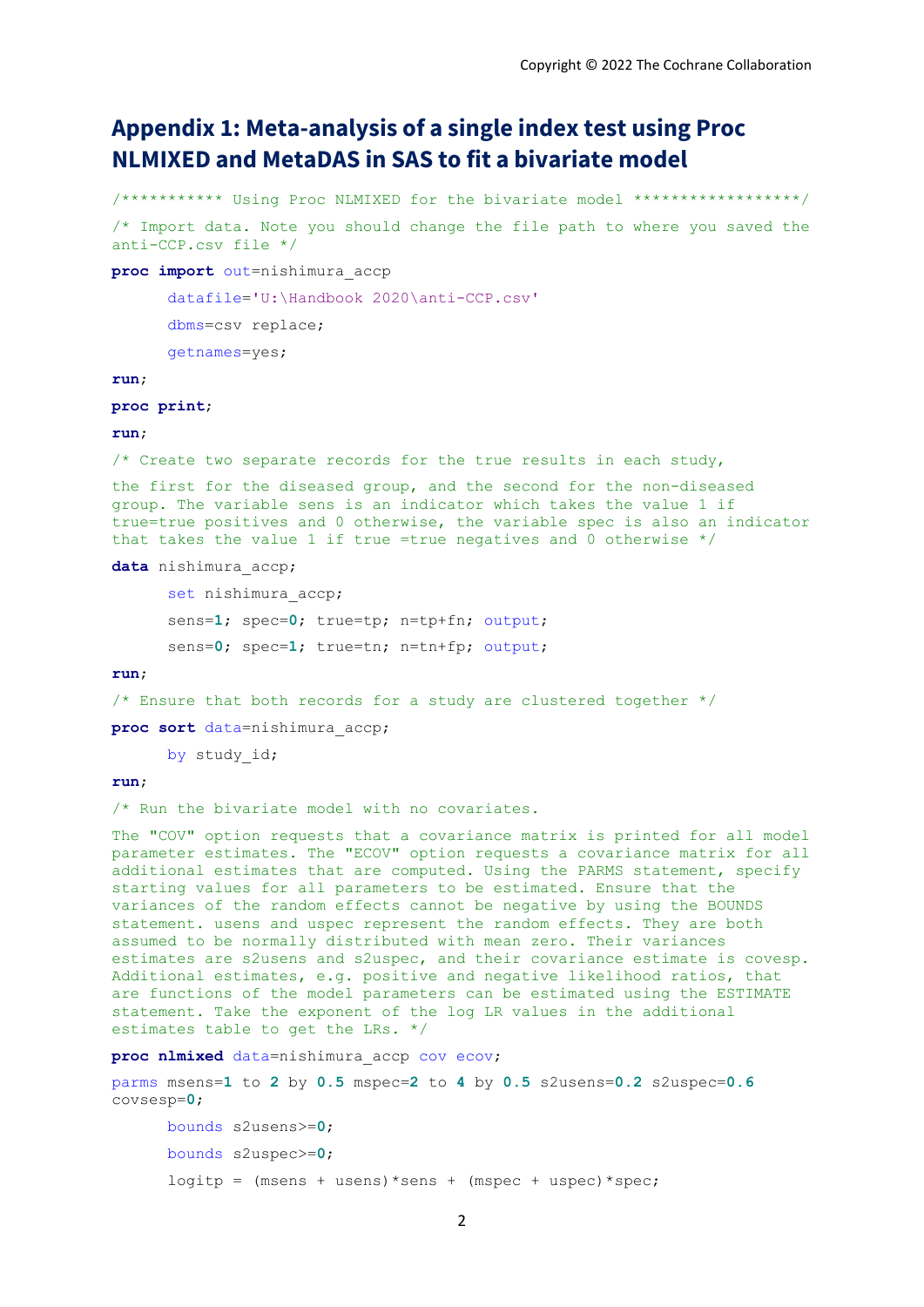## Appendix 1: Meta-analysis of a single index test using Proc NLMIXED and MetaDAS in SAS to fit a bivariate model

```
/*********** Using Proc NLMIXED for the bivariate model *****************/

/* Import data. Note you should change the file path to where you saved the
anti-CCP.csv file */

proc import out=nishimura_accp

      datafile='U:\Handbook 2020\anti-CCP.csv'

      dbms=csv replace;

      getnames=yes;

run;

proc print;

run;

/* Create two separate records for the true results in each study,

the first for the diseased group, and the second for the non-diseased
group. The variable sens is an indicator which takes the value 1 if
true=true positives and 0 otherwise, the variable spec is also an indicator
that takes the value 1 if true =true negatives and 0 otherwise */

data nishimura_accp;

      set nishimura_accp;

      sens=1; spec=0; true=tp; n=tp+fn; output;

      sens=0; spec=1; true=tn; n=tn+fp; output;

run;

/* Ensure that both records for a study are clustered together */

proc sort data=nishimura_accp;

      by study_id;

run;

/* Run the bivariate model with no covariates.

The "COV" option requests that a covariance matrix is printed for all model
parameter estimates. The "ECOV" option requests a covariance matrix for all
additional estimates that are computed. Using the PARMS statement, specify
starting values for all parameters to be estimated. Ensure that the
variances of the random effects cannot be negative by using the BOUNDS
statement. usens and uspec represent the random effects. They are both
assumed to be normally distributed with mean zero. Their variances
estimates are s2usens and s2uspec, and their covariance estimate is covesp.
Additional estimates, e.g. positive and negative likelihood ratios, that
are functions of the model parameters can be estimated using the ESTIMATE
statement. Take the exponent of the log LR values in the additional
estimates table to get the LRs. */

proc nlmixed data=nishimura_accp cov ecov;

parms msens=1 to 2 by 0.5 mspec=2 to 4 by 0.5 s2usens=0.2 s2uspec=0.6
covsesp=0;

      bounds s2usens>=0;

      bounds s2uspec>=0;

      logitp = (msens + usens)*sens + (mspec + uspec)*spec;
```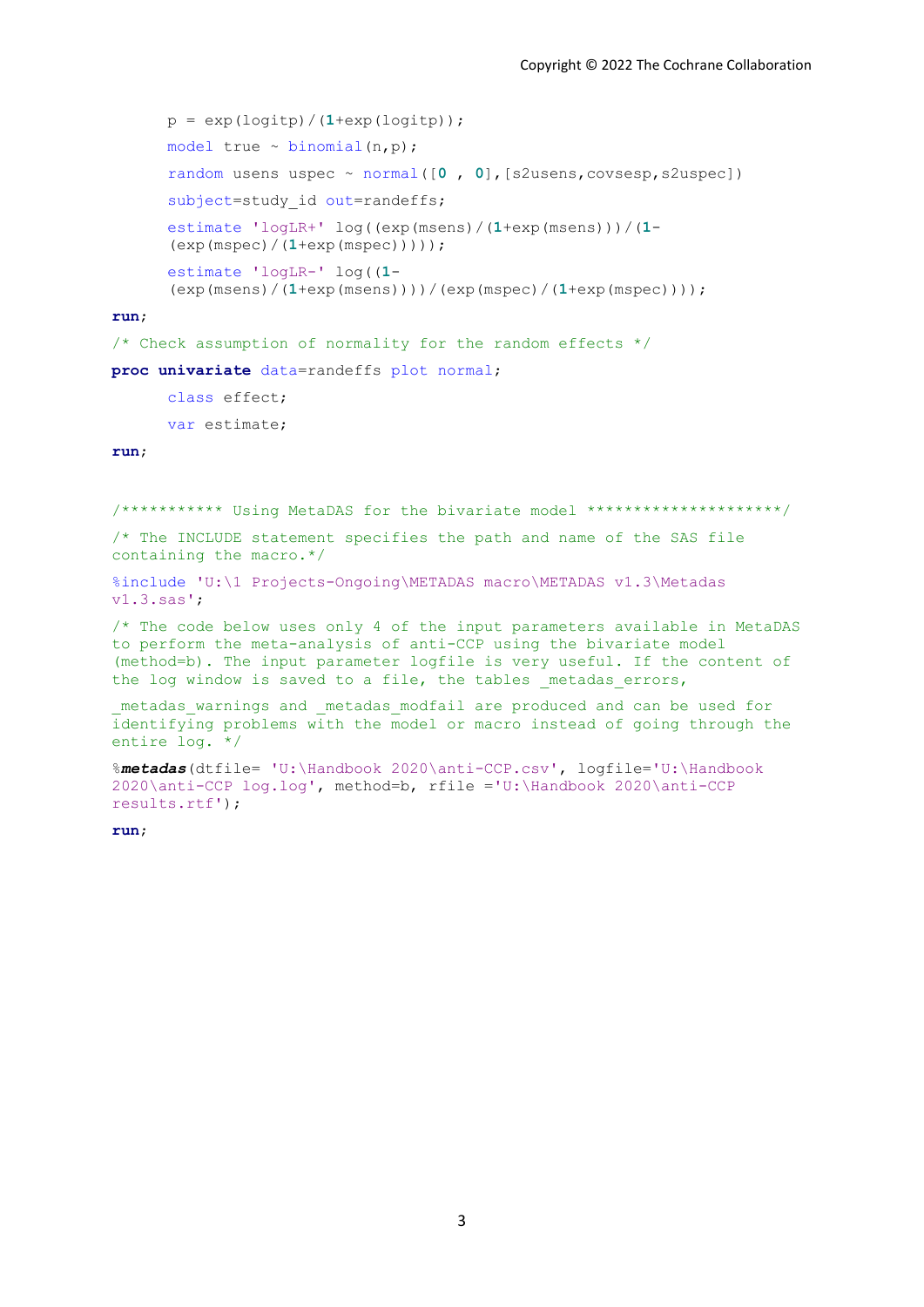```
      p = exp(logitp)/(1+exp(logitp));
      model true ~ binomial(n,p);
      random usens uspec ~ normal([0 , 0],[s2usens,covsesp,s2uspec])
      subject=study_id out=randeffs;
      estimate 'logLR+' log((exp(msens)/(1+exp(msens)))/(1-
      (exp(mspec)/(1+exp(mspec)))));
      estimate 'logLR-' log((1-
      (exp(msens)/(1+exp(msens))))/(exp(mspec)/(1+exp(mspec))));
run;
/* Check assumption of normality for the random effects */
proc univariate data=randeffs plot normal;
      class effect;
      var estimate;
run;


/*********** Using MetaDAS for the bivariate model ********************/
/* The INCLUDE statement specifies the path and name of the SAS file
containing the macro.*/
%include 'U:\1 Projects-Ongoing\METADAS macro\METADAS v1.3\Metadas
v1.3.sas';
/* The code below uses only 4 of the input parameters available in MetaDAS
to perform the meta-analysis of anti-CCP using the bivariate model
(method=b). The input parameter logfile is very useful. If the content of
the log window is saved to a file, the tables _metadas_errors,
_metadas_warnings and _metadas_modfail are produced and can be used for
identifying problems with the model or macro instead of going through the
entire log. */
%metadas(dtfile= 'U:\Handbook 2020\anti-CCP.csv', logfile='U:\Handbook
2020\anti-CCP log.log', method=b, rfile ='U:\Handbook 2020\anti-CCP
results.rtf');
run;
```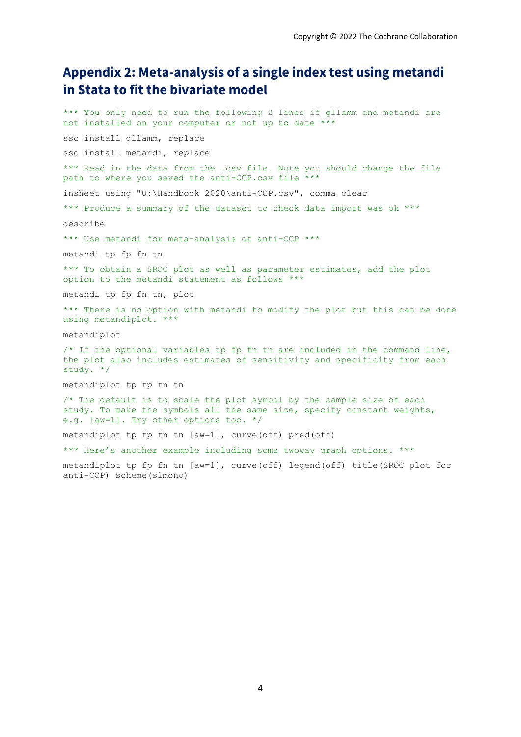## Appendix 2: Meta-analysis of a single index test using metandi in Stata to fit the bivariate model

```
*** You only need to run the following 2 lines if gllamm and metandi are
not installed on your computer or not up to date ***

ssc install gllamm, replace

ssc install metandi, replace

*** Read in the data from the .csv file. Note you should change the file
path to where you saved the anti-CCP.csv file ***

insheet using "U:\Handbook 2020\anti-CCP.csv", comma clear

*** Produce a summary of the dataset to check data import was ok ***

describe

*** Use metandi for meta-analysis of anti-CCP ***

metandi tp fp fn tn

*** To obtain a SROC plot as well as parameter estimates, add the plot
option to the metandi statement as follows ***

metandi tp fp fn tn, plot

*** There is no option with metandi to modify the plot but this can be done
using metandiplot. ***

metandiplot

/* If the optional variables tp fp fn tn are included in the command line,
the plot also includes estimates of sensitivity and specificity from each
study. */

metandiplot tp fp fn tn

/* The default is to scale the plot symbol by the sample size of each
study. To make the symbols all the same size, specify constant weights,
e.g. [aw=1]. Try other options too. */

metandiplot tp fp fn tn [aw=1], curve(off) pred(off)

*** Here's another example including some twoway graph options. ***

metandiplot tp fp fn tn [aw=1], curve(off) legend(off) title(SROC plot for
anti-CCP) scheme(s1mono)
```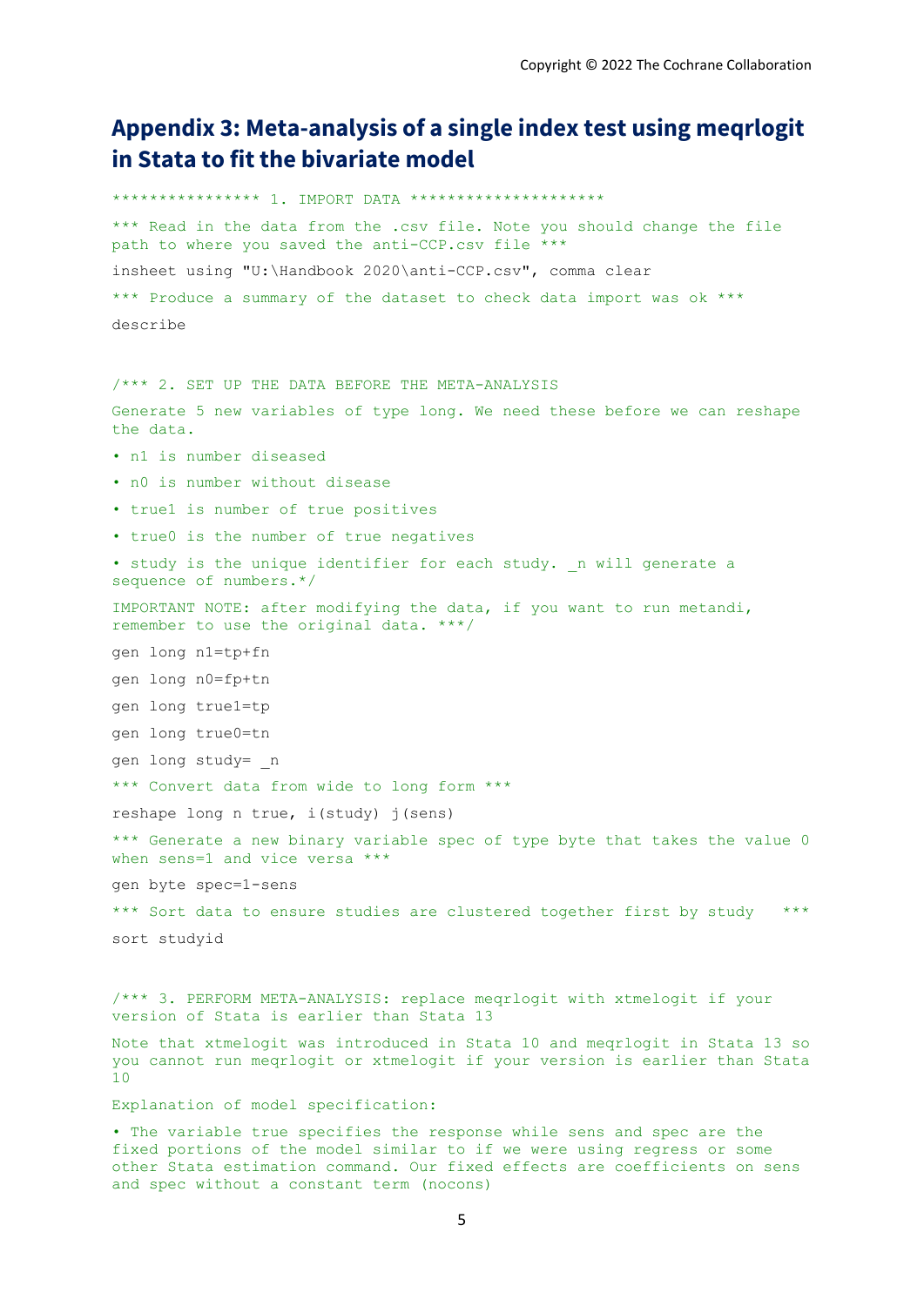# Appendix 3: Meta-analysis of a single index test using meqrlogit in Stata to fit the bivariate model

```
**************** 1. IMPORT DATA *********************

*** Read in the data from the .csv file. Note you should change the file path to where you saved the anti-CCP.csv file ***

insheet using "U:\Handbook 2020\anti-CCP.csv", comma clear

*** Produce a summary of the dataset to check data import was ok ***

describe


/*** 2. SET UP THE DATA BEFORE THE META-ANALYSIS

Generate 5 new variables of type long. We need these before we can reshape the data.

• n1 is number diseased

• n0 is number without disease

• true1 is number of true positives

• true0 is the number of true negatives

• study is the unique identifier for each study. _n will generate a sequence of numbers.*/

IMPORTANT NOTE: after modifying the data, if you want to run metandi, remember to use the original data. ***/

gen long n1=tp+fn

gen long n0=fp+tn

gen long true1=tp

gen long true0=tn

gen long study= _n

*** Convert data from wide to long form ***

reshape long n true, i(study) j(sens)

*** Generate a new binary variable spec of type byte that takes the value 0 when sens=1 and vice versa ***

gen byte spec=1-sens

*** Sort data to ensure studies are clustered together first by study   ***

sort studyid


/*** 3. PERFORM META-ANALYSIS: replace meqrlogit with xtmelogit if your version of Stata is earlier than Stata 13

Note that xtmelogit was introduced in Stata 10 and meqrlogit in Stata 13 so you cannot run meqrlogit or xtmelogit if your version is earlier than Stata 10

Explanation of model specification:

• The variable true specifies the response while sens and spec are the fixed portions of the model similar to if we were using regress or some other Stata estimation command. Our fixed effects are coefficients on sens and spec without a constant term (nocons)
```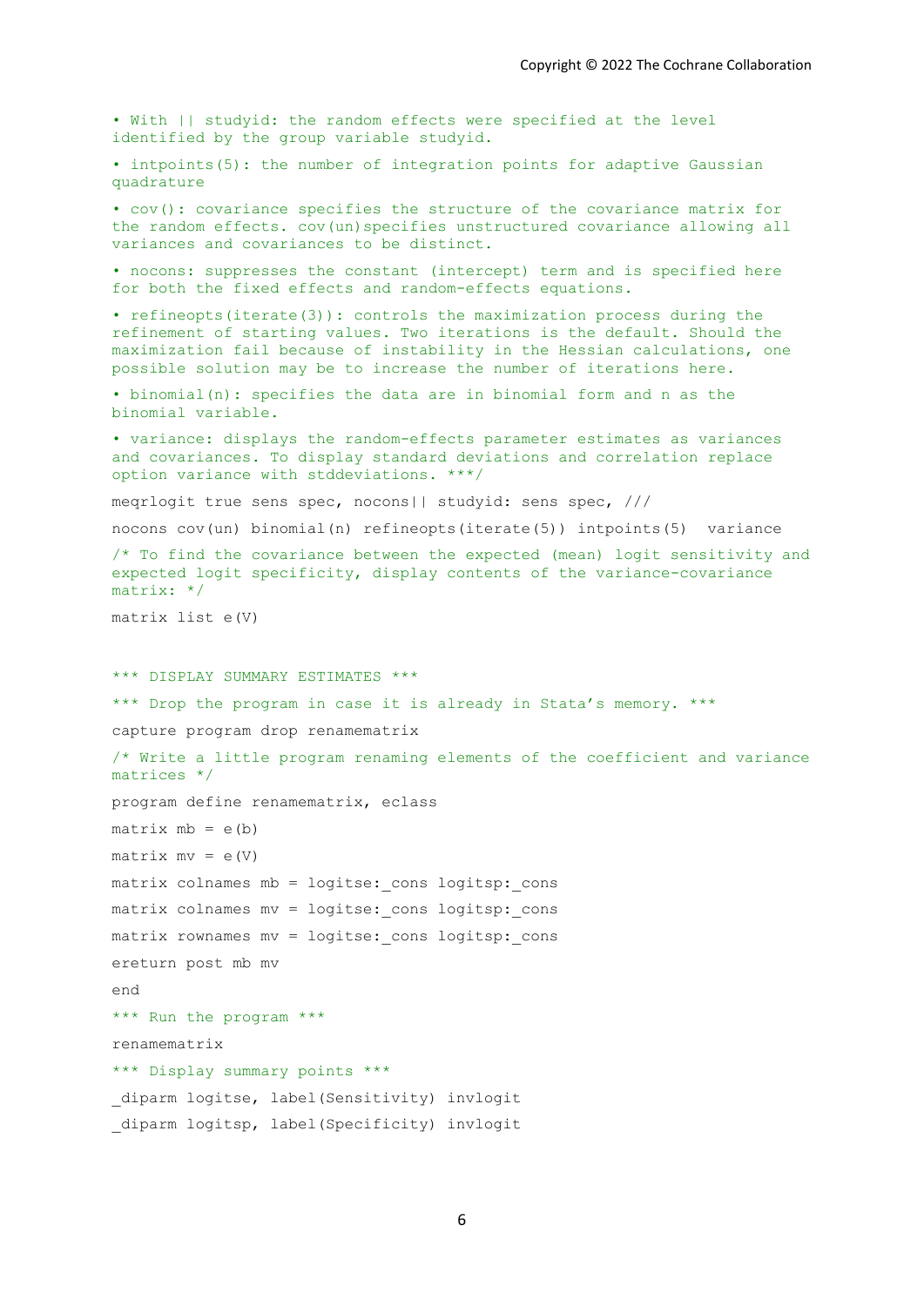```
• With || studyid: the random effects were specified at the level
identified by the group variable studyid.

• intpoints(5): the number of integration points for adaptive Gaussian
quadrature

• cov(): covariance specifies the structure of the covariance matrix for
the random effects. cov(un)specifies unstructured covariance allowing all
variances and covariances to be distinct.

• nocons: suppresses the constant (intercept) term and is specified here
for both the fixed effects and random-effects equations.

• refineopts(iterate(3)): controls the maximization process during the
refinement of starting values. Two iterations is the default. Should the
maximization fail because of instability in the Hessian calculations, one
possible solution may be to increase the number of iterations here.

• binomial(n): specifies the data are in binomial form and n as the
binomial variable.

• variance: displays the random-effects parameter estimates as variances
and covariances. To display standard deviations and correlation replace
option variance with stddeviations. ***/

meqrlogit true sens spec, nocons|| studyid: sens spec, ///

nocons cov(un) binomial(n) refineopts(iterate(5)) intpoints(5)  variance

/* To find the covariance between the expected (mean) logit sensitivity and
expected logit specificity, display contents of the variance-covariance
matrix: */

matrix list e(V)


*** DISPLAY SUMMARY ESTIMATES ***

*** Drop the program in case it is already in Stata's memory. ***

capture program drop renamematrix

/* Write a little program renaming elements of the coefficient and variance
matrices */

program define renamematrix, eclass

matrix mb = e(b)

matrix mv = e(V)

matrix colnames mb = logitse:_cons logitsp:_cons

matrix colnames mv = logitse:_cons logitsp:_cons

matrix rownames mv = logitse:_cons logitsp:_cons

ereturn post mb mv

end

*** Run the program ***

renamematrix

*** Display summary points ***

_diparm logitse, label(Sensitivity) invlogit

_diparm logitsp, label(Specificity) invlogit
```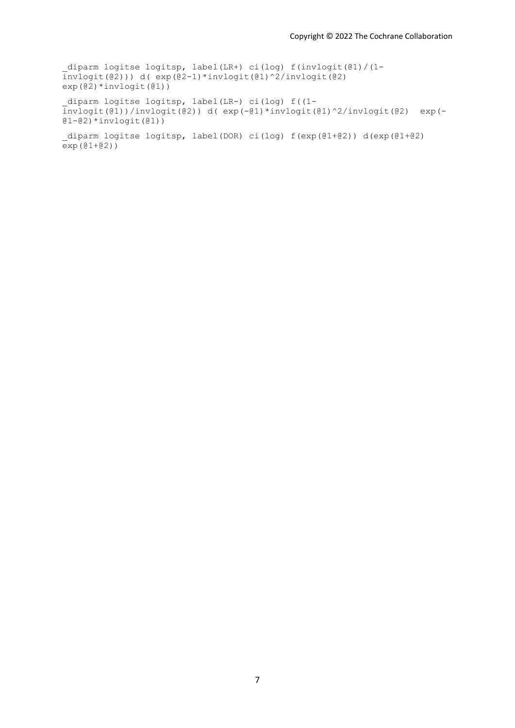```
_diparm logitse logitsp, label(LR+) ci(log) f(invlogit(@1)/(1-invlogit(@2))) d( exp(@2-1)*invlogit(@1)^2/invlogit(@2) exp(@2)*invlogit(@1))

_diparm logitse logitsp, label(LR-) ci(log) f((1-invlogit(@1))/invlogit(@2)) d( exp(-@1)*invlogit(@1)^2/invlogit(@2)  exp(-@1-@2)*invlogit(@1))

_diparm logitse logitsp, label(DOR) ci(log) f(exp(@1+@2)) d(exp(@1+@2) exp(@1+@2))
```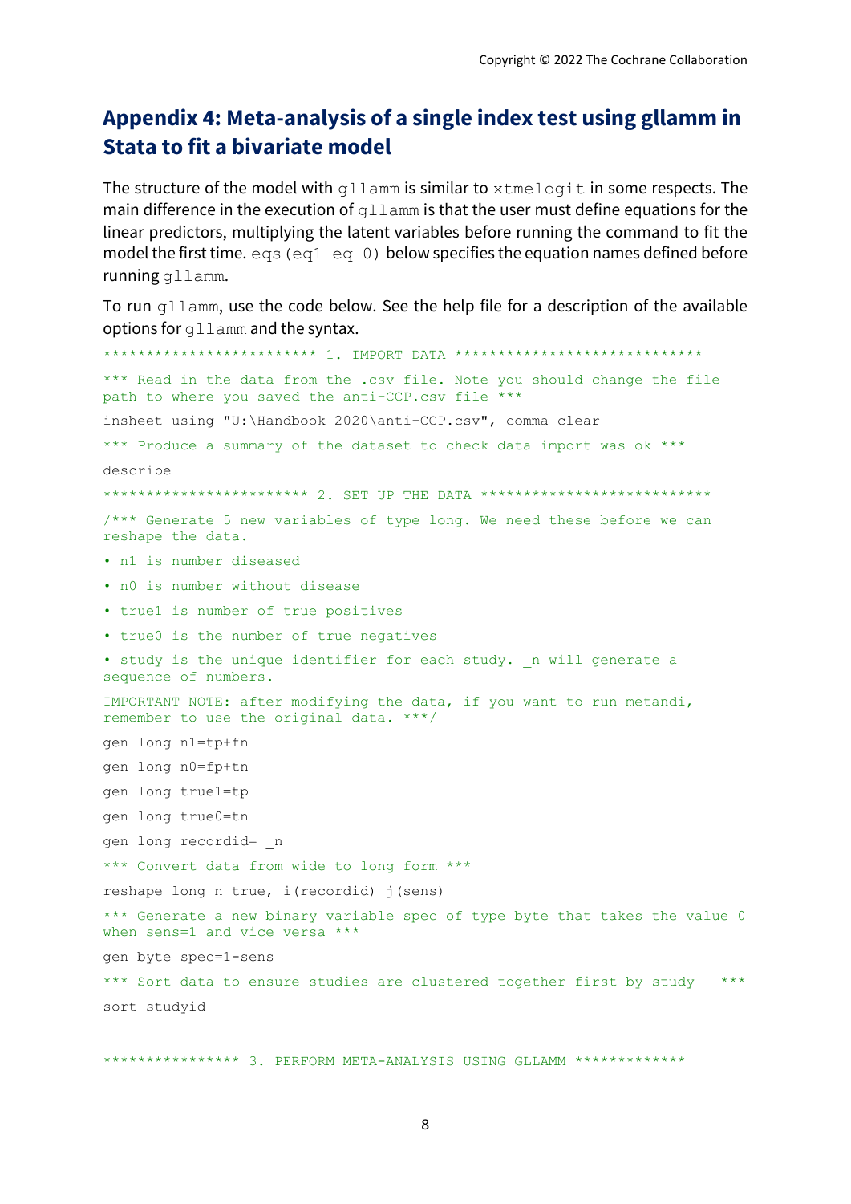## Appendix 4: Meta-analysis of a single index test using gllamm in Stata to fit a bivariate model

The structure of the model with `gllamm` is similar to `xtmelogit` in some respects. The main difference in the execution of `gllamm` is that the user must define equations for the linear predictors, multiplying the latent variables before running the command to fit the model the first time. `eqs(eq1 eq 0)` below specifies the equation names defined before running `gllamm`.

To run `gllamm`, use the code below. See the help file for a description of the available options for `gllamm` and the syntax.

```
************************* 1. IMPORT DATA *****************************

*** Read in the data from the .csv file. Note you should change the file
path to where you saved the anti-CCP.csv file ***

insheet using "U:\Handbook 2020\anti-CCP.csv", comma clear

*** Produce a summary of the dataset to check data import was ok ***

describe

************************ 2. SET UP THE DATA **************************

/*** Generate 5 new variables of type long. We need these before we can
reshape the data.

• n1 is number diseased

• n0 is number without disease

• true1 is number of true positives

• true0 is the number of true negatives

• study is the unique identifier for each study. _n will generate a
sequence of numbers.

IMPORTANT NOTE: after modifying the data, if you want to run metandi,
remember to use the original data. ***/

gen long n1=tp+fn

gen long n0=fp+tn

gen long true1=tp

gen long true0=tn

gen long recordid= _n

*** Convert data from wide to long form ***

reshape long n true, i(recordid) j(sens)

*** Generate a new binary variable spec of type byte that takes the value 0
when sens=1 and vice versa ***

gen byte spec=1-sens

*** Sort data to ensure studies are clustered together first by study   ***

sort studyid


**************** 3. PERFORM META-ANALYSIS USING GLLAMM *************
```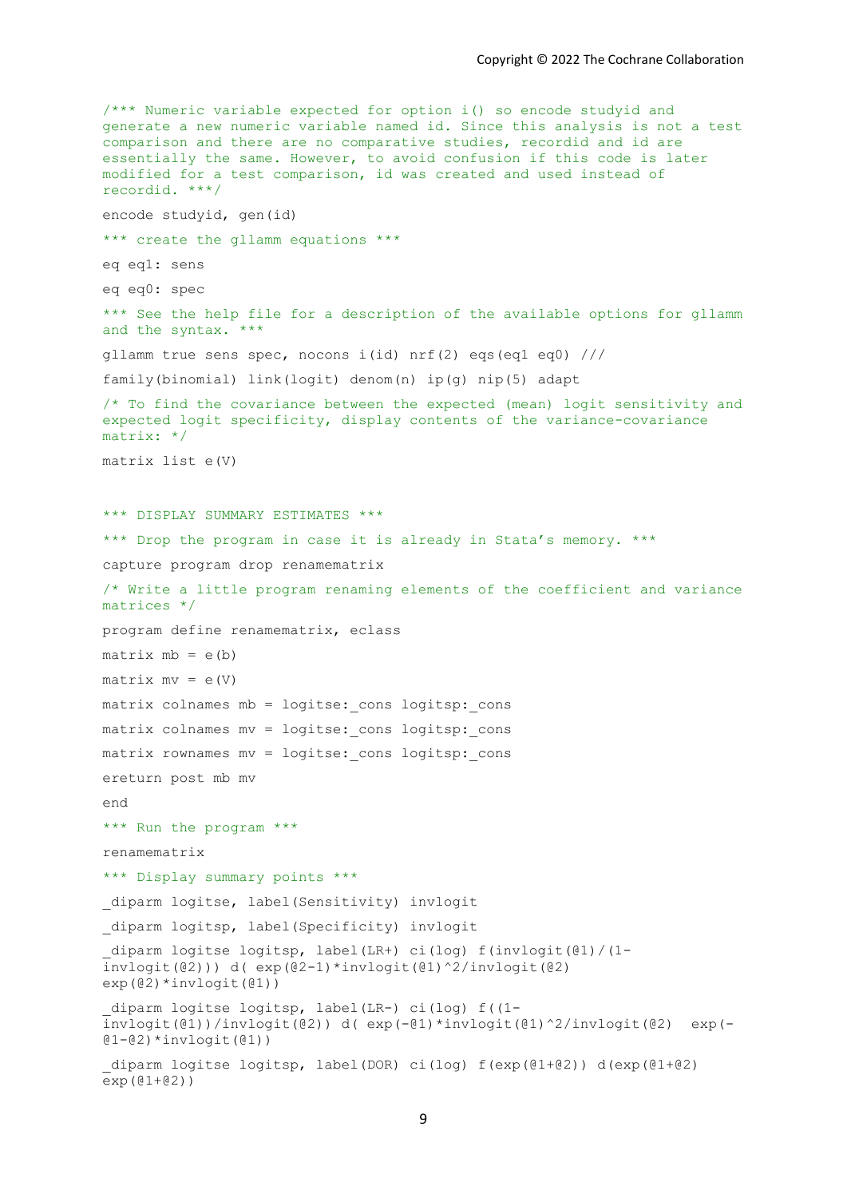```
/*** Numeric variable expected for option i() so encode studyid and
generate a new numeric variable named id. Since this analysis is not a test
comparison and there are no comparative studies, recordid and id are
essentially the same. However, to avoid confusion if this code is later
modified for a test comparison, id was created and used instead of
recordid. ***/

encode studyid, gen(id)

*** create the gllamm equations ***

eq eq1: sens

eq eq0: spec

*** See the help file for a description of the available options for gllamm
and the syntax. ***

gllamm true sens spec, nocons i(id) nrf(2) eqs(eq1 eq0) ///

family(binomial) link(logit) denom(n) ip(g) nip(5) adapt

/* To find the covariance between the expected (mean) logit sensitivity and
expected logit specificity, display contents of the variance-covariance
matrix: */

matrix list e(V)


*** DISPLAY SUMMARY ESTIMATES ***

*** Drop the program in case it is already in Stata's memory. ***

capture program drop renamematrix

/* Write a little program renaming elements of the coefficient and variance
matrices */

program define renamematrix, eclass

matrix mb = e(b)

matrix mv = e(V)

matrix colnames mb = logitse:_cons logitsp:_cons

matrix colnames mv = logitse:_cons logitsp:_cons

matrix rownames mv = logitse:_cons logitsp:_cons

ereturn post mb mv

end

*** Run the program ***

renamematrix

*** Display summary points ***

_diparm logitse, label(Sensitivity) invlogit

_diparm logitsp, label(Specificity) invlogit

_diparm logitse logitsp, label(LR+) ci(log) f(invlogit(@1)/(1-
invlogit(@2))) d( exp(@2-1)*invlogit(@1)^2/invlogit(@2)
exp(@2)*invlogit(@1))

_diparm logitse logitsp, label(LR-) ci(log) f((1-
invlogit(@1))/invlogit(@2)) d( exp(-@1)*invlogit(@1)^2/invlogit(@2)  exp(-
@1-@2)*invlogit(@1))

_diparm logitse logitsp, label(DOR) ci(log) f(exp(@1+@2)) d(exp(@1+@2)
exp(@1+@2))
```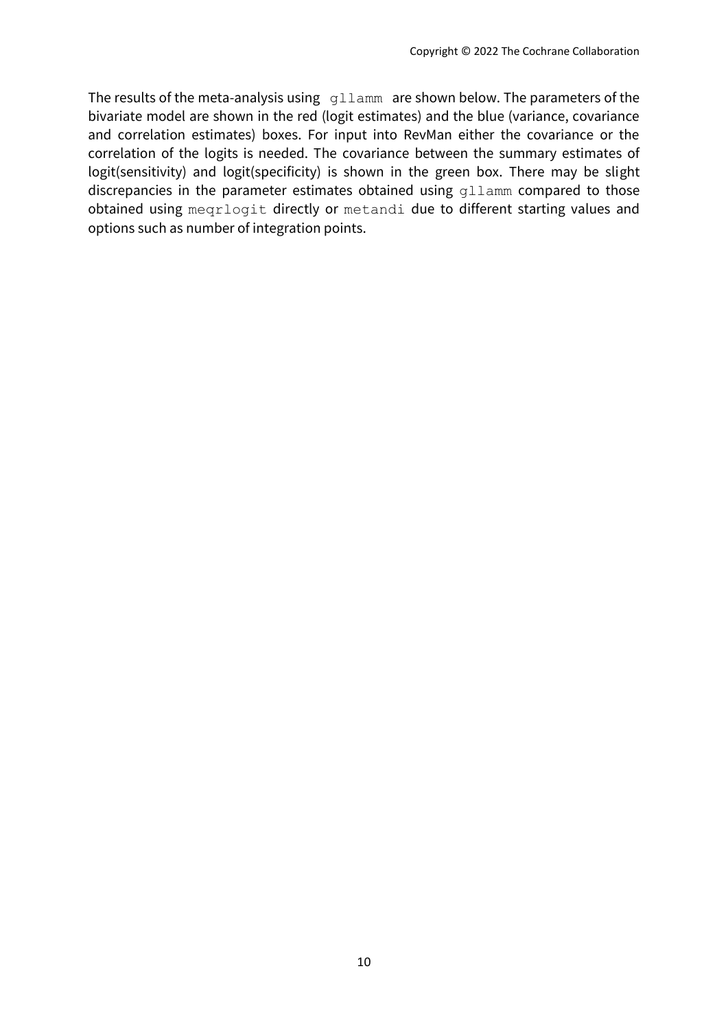The results of the meta-analysis using `gllamm` are shown below. The parameters of the bivariate model are shown in the red (logit estimates) and the blue (variance, covariance and correlation estimates) boxes. For input into RevMan either the covariance or the correlation of the logits is needed. The covariance between the summary estimates of logit(sensitivity) and logit(specificity) is shown in the green box. There may be slight discrepancies in the parameter estimates obtained using `gllamm` compared to those obtained using `meqrlogit` directly or `metandi` due to different starting values and options such as number of integration points.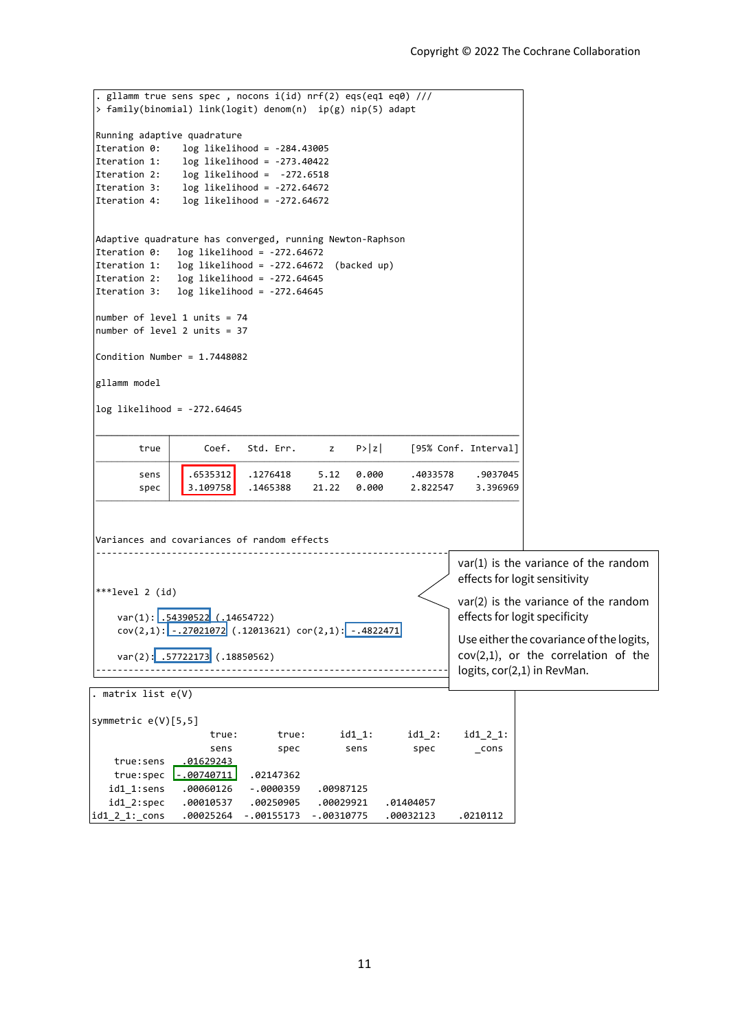```
. gllamm true sens spec , nocons i(id) nrf(2) eqs(eq1 eq0) ///
> family(binomial) link(logit) denom(n)  ip(g) nip(5) adapt

Running adaptive quadrature
Iteration 0:    log likelihood = -284.43005
Iteration 1:    log likelihood = -273.40422
Iteration 2:    log likelihood =  -272.6518
Iteration 3:    log likelihood = -272.64672
Iteration 4:    log likelihood = -272.64672


Adaptive quadrature has converged, running Newton-Raphson
Iteration 0:   log likelihood = -272.64672
Iteration 1:   log likelihood = -272.64672  (backed up)
Iteration 2:   log likelihood = -272.64645
Iteration 3:   log likelihood = -272.64645

number of level 1 units = 74
number of level 2 units = 37

Condition Number = 1.7448082

gllamm model

log likelihood = -272.64645

------------------------------------------------------------------------------
        true |      Coef.   Std. Err.      z    P>|z|     [95% Conf. Interval]
-------------+----------------------------------------------------------------
        sens |   .6535312   .1276418     5.12   0.000     .4033578    .9037045
        spec |   3.109758   .1465388    21.22   0.000     2.822547    3.396969
------------------------------------------------------------------------------


Variances and covariances of random effects
------------------------------------------------------------------------------


***level 2 (id)

    var(1): .54390522 (.14654722)
    cov(2,1): -.27021072 (.12013621) cor(2,1): -.4822471

    var(2): .57722173 (.18850562)
------------------------------------------------------------------------------
```

var(1) is the variance of the random effects for logit sensitivity

var(2) is the variance of the random effects for logit specificity

Use either the covariance of the logits, cov(2,1), or the correlation of the logits, cor(2,1) in RevMan.

```
. matrix list e(V)

symmetric e(V)[5,5]
                   true:       true:      id1_1:      id1_2:    id1_2_1:
                   sens        spec        sens        spec       _cons
    true:sens  .01629243
    true:spec -.00740711   .02147362
   id1_1:sens  .00060126  -.0000359   .00987125
   id1_2:spec  .00010537   .00250905   .00029921   .01404057
id1_2_1:_cons  .00025264  -.00155173  -.00310775   .00032123    .0210112
```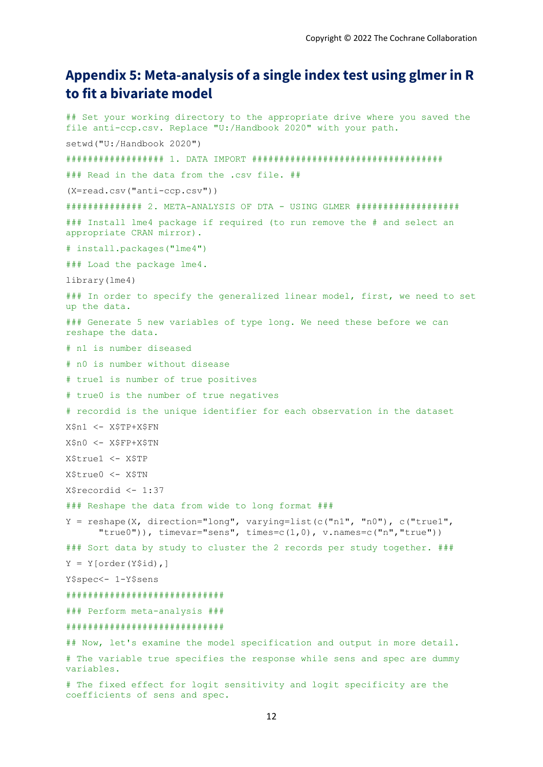# Appendix 5: Meta-analysis of a single index test using glmer in R to fit a bivariate model

```
## Set your working directory to the appropriate drive where you saved the file anti-ccp.csv. Replace "U:/Handbook 2020" with your path.

setwd("U:/Handbook 2020")

################# 1. DATA IMPORT ##################################

### Read in the data from the .csv file. ##

(X=read.csv("anti-ccp.csv"))

############## 2. META-ANALYSIS OF DTA - USING GLMER ##################

### Install lme4 package if required (to run remove the # and select an appropriate CRAN mirror).

# install.packages("lme4")

### Load the package lme4.

library(lme4)

### In order to specify the generalized linear model, first, we need to set up the data.

### Generate 5 new variables of type long. We need these before we can reshape the data.

# n1 is number diseased

# n0 is number without disease

# true1 is number of true positives

# true0 is the number of true negatives

# recordid is the unique identifier for each observation in the dataset

X$n1 <- X$TP+X$FN

X$n0 <- X$FP+X$TN

X$true1 <- X$TP

X$true0 <- X$TN

X$recordid <- 1:37

### Reshape the data from wide to long format ###

Y = reshape(X, direction="long", varying=list(c("n1", "n0"), c("true1",
      "true0")), timevar="sens", times=c(1,0), v.names=c("n","true"))

### Sort data by study to cluster the 2 records per study together. ###

Y = Y[order(Y$id),]

Y$spec<- 1-Y$sens

############################

### Perform meta-analysis ###

############################

## Now, let's examine the model specification and output in more detail.

# The variable true specifies the response while sens and spec are dummy variables.

# The fixed effect for logit sensitivity and logit specificity are the coefficients of sens and spec.
```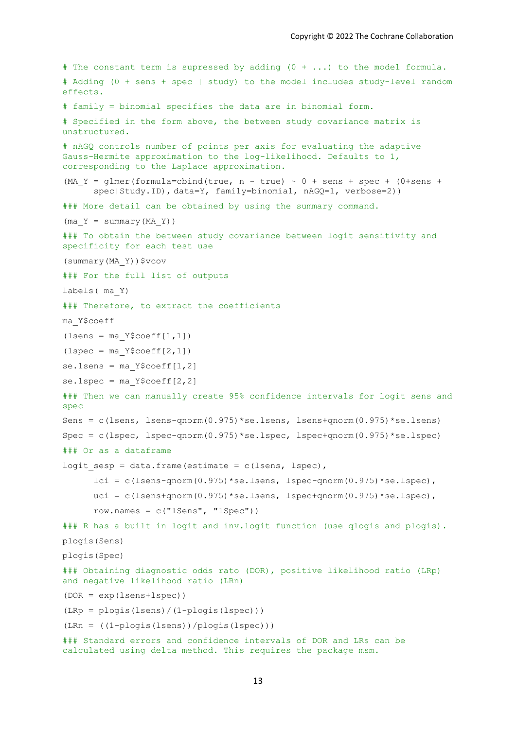```
# The constant term is supressed by adding (0 + ...) to the model formula.
# Adding (0 + sens + spec | study) to the model includes study-level random effects.
# family = binomial specifies the data are in binomial form.
# Specified in the form above, the between study covariance matrix is unstructured.
# nAGQ controls number of points per axis for evaluating the adaptive Gauss-Hermite approximation to the log-likelihood. Defaults to 1, corresponding to the Laplace approximation.
(MA_Y = glmer(formula=cbind(true, n - true) ~ 0 + sens + spec + (0+sens +
      spec|Study.ID), data=Y, family=binomial, nAGQ=1, verbose=2))
### More detail can be obtained by using the summary command.
(ma_Y = summary(MA_Y))
### To obtain the between study covariance between logit sensitivity and specificity for each test use
(summary(MA_Y))$vcov
### For the full list of outputs
labels( ma_Y)
### Therefore, to extract the coefficients
ma_Y$coeff
(lsens = ma_Y$coeff[1,1])
(lspec = ma_Y$coeff[2,1])
se.lsens = ma_Y$coeff[1,2]
se.lspec = ma_Y$coeff[2,2]
### Then we can manually create 95% confidence intervals for logit sens and spec
Sens = c(lsens, lsens-qnorm(0.975)*se.lsens, lsens+qnorm(0.975)*se.lsens)
Spec = c(lspec, lspec-qnorm(0.975)*se.lspec, lspec+qnorm(0.975)*se.lspec)
### Or as a dataframe
logit_sesp = data.frame(estimate = c(lsens, lspec),
      lci = c(lsens-qnorm(0.975)*se.lsens, lspec-qnorm(0.975)*se.lspec),
      uci = c(lsens+qnorm(0.975)*se.lsens, lspec+qnorm(0.975)*se.lspec),
      row.names = c("lSens", "lSpec"))
### R has a built in logit and inv.logit function (use qlogis and plogis).
plogis(Sens)
plogis(Spec)
### Obtaining diagnostic odds ratio (DOR), positive likelihood ratio (LRp) and negative likelihood ratio (LRn)
(DOR = exp(lsens+lspec))
(LRp = plogis(lsens)/(1-plogis(lspec)))
(LRn = ((1-plogis(lsens))/plogis(lspec)))
### Standard errors and confidence intervals of DOR and LRs can be calculated using delta method. This requires the package msm.
```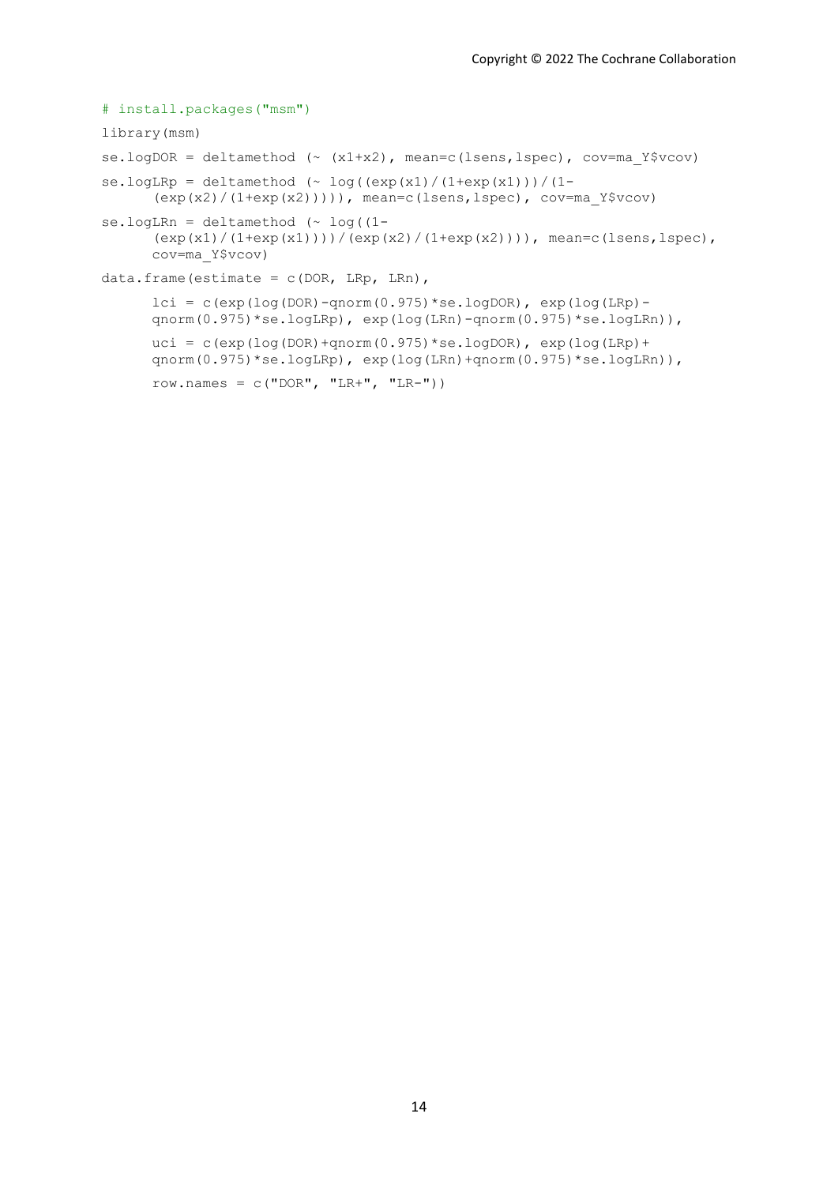```
# install.packages("msm")

library(msm)

se.logDOR = deltamethod (~ (x1+x2), mean=c(lsens,lspec), cov=ma_Y$vcov)

se.logLRp = deltamethod (~ log((exp(x1)/(1+exp(x1)))/(1-
      (exp(x2)/(1+exp(x2))))), mean=c(lsens,lspec), cov=ma_Y$vcov)

se.logLRn = deltamethod (~ log((1-
      (exp(x1)/(1+exp(x1))))/(exp(x2)/(1+exp(x2)))), mean=c(lsens,lspec),
      cov=ma_Y$vcov)

data.frame(estimate = c(DOR, LRp, LRn),

      lci = c(exp(log(DOR)-qnorm(0.975)*se.logDOR), exp(log(LRp)-
      qnorm(0.975)*se.logLRp), exp(log(LRn)-qnorm(0.975)*se.logLRn)),

      uci = c(exp(log(DOR)+qnorm(0.975)*se.logDOR), exp(log(LRp)+
      qnorm(0.975)*se.logLRp), exp(log(LRn)+qnorm(0.975)*se.logLRn)),

      row.names = c("DOR", "LR+", "LR-"))
```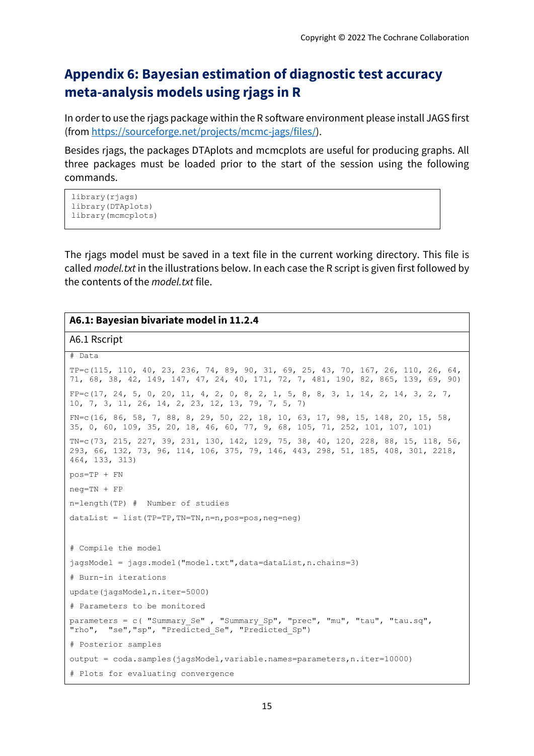## Appendix 6: Bayesian estimation of diagnostic test accuracy meta-analysis models using rjags in R

In order to use the rjags package within the R software environment please install JAGS first (from https://sourceforge.net/projects/mcmc-jags/files/).

Besides rjags, the packages DTAplots and mcmcplots are useful for producing graphs. All three packages must be loaded prior to the start of the session using the following commands.

```
library(rjags)
library(DTAplots)
library(mcmcplots)
```

The rjags model must be saved in a text file in the current working directory. This file is called *model.txt* in the illustrations below. In each case the R script is given first followed by the contents of the *model.txt* file.

**A6.1: Bayesian bivariate model in 11.2.4**

A6.1 Rscript

```
# Data

TP=c(115, 110, 40, 23, 236, 74, 89, 90, 31, 69, 25, 43, 70, 167, 26, 110, 26, 64,
71, 68, 38, 42, 149, 147, 47, 24, 40, 171, 72, 7, 481, 190, 82, 865, 139, 69, 90)

FP=c(17, 24, 5, 0, 20, 11, 4, 2, 0, 8, 2, 1, 5, 8, 8, 3, 1, 14, 2, 14, 3, 2, 7,
10, 7, 3, 11, 26, 14, 2, 23, 12, 13, 79, 7, 5, 7)

FN=c(16, 86, 58, 7, 88, 8, 29, 50, 22, 18, 10, 63, 17, 98, 15, 148, 20, 15, 58,
35, 0, 60, 109, 35, 20, 18, 46, 60, 77, 9, 68, 105, 71, 252, 101, 107, 101)

TN=c(73, 215, 227, 39, 231, 130, 142, 129, 75, 38, 40, 120, 228, 88, 15, 118, 56,
293, 66, 132, 73, 96, 114, 106, 375, 79, 146, 443, 298, 51, 185, 408, 301, 2218,
464, 133, 313)

pos=TP + FN

neg=TN + FP

n=length(TP) #  Number of studies

dataList = list(TP=TP,TN=TN,n=n,pos=pos,neg=neg)


# Compile the model

jagsModel = jags.model("model.txt",data=dataList,n.chains=3)

# Burn-in iterations

update(jagsModel,n.iter=5000)

# Parameters to be monitored

parameters = c( "Summary_Se" , "Summary_Sp", "prec", "mu", "tau", "tau.sq",
"rho",  "se","sp", "Predicted_Se", "Predicted_Sp")

# Posterior samples

output = coda.samples(jagsModel,variable.names=parameters,n.iter=10000)

# Plots for evaluating convergence
```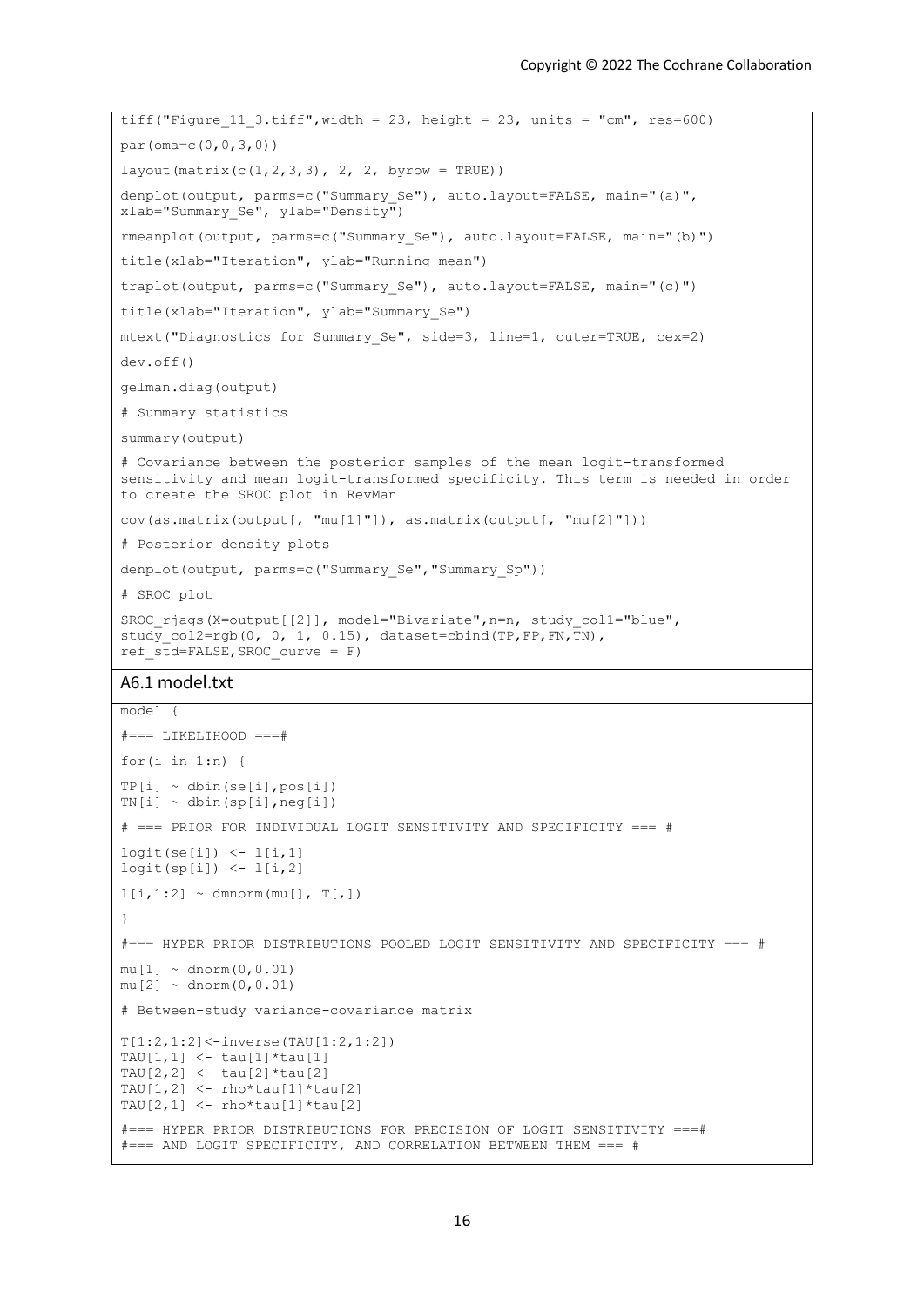```
tiff("Figure_11_3.tiff",width = 23, height = 23, units = "cm", res=600)
par(oma=c(0,0,3,0))
layout(matrix(c(1,2,3,3), 2, 2, byrow = TRUE))
denplot(output, parms=c("Summary_Se"), auto.layout=FALSE, main="(a)",
xlab="Summary_Se", ylab="Density")
rmeanplot(output, parms=c("Summary_Se"), auto.layout=FALSE, main="(b)")
title(xlab="Iteration", ylab="Running mean")
traplot(output, parms=c("Summary_Se"), auto.layout=FALSE, main="(c)")
title(xlab="Iteration", ylab="Summary_Se")
mtext("Diagnostics for Summary_Se", side=3, line=1, outer=TRUE, cex=2)
dev.off()
gelman.diag(output)
# Summary statistics
summary(output)
# Covariance between the posterior samples of the mean logit-transformed
sensitivity and mean logit-transformed specificity. This term is needed in order
to create the SROC plot in RevMan
cov(as.matrix(output[, "mu[1]"]), as.matrix(output[, "mu[2]"]))
# Posterior density plots
denplot(output, parms=c("Summary_Se","Summary_Sp"))
# SROC plot
SROC_rjags(X=output[[2]], model="Bivariate",n=n, study_col1="blue",
study_col2=rgb(0, 0, 1, 0.15), dataset=cbind(TP,FP,FN,TN),
ref_std=FALSE,SROC_curve = F)
```

## A6.1 model.txt

```
model {
#=== LIKELIHOOD ===#
for(i in 1:n) {
TP[i] ~ dbin(se[i],pos[i])
TN[i] ~ dbin(sp[i],neg[i])
# === PRIOR FOR INDIVIDUAL LOGIT SENSITIVITY AND SPECIFICITY === #
logit(se[i]) <- l[i,1]
logit(sp[i]) <- l[i,2]
l[i,1:2] ~ dmnorm(mu[], T[,])
}
#=== HYPER PRIOR DISTRIBUTIONS POOLED LOGIT SENSITIVITY AND SPECIFICITY === #
mu[1] ~ dnorm(0,0.01)
mu[2] ~ dnorm(0,0.01)
# Between-study variance-covariance matrix
T[1:2,1:2]<-inverse(TAU[1:2,1:2])
TAU[1,1] <- tau[1]*tau[1]
TAU[2,2] <- tau[2]*tau[2]
TAU[1,2] <- rho*tau[1]*tau[2]
TAU[2,1] <- rho*tau[1]*tau[2]
#=== HYPER PRIOR DISTRIBUTIONS FOR PRECISION OF LOGIT SENSITIVITY ===#
#=== AND LOGIT SPECIFICITY, AND CORRELATION BETWEEN THEM === #
```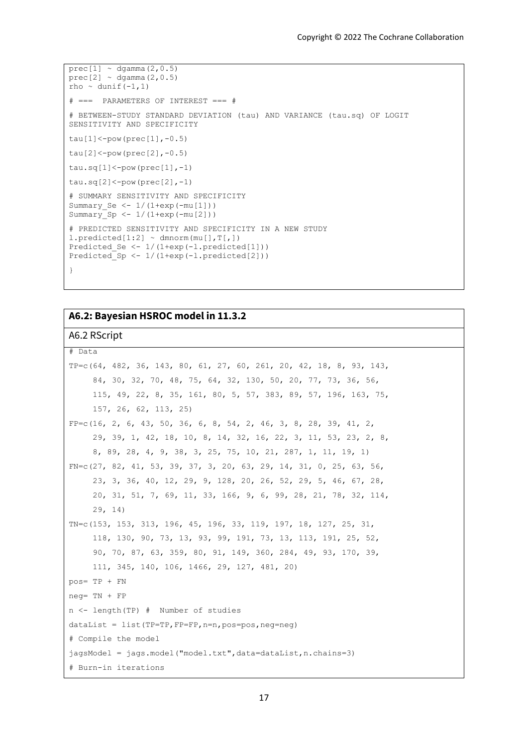```
prec[1] ~ dgamma(2,0.5)
prec[2] ~ dgamma(2,0.5)
rho ~ dunif(-1,1)

# ===  PARAMETERS OF INTEREST === #

# BETWEEN-STUDY STANDARD DEVIATION (tau) AND VARIANCE (tau.sq) OF LOGIT
SENSITIVITY AND SPECIFICITY

tau[1]<-pow(prec[1],-0.5)

tau[2]<-pow(prec[2],-0.5)

tau.sq[1]<-pow(prec[1],-1)

tau.sq[2]<-pow(prec[2],-1)

# SUMMARY SENSITIVITY AND SPECIFICITY
Summary_Se <- 1/(1+exp(-mu[1]))
Summary_Sp <- 1/(1+exp(-mu[2]))

# PREDICTED SENSITIVITY AND SPECIFICITY IN A NEW STUDY
l.predicted[1:2] ~ dmnorm(mu[],T[,])
Predicted_Se <- 1/(1+exp(-l.predicted[1]))
Predicted_Sp <- 1/(1+exp(-l.predicted[2]))

}
```

## A6.2: Bayesian HSROC model in 11.3.2

A6.2 RScript

```
# Data

TP=c(64, 482, 36, 143, 80, 61, 27, 60, 261, 20, 42, 18, 8, 93, 143,
     84, 30, 32, 70, 48, 75, 64, 32, 130, 50, 20, 77, 73, 36, 56,
     115, 49, 22, 8, 35, 161, 80, 5, 57, 383, 89, 57, 196, 163, 75,
     157, 26, 62, 113, 25)

FP=c(16, 2, 6, 43, 50, 36, 6, 8, 54, 2, 46, 3, 8, 28, 39, 41, 2,
     29, 39, 1, 42, 18, 10, 8, 14, 32, 16, 22, 3, 11, 53, 23, 2, 8,
     8, 89, 28, 4, 9, 38, 3, 25, 75, 10, 21, 287, 1, 11, 19, 1)

FN=c(27, 82, 41, 53, 39, 37, 3, 20, 63, 29, 14, 31, 0, 25, 63, 56,
     23, 3, 36, 40, 12, 29, 9, 128, 20, 26, 52, 29, 5, 46, 67, 28,
     20, 31, 51, 7, 69, 11, 33, 166, 9, 6, 99, 28, 21, 78, 32, 114,
     29, 14)

TN=c(153, 153, 313, 196, 45, 196, 33, 119, 197, 18, 127, 25, 31,
     118, 130, 90, 73, 13, 93, 99, 191, 73, 13, 113, 191, 25, 52,
     90, 70, 87, 63, 359, 80, 91, 149, 360, 284, 49, 93, 170, 39,
     111, 345, 140, 106, 1466, 29, 127, 481, 20)

pos= TP + FN

neg= TN + FP

n <- length(TP) #  Number of studies

dataList = list(TP=TP,FP=FP,n=n,pos=pos,neg=neg)

# Compile the model

jagsModel = jags.model("model.txt",data=dataList,n.chains=3)

# Burn-in iterations
```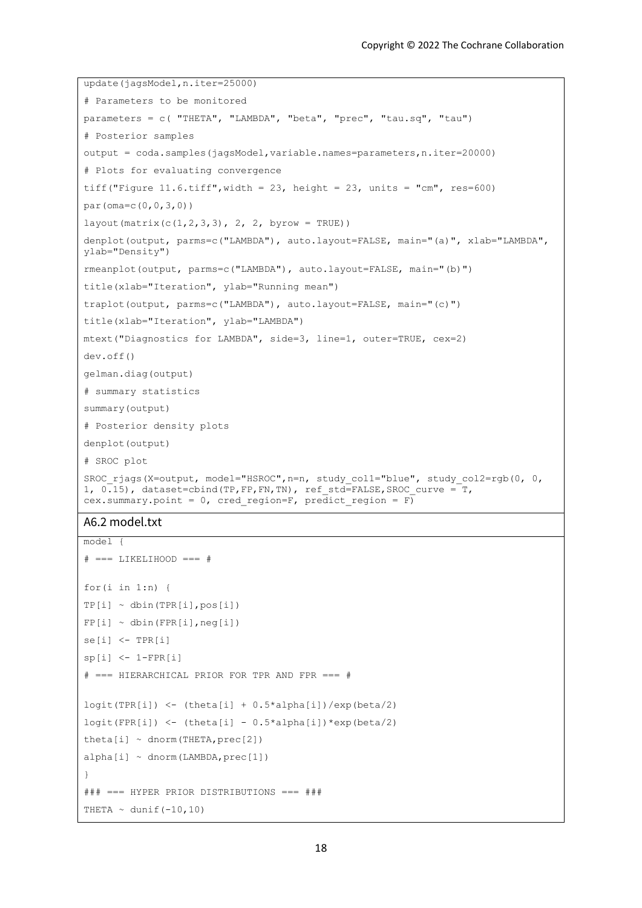```
update(jagsModel,n.iter=25000)
# Parameters to be monitored
parameters = c( "THETA", "LAMBDA", "beta", "prec", "tau.sq", "tau")
# Posterior samples
output = coda.samples(jagsModel,variable.names=parameters,n.iter=20000)
# Plots for evaluating convergence
tiff("Figure 11.6.tiff",width = 23, height = 23, units = "cm", res=600)
par(oma=c(0,0,3,0))
layout(matrix(c(1,2,3,3), 2, 2, byrow = TRUE))
denplot(output, parms=c("LAMBDA"), auto.layout=FALSE, main="(a)", xlab="LAMBDA",
ylab="Density")
rmeanplot(output, parms=c("LAMBDA"), auto.layout=FALSE, main="(b)")
title(xlab="Iteration", ylab="Running mean")
traplot(output, parms=c("LAMBDA"), auto.layout=FALSE, main="(c)")
title(xlab="Iteration", ylab="LAMBDA")
mtext("Diagnostics for LAMBDA", side=3, line=1, outer=TRUE, cex=2)
dev.off()
gelman.diag(output)
# summary statistics
summary(output)
# Posterior density plots
denplot(output)
# SROC plot
SROC_rjags(X=output, model="HSROC",n=n, study_col1="blue", study_col2=rgb(0, 0,
1, 0.15), dataset=cbind(TP,FP,FN,TN), ref_std=FALSE,SROC_curve = T,
cex.summary.point = 0, cred_region=F, predict_region = F)
```

## A6.2 model.txt

```
model {
# === LIKELIHOOD === #

for(i in 1:n) {
TP[i] ~ dbin(TPR[i],pos[i])
FP[i] ~ dbin(FPR[i],neg[i])
se[i] <- TPR[i]
sp[i] <- 1-FPR[i]
# === HIERARCHICAL PRIOR FOR TPR AND FPR === #

logit(TPR[i]) <- (theta[i] + 0.5*alpha[i])/exp(beta/2)
logit(FPR[i]) <- (theta[i] - 0.5*alpha[i])*exp(beta/2)
theta[i] ~ dnorm(THETA,prec[2])
alpha[i] ~ dnorm(LAMBDA,prec[1])
}
### === HYPER PRIOR DISTRIBUTIONS === ###
THETA ~ dunif(-10,10)
```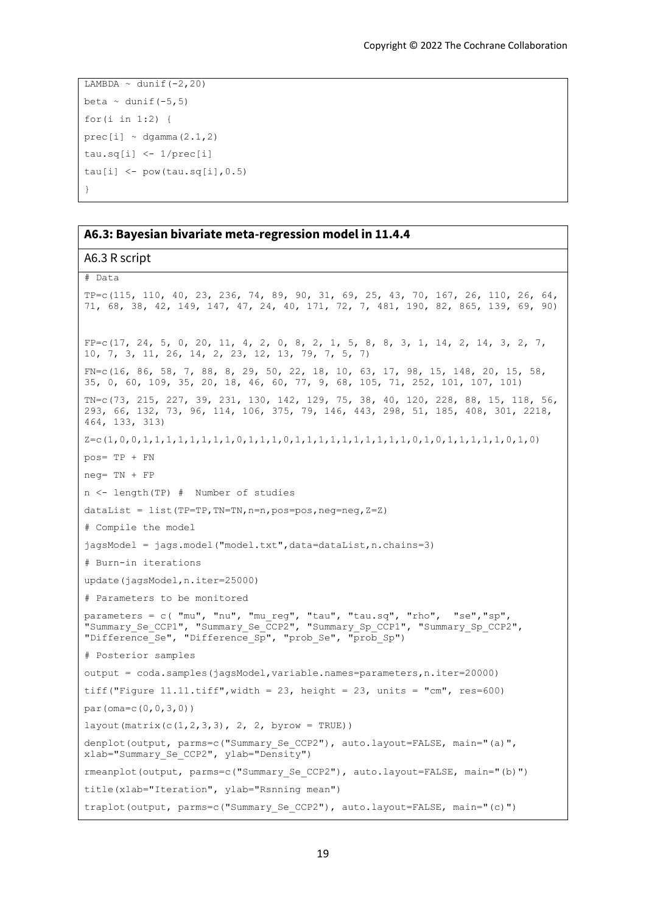```
LAMBDA ~ dunif(-2,20)
beta ~ dunif(-5,5)
for(i in 1:2) {
prec[i] ~ dgamma(2.1,2)
tau.sq[i] <- 1/prec[i]
tau[i] <- pow(tau.sq[i],0.5)
}
```

## A6.3: Bayesian bivariate meta-regression model in 11.4.4

### A6.3 R script

```
# Data
TP=c(115, 110, 40, 23, 236, 74, 89, 90, 31, 69, 25, 43, 70, 167, 26, 110, 26, 64, 
71, 68, 38, 42, 149, 147, 47, 24, 40, 171, 72, 7, 481, 190, 82, 865, 139, 69, 90)


FP=c(17, 24, 5, 0, 20, 11, 4, 2, 0, 8, 2, 1, 5, 8, 8, 3, 1, 14, 2, 14, 3, 2, 7, 
10, 7, 3, 11, 26, 14, 2, 23, 12, 13, 79, 7, 5, 7)
FN=c(16, 86, 58, 7, 88, 8, 29, 50, 22, 18, 10, 63, 17, 98, 15, 148, 20, 15, 58, 
35, 0, 60, 109, 35, 20, 18, 46, 60, 77, 9, 68, 105, 71, 252, 101, 107, 101)
TN=c(73, 215, 227, 39, 231, 130, 142, 129, 75, 38, 40, 120, 228, 88, 15, 118, 56, 
293, 66, 132, 73, 96, 114, 106, 375, 79, 146, 443, 298, 51, 185, 408, 301, 2218, 
464, 133, 313)
Z=c(1,0,0,1,1,1,1,1,1,1,1,0,1,1,1,0,1,1,1,1,1,1,1,1,1,1,0,1,0,1,1,1,1,1,0,1,0)
pos= TP + FN
neg= TN + FP
n <- length(TP) #  Number of studies
dataList = list(TP=TP,TN=TN,n=n,pos=pos,neg=neg,Z=Z)
# Compile the model
jagsModel = jags.model("model.txt",data=dataList,n.chains=3)
# Burn-in iterations
update(jagsModel,n.iter=25000)
# Parameters to be monitored
parameters = c( "mu", "nu", "mu_reg", "tau", "tau.sq", "rho",  "se","sp", 
"Summary_Se_CCP1", "Summary_Se_CCP2", "Summary_Sp_CCP1", "Summary_Sp_CCP2", 
"Difference_Se", "Difference_Sp", "prob_Se", "prob_Sp")
# Posterior samples
output = coda.samples(jagsModel,variable.names=parameters,n.iter=20000)
tiff("Figure 11.11.tiff",width = 23, height = 23, units = "cm", res=600)
par(oma=c(0,0,3,0))
layout(matrix(c(1,2,3,3), 2, 2, byrow = TRUE))
denplot(output, parms=c("Summary_Se_CCP2"), auto.layout=FALSE, main="(a)", 
xlab="Summary_Se_CCP2", ylab="Density")
rmeanplot(output, parms=c("Summary_Se_CCP2"), auto.layout=FALSE, main="(b)")
title(xlab="Iteration", ylab="Rsnning mean")
traplot(output, parms=c("Summary_Se_CCP2"), auto.layout=FALSE, main="(c)")
```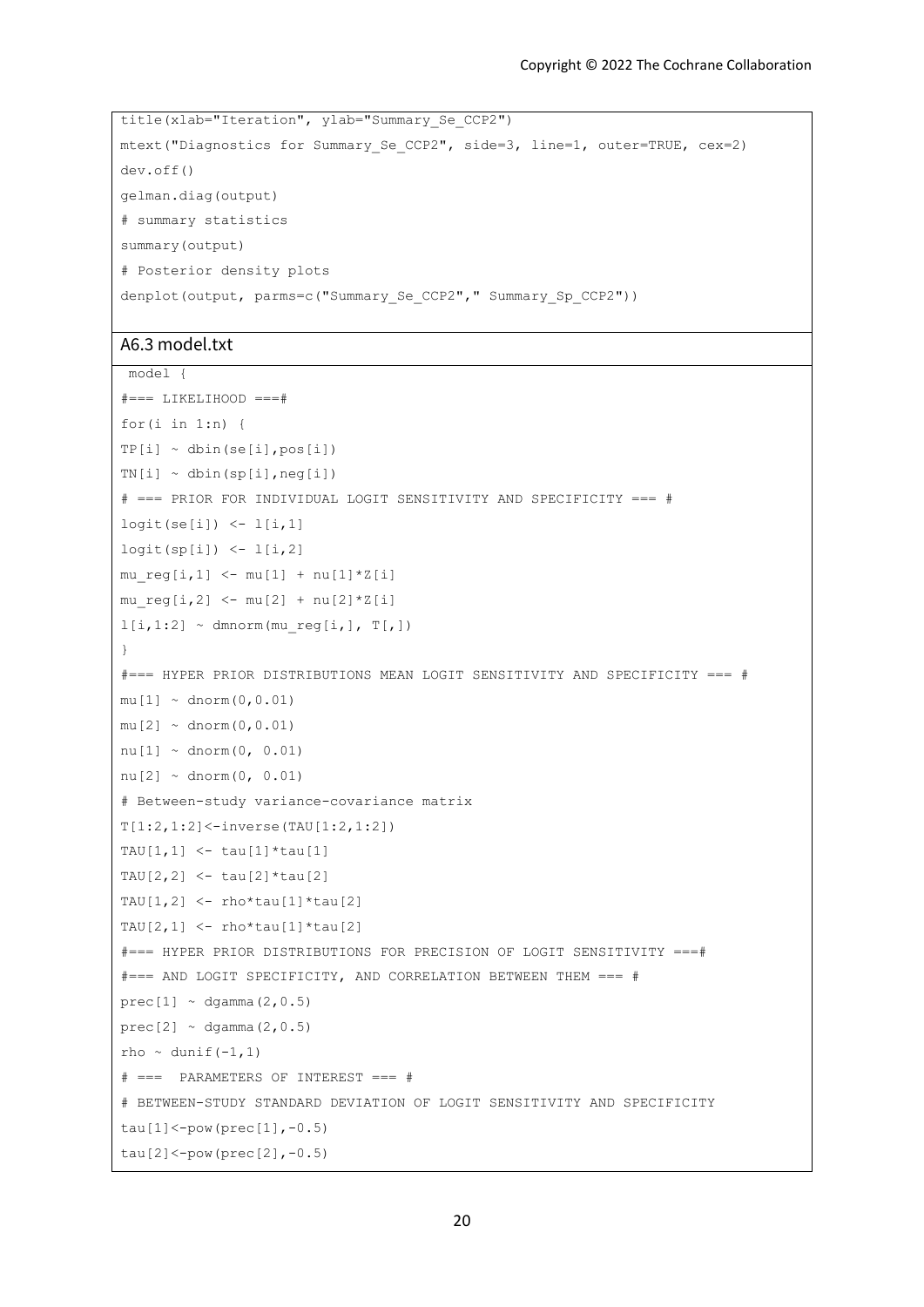```
title(xlab="Iteration", ylab="Summary_Se_CCP2")
mtext("Diagnostics for Summary_Se_CCP2", side=3, line=1, outer=TRUE, cex=2)
dev.off()
gelman.diag(output)
# summary statistics
summary(output)
# Posterior density plots
denplot(output, parms=c("Summary_Se_CCP2"," Summary_Sp_CCP2"))
```

## A6.3 model.txt

```
 model {
#=== LIKELIHOOD ===#
for(i in 1:n) {
TP[i] ~ dbin(se[i],pos[i])
TN[i] ~ dbin(sp[i],neg[i])
# === PRIOR FOR INDIVIDUAL LOGIT SENSITIVITY AND SPECIFICITY === #
logit(se[i]) <- l[i,1]
logit(sp[i]) <- l[i,2]
mu_reg[i,1] <- mu[1] + nu[1]*Z[i]
mu_reg[i,2] <- mu[2] + nu[2]*Z[i]
l[i,1:2] ~ dmnorm(mu_reg[i,], T[,])
}
#=== HYPER PRIOR DISTRIBUTIONS MEAN LOGIT SENSITIVITY AND SPECIFICITY === #
mu[1] ~ dnorm(0,0.01)
mu[2] ~ dnorm(0,0.01)
nu[1] ~ dnorm(0, 0.01)
nu[2] ~ dnorm(0, 0.01)
# Between-study variance-covariance matrix
T[1:2,1:2]<-inverse(TAU[1:2,1:2])
TAU[1,1] <- tau[1]*tau[1]
TAU[2,2] <- tau[2]*tau[2]
TAU[1,2] <- rho*tau[1]*tau[2]
TAU[2,1] <- rho*tau[1]*tau[2]
#=== HYPER PRIOR DISTRIBUTIONS FOR PRECISION OF LOGIT SENSITIVITY ===#
#=== AND LOGIT SPECIFICITY, AND CORRELATION BETWEEN THEM === #
prec[1] ~ dgamma(2,0.5)
prec[2] ~ dgamma(2,0.5)
rho ~ dunif(-1,1)
# ===  PARAMETERS OF INTEREST === #
# BETWEEN-STUDY STANDARD DEVIATION OF LOGIT SENSITIVITY AND SPECIFICITY
tau[1]<-pow(prec[1],-0.5)
tau[2]<-pow(prec[2],-0.5)
```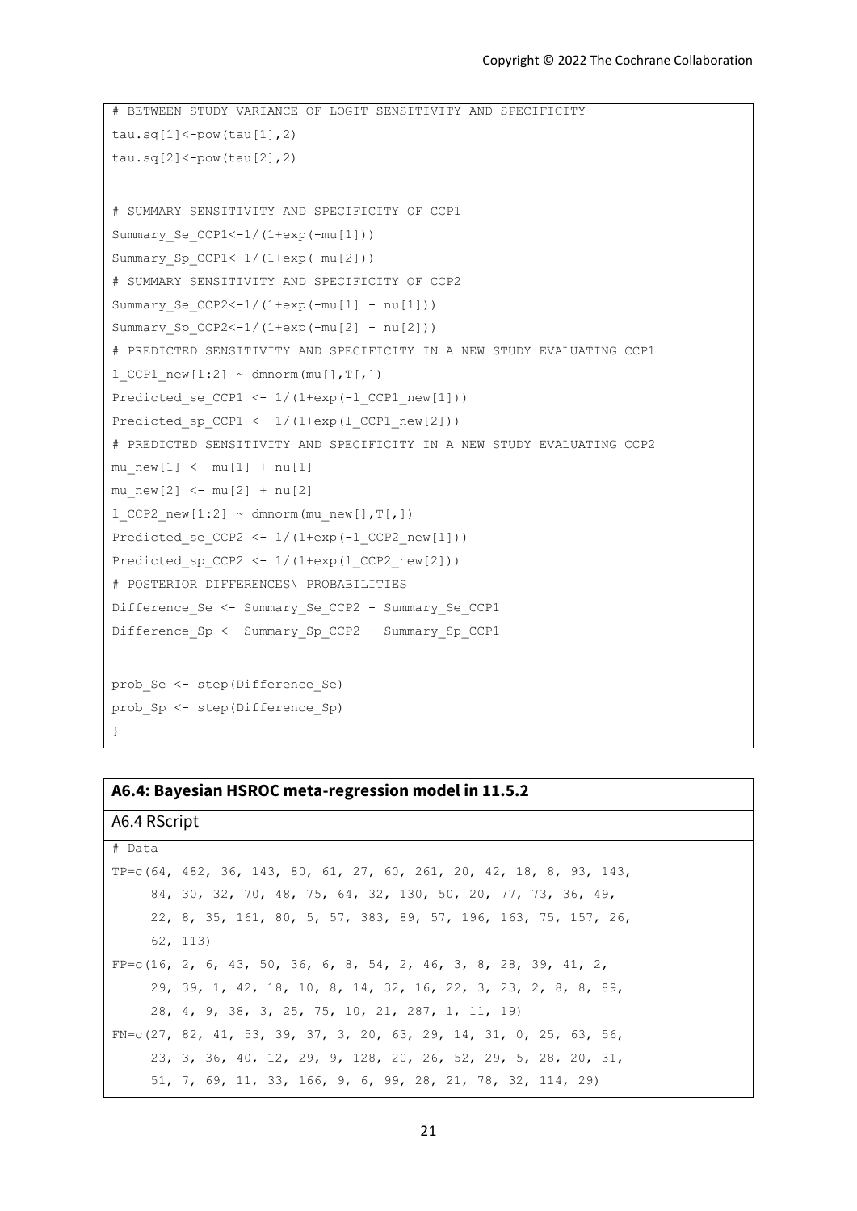```
# BETWEEN-STUDY VARIANCE OF LOGIT SENSITIVITY AND SPECIFICITY
tau.sq[1]<-pow(tau[1],2)
tau.sq[2]<-pow(tau[2],2)

# SUMMARY SENSITIVITY AND SPECIFICITY OF CCP1
Summary_Se_CCP1<-1/(1+exp(-mu[1]))
Summary_Sp_CCP1<-1/(1+exp(-mu[2]))
# SUMMARY SENSITIVITY AND SPECIFICITY OF CCP2
Summary_Se_CCP2<-1/(1+exp(-mu[1] - nu[1]))
Summary_Sp_CCP2<-1/(1+exp(-mu[2] - nu[2]))
# PREDICTED SENSITIVITY AND SPECIFICITY IN A NEW STUDY EVALUATING CCP1
l_CCP1_new[1:2] ~ dmnorm(mu[],T[,])
Predicted_se_CCP1 <- 1/(1+exp(-l_CCP1_new[1]))
Predicted_sp_CCP1 <- 1/(1+exp(l_CCP1_new[2]))
# PREDICTED SENSITIVITY AND SPECIFICITY IN A NEW STUDY EVALUATING CCP2
mu_new[1] <- mu[1] + nu[1]
mu_new[2] <- mu[2] + nu[2]
l_CCP2_new[1:2] ~ dmnorm(mu_new[],T[,])
Predicted_se_CCP2 <- 1/(1+exp(-l_CCP2_new[1]))
Predicted_sp_CCP2 <- 1/(1+exp(l_CCP2_new[2]))
# POSTERIOR DIFFERENCES\ PROBABILITIES
Difference_Se <- Summary_Se_CCP2 - Summary_Se_CCP1
Difference_Sp <- Summary_Sp_CCP2 - Summary_Sp_CCP1

prob_Se <- step(Difference_Se)
prob_Sp <- step(Difference_Sp)
}
```

**A6.4: Bayesian HSROC meta-regression model in 11.5.2**

A6.4 RScript

```
# Data
TP=c(64, 482, 36, 143, 80, 61, 27, 60, 261, 20, 42, 18, 8, 93, 143,
     84, 30, 32, 70, 48, 75, 64, 32, 130, 50, 20, 77, 73, 36, 49,
     22, 8, 35, 161, 80, 5, 57, 383, 89, 57, 196, 163, 75, 157, 26,
     62, 113)
FP=c(16, 2, 6, 43, 50, 36, 6, 8, 54, 2, 46, 3, 8, 28, 39, 41, 2,
     29, 39, 1, 42, 18, 10, 8, 14, 32, 16, 22, 3, 23, 2, 8, 8, 89,
     28, 4, 9, 38, 3, 25, 75, 10, 21, 287, 1, 11, 19)
FN=c(27, 82, 41, 53, 39, 37, 3, 20, 63, 29, 14, 31, 0, 25, 63, 56,
     23, 3, 36, 40, 12, 29, 9, 128, 20, 26, 52, 29, 5, 28, 20, 31,
     51, 7, 69, 11, 33, 166, 9, 6, 99, 28, 21, 78, 32, 114, 29)
```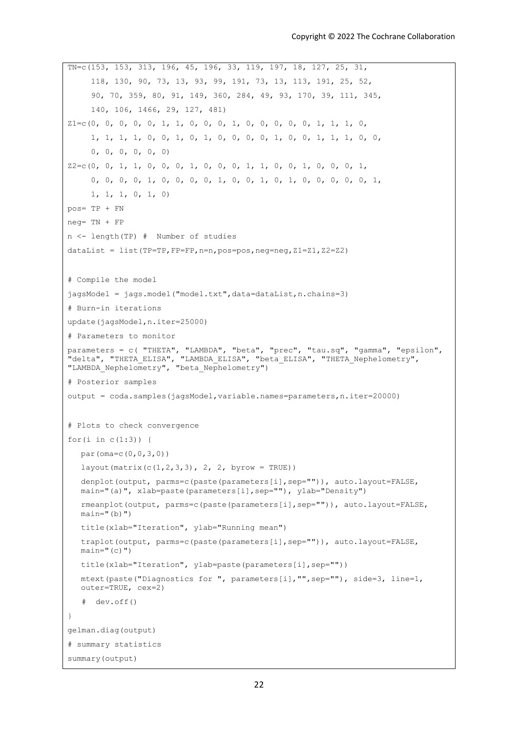```
TN=c(153, 153, 313, 196, 45, 196, 33, 119, 197, 18, 127, 25, 31,
     118, 130, 90, 73, 13, 93, 99, 191, 73, 13, 113, 191, 25, 52,
     90, 70, 359, 80, 91, 149, 360, 284, 49, 93, 170, 39, 111, 345,
     140, 106, 1466, 29, 127, 481)
Z1=c(0, 0, 0, 0, 0, 1, 1, 0, 0, 0, 1, 0, 0, 0, 0, 0, 1, 1, 1, 0,
     1, 1, 1, 1, 0, 0, 1, 0, 1, 0, 0, 0, 0, 1, 0, 0, 1, 1, 1, 0, 0,
     0, 0, 0, 0, 0, 0)
Z2=c(0, 0, 1, 1, 0, 0, 0, 1, 0, 0, 0, 1, 1, 0, 0, 1, 0, 0, 0, 1,
     0, 0, 0, 0, 1, 0, 0, 0, 0, 1, 0, 0, 1, 0, 1, 0, 0, 0, 0, 0, 1,
     1, 1, 1, 0, 1, 0)
pos= TP + FN
neg= TN + FP
n <- length(TP) #  Number of studies
dataList = list(TP=TP,FP=FP,n=n,pos=pos,neg=neg,Z1=Z1,Z2=Z2)


# Compile the model
jagsModel = jags.model("model.txt",data=dataList,n.chains=3)
# Burn-in iterations
update(jagsModel,n.iter=25000)
# Parameters to monitor
parameters = c( "THETA", "LAMBDA", "beta", "prec", "tau.sq", "gamma", "epsilon",
"delta", "THETA_ELISA", "LAMBDA_ELISA", "beta_ELISA", "THETA_Nephelometry",
"LAMBDA_Nephelometry", "beta_Nephelometry")
# Posterior samples
output = coda.samples(jagsModel,variable.names=parameters,n.iter=20000)


# Plots to check convergence
for(i in c(1:3)) {
   par(oma=c(0,0,3,0))
   layout(matrix(c(1,2,3,3), 2, 2, byrow = TRUE))
   denplot(output, parms=c(paste(parameters[i],sep="")), auto.layout=FALSE,
   main="(a)", xlab=paste(parameters[i],sep=""), ylab="Density")
   rmeanplot(output, parms=c(paste(parameters[i],sep="")), auto.layout=FALSE,
   main="(b)")
   title(xlab="Iteration", ylab="Running mean")
   traplot(output, parms=c(paste(parameters[i],sep="")), auto.layout=FALSE,
   main="(c)")
   title(xlab="Iteration", ylab=paste(parameters[i],sep=""))
   mtext(paste("Diagnostics for ", parameters[i],"",sep=""), side=3, line=1,
   outer=TRUE, cex=2)
   #  dev.off()
}
gelman.diag(output)
# summary statistics
summary(output)
```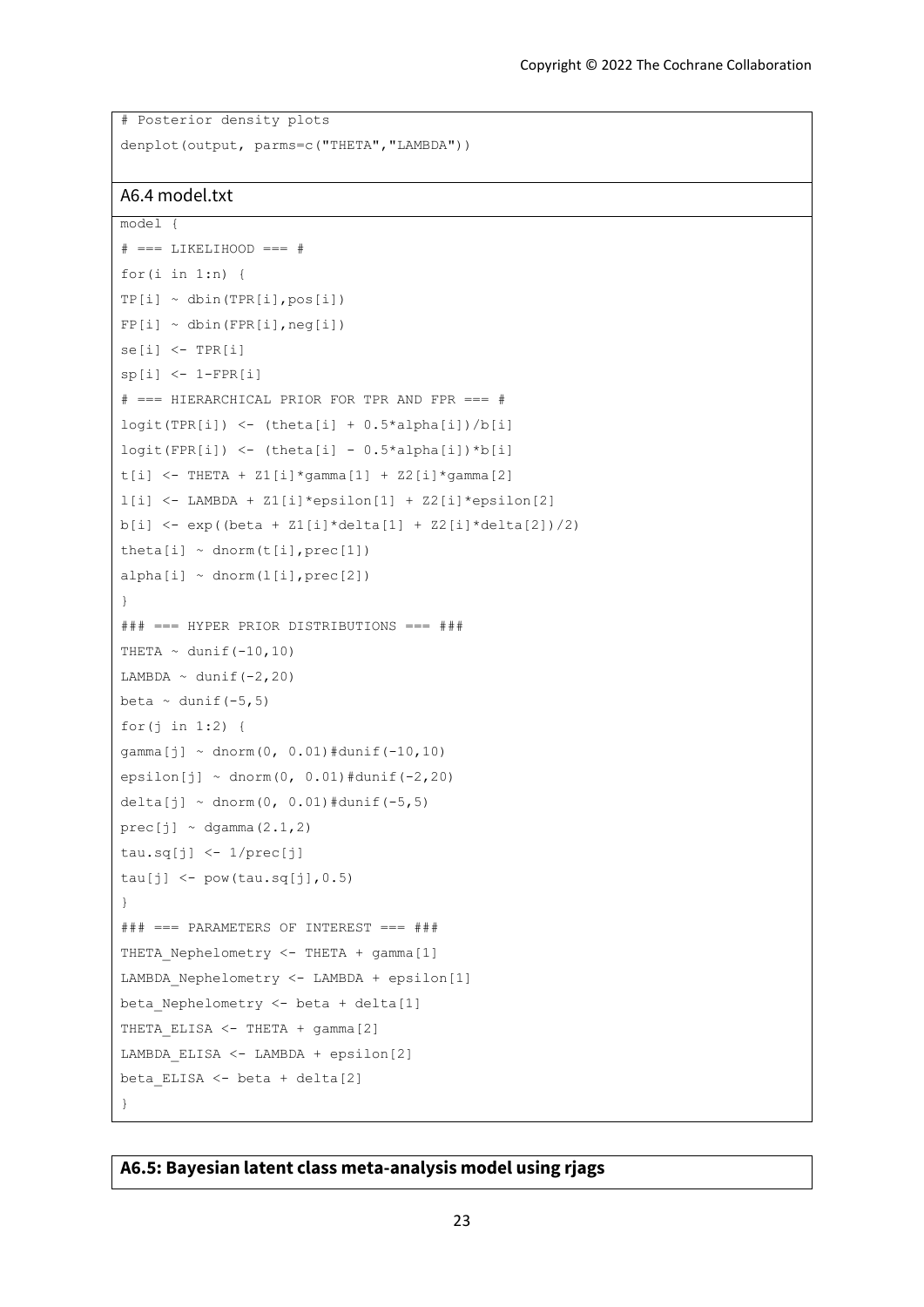```
# Posterior density plots
denplot(output, parms=c("THETA","LAMBDA"))
```

## A6.4 model.txt

```
model {
# === LIKELIHOOD === #
for(i in 1:n) {
TP[i] ~ dbin(TPR[i],pos[i])
FP[i] ~ dbin(FPR[i],neg[i])
se[i] <- TPR[i]
sp[i] <- 1-FPR[i]
# === HIERARCHICAL PRIOR FOR TPR AND FPR === #
logit(TPR[i]) <- (theta[i] + 0.5*alpha[i])/b[i]
logit(FPR[i]) <- (theta[i] - 0.5*alpha[i])*b[i]
t[i] <- THETA + Z1[i]*gamma[1] + Z2[i]*gamma[2]
l[i] <- LAMBDA + Z1[i]*epsilon[1] + Z2[i]*epsilon[2]
b[i] <- exp((beta + Z1[i]*delta[1] + Z2[i]*delta[2])/2)
theta[i] ~ dnorm(t[i],prec[1])
alpha[i] ~ dnorm(l[i],prec[2])
}
### === HYPER PRIOR DISTRIBUTIONS === ###
THETA ~ dunif(-10,10)
LAMBDA ~ dunif(-2,20)
beta ~ dunif(-5,5)
for(j in 1:2) {
gamma[j] ~ dnorm(0, 0.01)#dunif(-10,10)
epsilon[j] ~ dnorm(0, 0.01)#dunif(-2,20)
delta[j] ~ dnorm(0, 0.01)#dunif(-5,5)
prec[j] ~ dgamma(2.1,2)
tau.sq[j] <- 1/prec[j]
tau[j] <- pow(tau.sq[j],0.5)
}
### === PARAMETERS OF INTEREST === ###
THETA_Nephelometry <- THETA + gamma[1]
LAMBDA_Nephelometry <- LAMBDA + epsilon[1]
beta_Nephelometry <- beta + delta[1]
THETA_ELISA <- THETA + gamma[2]
LAMBDA_ELISA <- LAMBDA + epsilon[2]
beta_ELISA <- beta + delta[2]
}
```

## A6.5: Bayesian latent class meta-analysis model using rjags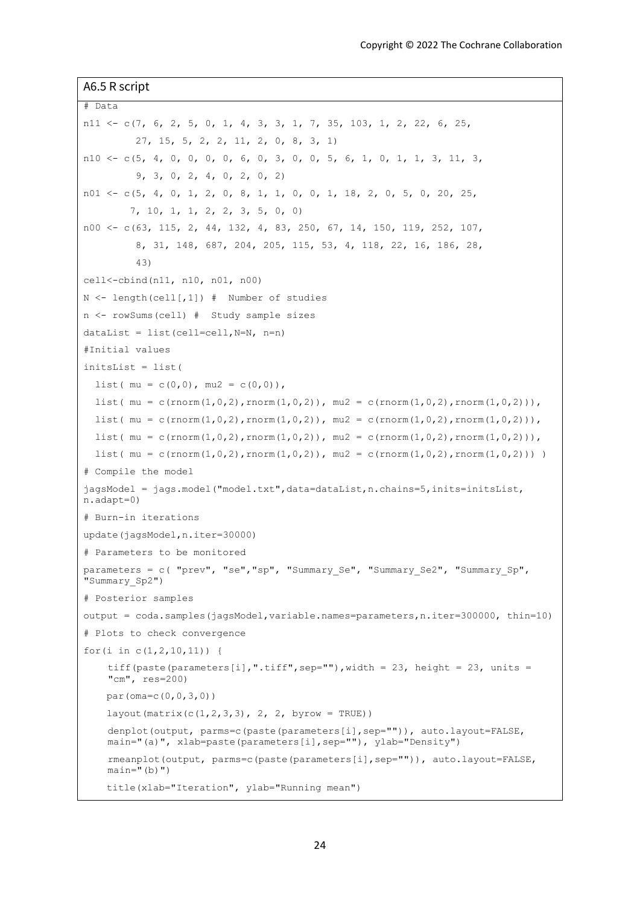## A6.5 R script

```
# Data
n11 <- c(7, 6, 2, 5, 0, 1, 4, 3, 3, 1, 7, 35, 103, 1, 2, 22, 6, 25,
         27, 15, 5, 2, 2, 11, 2, 0, 8, 3, 1)
n10 <- c(5, 4, 0, 0, 0, 0, 6, 0, 3, 0, 0, 5, 6, 1, 0, 1, 1, 3, 11, 3,
         9, 3, 0, 2, 4, 0, 2, 0, 2)
n01 <- c(5, 4, 0, 1, 2, 0, 8, 1, 1, 0, 0, 1, 18, 2, 0, 5, 0, 20, 25,
        7, 10, 1, 1, 2, 2, 3, 5, 0, 0)
n00 <- c(63, 115, 2, 44, 132, 4, 83, 250, 67, 14, 150, 119, 252, 107,
         8, 31, 148, 687, 204, 205, 115, 53, 4, 118, 22, 16, 186, 28,
         43)
cell<-cbind(n11, n10, n01, n00)
N <- length(cell[,1]) #  Number of studies
n <- rowSums(cell) #  Study sample sizes
dataList = list(cell=cell,N=N, n=n)
#Initial values
initsList = list(
  list( mu = c(0,0), mu2 = c(0,0)),
  list( mu = c(rnorm(1,0,2),rnorm(1,0,2)), mu2 = c(rnorm(1,0,2),rnorm(1,0,2))),
  list( mu = c(rnorm(1,0,2),rnorm(1,0,2)), mu2 = c(rnorm(1,0,2),rnorm(1,0,2))),
  list( mu = c(rnorm(1,0,2),rnorm(1,0,2)), mu2 = c(rnorm(1,0,2),rnorm(1,0,2))),
  list( mu = c(rnorm(1,0,2),rnorm(1,0,2)), mu2 = c(rnorm(1,0,2),rnorm(1,0,2))) )
# Compile the model
jagsModel = jags.model("model.txt",data=dataList,n.chains=5,inits=initsList,
n.adapt=0)
# Burn-in iterations
update(jagsModel,n.iter=30000)
# Parameters to be monitored
parameters = c( "prev", "se","sp", "Summary_Se", "Summary_Se2", "Summary_Sp",
"Summary_Sp2")
# Posterior samples
output = coda.samples(jagsModel,variable.names=parameters,n.iter=300000, thin=10)
# Plots to check convergence
for(i in c(1,2,10,11)) {
    tiff(paste(parameters[i],".tiff",sep=""),width = 23, height = 23, units =
    "cm", res=200)
    par(oma=c(0,0,3,0))
    layout(matrix(c(1,2,3,3), 2, 2, byrow = TRUE))
    denplot(output, parms=c(paste(parameters[i],sep="")), auto.layout=FALSE,
    main="(a)", xlab=paste(parameters[i],sep=""), ylab="Density")
    rmeanplot(output, parms=c(paste(parameters[i],sep="")), auto.layout=FALSE,
    main="(b)")
    title(xlab="Iteration", ylab="Running mean")
```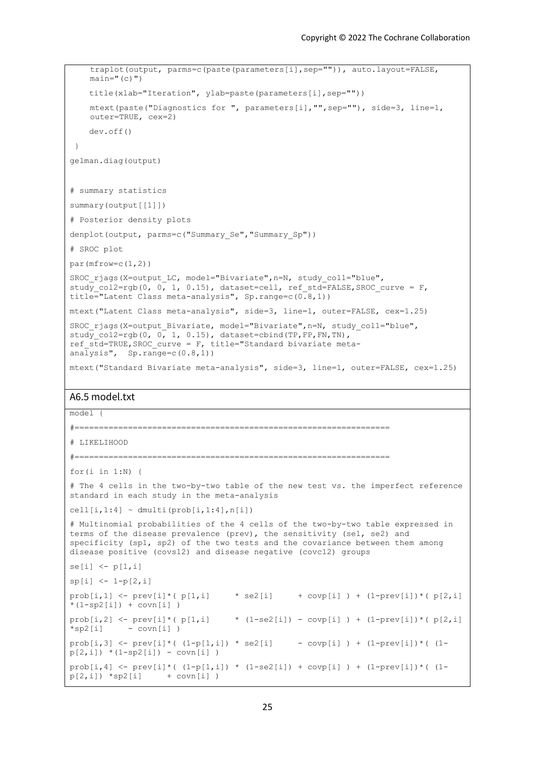```
    traplot(output, parms=c(paste(parameters[i],sep="")), auto.layout=FALSE,
    main="(c)")

    title(xlab="Iteration", ylab=paste(parameters[i],sep=""))

    mtext(paste("Diagnostics for ", parameters[i],"",sep=""), side=3, line=1,
    outer=TRUE, cex=2)

    dev.off()

 }

gelman.diag(output)


# summary statistics

summary(output[[1]])

# Posterior density plots

denplot(output, parms=c("Summary_Se","Summary_Sp"))

# SROC plot

par(mfrow=c(1,2))

SROC_rjags(X=output_LC, model="Bivariate",n=N, study_col1="blue",
study_col2=rgb(0, 0, 1, 0.15), dataset=cell, ref_std=FALSE,SROC_curve = F,
title="Latent Class meta-analysis", Sp.range=c(0.8,1))

mtext("Latent Class meta-analysis", side=3, line=1, outer=FALSE, cex=1.25)

SROC_rjags(X=output_Bivariate, model="Bivariate",n=N, study_col1="blue",
study_col2=rgb(0, 0, 1, 0.15), dataset=cbind(TP,FP,FN,TN),
ref_std=TRUE,SROC_curve = F, title="Standard bivariate meta-
analysis",  Sp.range=c(0.8,1))

mtext("Standard Bivariate meta-analysis", side=3, line=1, outer=FALSE, cex=1.25)
```

## A6.5 model.txt

```
model {

#================================================================

# LIKELIHOOD

#================================================================

for(i in 1:N) {

# The 4 cells in the two-by-two table of the new test vs. the imperfect reference
standard in each study in the meta-analysis

cell[i,1:4] ~ dmulti(prob[i,1:4],n[i])

# Multinomial probabilities of the 4 cells of the two-by-two table expressed in
terms of the disease prevalence (prev), the sensitivity (se1, se2) and
specificity (sp1, sp2) of the two tests and the covariance between them among
disease positive (covs12) and disease negative (covc12) groups

se[i] <- p[1,i]

sp[i] <- 1-p[2,i]

prob[i,1] <- prev[i]*( p[1,i]     * se2[i]     + covp[i] ) + (1-prev[i])*( p[2,i]
*(1-sp2[i]) + covn[i] )

prob[i,2] <- prev[i]*( p[1,i]     * (1-se2[i]) - covp[i] ) + (1-prev[i])*( p[2,i]
*sp2[i]     - covn[i] )

prob[i,3] <- prev[i]*( (1-p[1,i]) * se2[i]     - covp[i] ) + (1-prev[i])*( (1-
p[2,i]) *(1-sp2[i]) - covn[i] )

prob[i,4] <- prev[i]*( (1-p[1,i]) * (1-se2[i]) + covp[i] ) + (1-prev[i])*( (1-
p[2,i]) *sp2[i]     + covn[i] )
```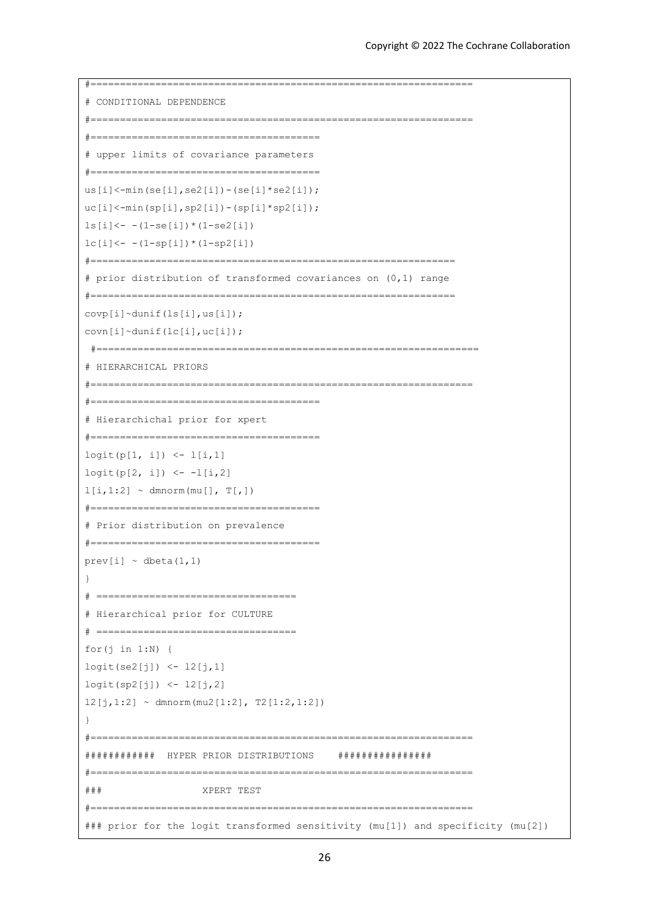```
#=================================================================
# CONDITIONAL DEPENDENCE
#=================================================================
#=======================================
# upper limits of covariance parameters
#=======================================
us[i]<-min(se[i],se2[i])-(se[i]*se2[i]);
uc[i]<-min(sp[i],sp2[i])-(sp[i]*sp2[i]);
ls[i]<- -(1-se[i])*(1-se2[i])
lc[i]<- -(1-sp[i])*(1-sp2[i])
#============================================================
# prior distribution of transformed covariances on (0,1) range
#============================================================
covp[i]~dunif(ls[i],us[i]);
covn[i]~dunif(lc[i],uc[i]);
 #=================================================================
# HIERARCHICAL PRIORS
#=================================================================
#=======================================
# Hierarchichal prior for xpert
#=======================================
logit(p[1, i]) <- l[i,1]
logit(p[2, i]) <- -l[i,2]
l[i,1:2] ~ dmnorm(mu[], T[,])
#=======================================
# Prior distribution on prevalence
#=======================================
prev[i] ~ dbeta(1,1)
}
# =================================
# Hierarchical prior for CULTURE
# =================================
for(j in 1:N) {
logit(se2[j]) <- l2[j,1]
logit(sp2[j]) <- l2[j,2]
l2[j,1:2] ~ dmnorm(mu2[1:2], T2[1:2,1:2])
}
#=================================================================
###########  HYPER PRIOR DISTRIBUTIONS    ###############
#=================================================================
###                XPERT TEST
#=================================================================
### prior for the logit transformed sensitivity (mu[1]) and specificity (mu[2])
```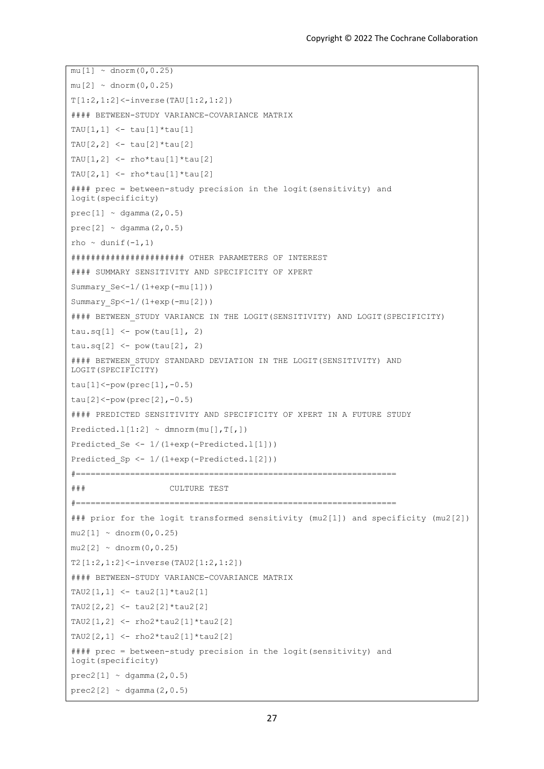```
mu[1] ~ dnorm(0,0.25)
mu[2] ~ dnorm(0,0.25)
T[1:2,1:2]<-inverse(TAU[1:2,1:2])
#### BETWEEN-STUDY VARIANCE-COVARIANCE MATRIX
TAU[1,1] <- tau[1]*tau[1]
TAU[2,2] <- tau[2]*tau[2]
TAU[1,2] <- rho*tau[1]*tau[2]
TAU[2,1] <- rho*tau[1]*tau[2]
#### prec = between-study precision in the logit(sensitivity) and
logit(specificity)
prec[1] ~ dgamma(2,0.5)
prec[2] ~ dgamma(2,0.5)
rho ~ dunif(-1,1)
###################### OTHER PARAMETERS OF INTEREST
#### SUMMARY SENSITIVITY AND SPECIFICITY OF XPERT
Summary_Se<-1/(1+exp(-mu[1]))
Summary_Sp<-1/(1+exp(-mu[2]))
#### BETWEEN_STUDY VARIANCE IN THE LOGIT(SENSITIVITY) AND LOGIT(SPECIFICITY)
tau.sq[1] <- pow(tau[1], 2)
tau.sq[2] <- pow(tau[2], 2)
#### BETWEEN_STUDY STANDARD DEVIATION IN THE LOGIT(SENSITIVITY) AND
LOGIT(SPECIFICITY)
tau[1]<-pow(prec[1],-0.5)
tau[2]<-pow(prec[2],-0.5)
#### PREDICTED SENSITIVITY AND SPECIFICITY OF XPERT IN A FUTURE STUDY
Predicted.l[1:2] ~ dmnorm(mu[],T[,])
Predicted_Se <- 1/(1+exp(-Predicted.l[1]))
Predicted_Sp <- 1/(1+exp(-Predicted.l[2]))
#=================================================================
###                  CULTURE TEST
#=================================================================
### prior for the logit transformed sensitivity (mu2[1]) and specificity (mu2[2])
mu2[1] ~ dnorm(0,0.25)
mu2[2] ~ dnorm(0,0.25)
T2[1:2,1:2]<-inverse(TAU2[1:2,1:2])
#### BETWEEN-STUDY VARIANCE-COVARIANCE MATRIX
TAU2[1,1] <- tau2[1]*tau2[1]
TAU2[2,2] <- tau2[2]*tau2[2]
TAU2[1,2] <- rho2*tau2[1]*tau2[2]
TAU2[2,1] <- rho2*tau2[1]*tau2[2]
#### prec = between-study precision in the logit(sensitivity) and
logit(specificity)
prec2[1] ~ dgamma(2,0.5)
prec2[2] ~ dgamma(2,0.5)
```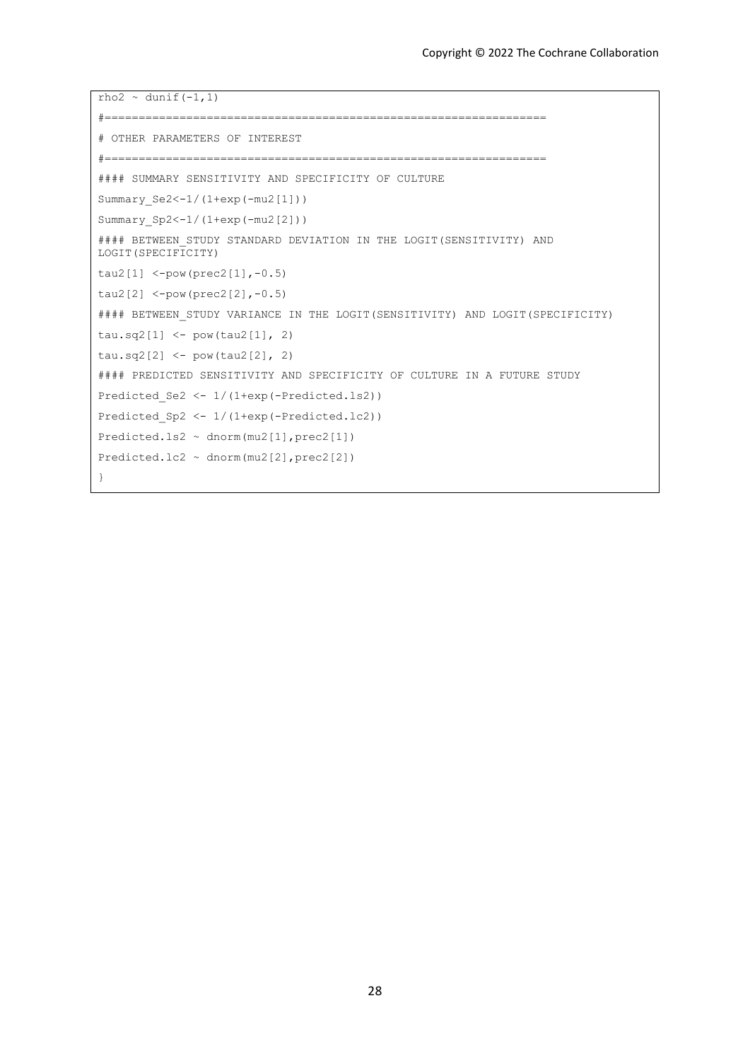```
rho2 ~ dunif(-1,1)
#=================================================================
# OTHER PARAMETERS OF INTEREST
#=================================================================
#### SUMMARY SENSITIVITY AND SPECIFICITY OF CULTURE
Summary_Se2<-1/(1+exp(-mu2[1]))
Summary_Sp2<-1/(1+exp(-mu2[2]))
#### BETWEEN_STUDY STANDARD DEVIATION IN THE LOGIT(SENSITIVITY) AND
LOGIT(SPECIFICITY)
tau2[1] <-pow(prec2[1],-0.5)
tau2[2] <-pow(prec2[2],-0.5)
#### BETWEEN_STUDY VARIANCE IN THE LOGIT(SENSITIVITY) AND LOGIT(SPECIFICITY)
tau.sq2[1] <- pow(tau2[1], 2)
tau.sq2[2] <- pow(tau2[2], 2)
#### PREDICTED SENSITIVITY AND SPECIFICITY OF CULTURE IN A FUTURE STUDY
Predicted_Se2 <- 1/(1+exp(-Predicted.ls2))
Predicted_Sp2 <- 1/(1+exp(-Predicted.lc2))
Predicted.ls2 ~ dnorm(mu2[1],prec2[1])
Predicted.lc2 ~ dnorm(mu2[2],prec2[2])
}
```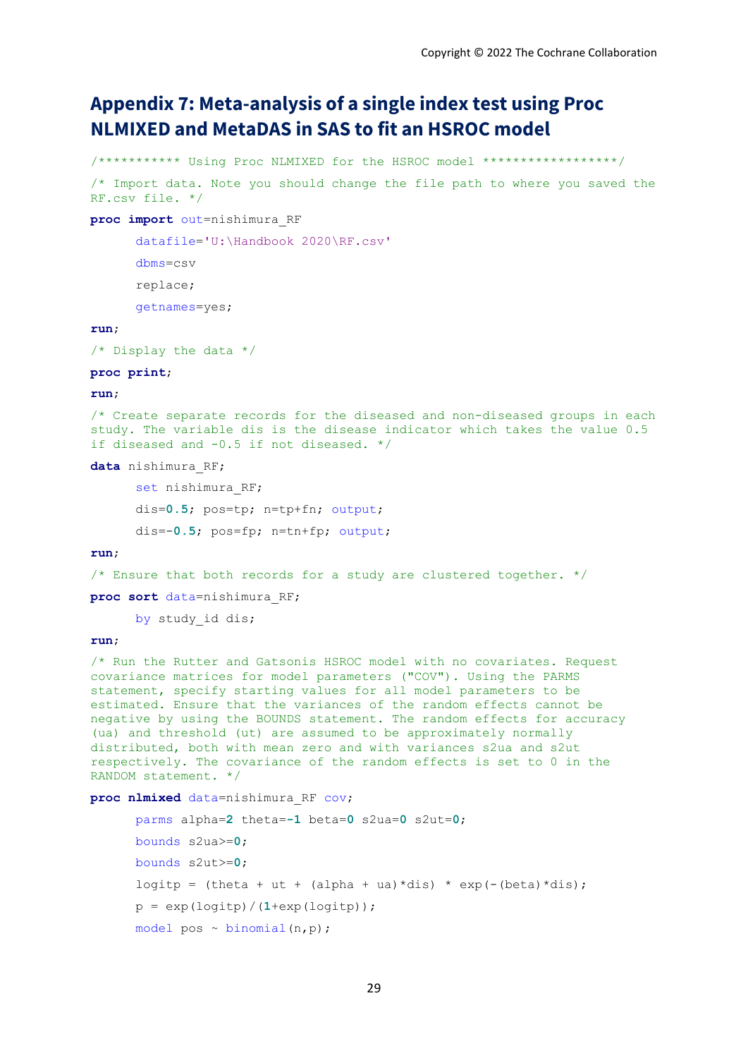## Appendix 7: Meta-analysis of a single index test using Proc NLMIXED and MetaDAS in SAS to fit an HSROC model

```
/*********** Using Proc NLMIXED for the HSROC model ******************/

/* Import data. Note you should change the file path to where you saved the RF.csv file. */

proc import out=nishimura_RF
      datafile='U:\Handbook 2020\RF.csv'
      dbms=csv
      replace;
      getnames=yes;
run;

/* Display the data */

proc print;
run;

/* Create separate records for the diseased and non-diseased groups in each study. The variable dis is the disease indicator which takes the value 0.5 if diseased and -0.5 if not diseased. */

data nishimura_RF;
      set nishimura_RF;
      dis=0.5; pos=tp; n=tp+fn; output;
      dis=-0.5; pos=fp; n=tn+fp; output;
run;

/* Ensure that both records for a study are clustered together. */

proc sort data=nishimura_RF;
      by study_id dis;
run;

/* Run the Rutter and Gatsonis HSROC model with no covariates. Request covariance matrices for model parameters ("COV"). Using the PARMS statement, specify starting values for all model parameters to be estimated. Ensure that the variances of the random effects cannot be negative by using the BOUNDS statement. The random effects for accuracy (ua) and threshold (ut) are assumed to be approximately normally distributed, both with mean zero and with variances s2ua and s2ut respectively. The covariance of the random effects is set to 0 in the RANDOM statement. */

proc nlmixed data=nishimura_RF cov;
      parms alpha=2 theta=-1 beta=0 s2ua=0 s2ut=0;
      bounds s2ua>=0;
      bounds s2ut>=0;
      logitp = (theta + ut + (alpha + ua)*dis) * exp(-(beta)*dis);
      p = exp(logitp)/(1+exp(logitp));
      model pos ~ binomial(n,p);
```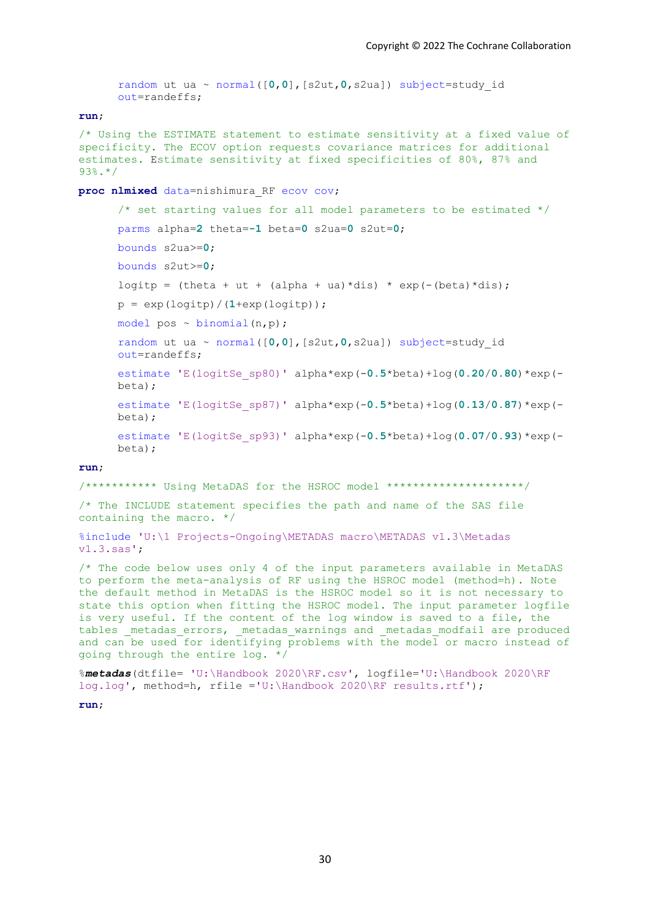Copyright © 2022 The Cochrane Collaboration

```
      random ut ua ~ normal([0,0],[s2ut,0,s2ua]) subject=study_id
      out=randeffs;
run;

/* Using the ESTIMATE statement to estimate sensitivity at a fixed value of
specificity. The ECOV option requests covariance matrices for additional
estimates. Estimate sensitivity at fixed specificities of 80%, 87% and
93%.*/

proc nlmixed data=nishimura_RF ecov cov;

      /* set starting values for all model parameters to be estimated */

      parms alpha=2 theta=-1 beta=0 s2ua=0 s2ut=0;

      bounds s2ua>=0;

      bounds s2ut>=0;

      logitp = (theta + ut + (alpha + ua)*dis) * exp(-(beta)*dis);

      p = exp(logitp)/(1+exp(logitp));

      model pos ~ binomial(n,p);

      random ut ua ~ normal([0,0],[s2ut,0,s2ua]) subject=study_id
      out=randeffs;

      estimate 'E(logitSe_sp80)' alpha*exp(-0.5*beta)+log(0.20/0.80)*exp(-
      beta);

      estimate 'E(logitSe_sp87)' alpha*exp(-0.5*beta)+log(0.13/0.87)*exp(-
      beta);

      estimate 'E(logitSe_sp93)' alpha*exp(-0.5*beta)+log(0.07/0.93)*exp(-
      beta);

run;

/*********** Using MetaDAS for the HSROC model *********************/

/* The INCLUDE statement specifies the path and name of the SAS file
containing the macro. */

%include 'U:\1 Projects-Ongoing\METADAS macro\METADAS v1.3\Metadas
v1.3.sas';

/* The code below uses only 4 of the input parameters available in MetaDAS
to perform the meta-analysis of RF using the HSROC model (method=h). Note
the default method in MetaDAS is the HSROC model so it is not necessary to
state this option when fitting the HSROC model. The input parameter logfile
is very useful. If the content of the log window is saved to a file, the
tables _metadas_errors, _metadas_warnings and _metadas_modfail are produced
and can be used for identifying problems with the model or macro instead of
going through the entire log. */

%metadas(dtfile= 'U:\Handbook 2020\RF.csv', logfile='U:\Handbook 2020\RF
log.log', method=h, rfile ='U:\Handbook 2020\RF results.rtf');

run;
```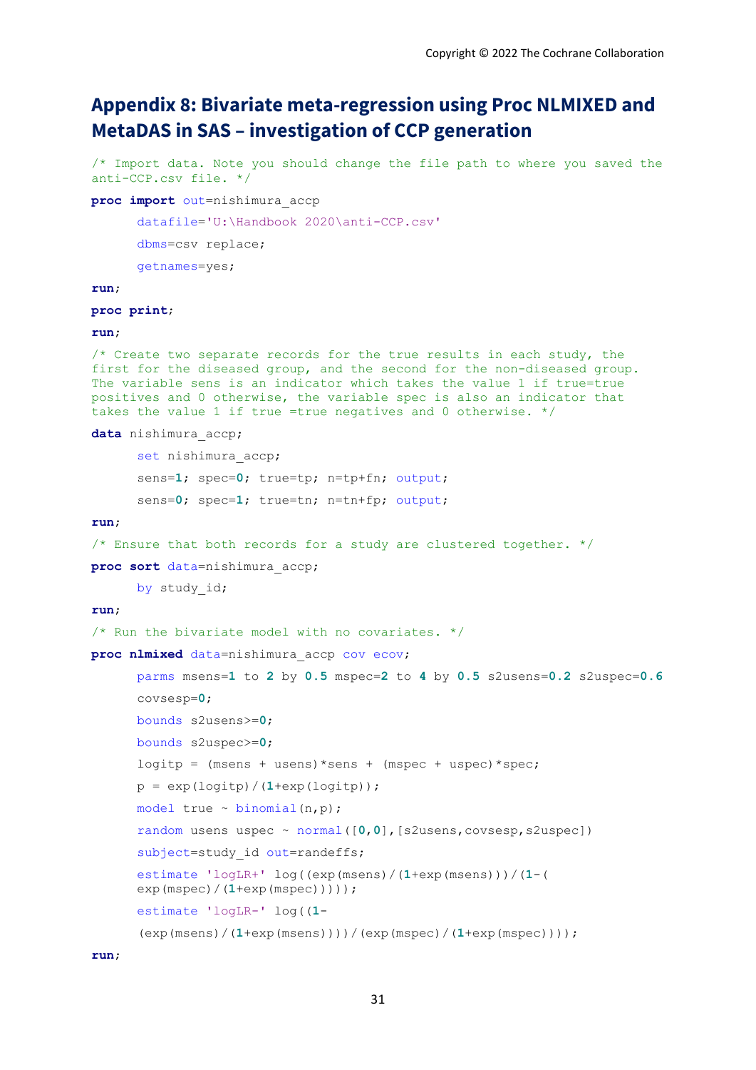# Appendix 8: Bivariate meta-regression using Proc NLMIXED and MetaDAS in SAS – investigation of CCP generation

```
/* Import data. Note you should change the file path to where you saved the
anti-CCP.csv file. */

proc import out=nishimura_accp

      datafile='U:\Handbook 2020\anti-CCP.csv'

      dbms=csv replace;

      getnames=yes;

run;

proc print;

run;

/* Create two separate records for the true results in each study, the
first for the diseased group, and the second for the non-diseased group.
The variable sens is an indicator which takes the value 1 if true=true
positives and 0 otherwise, the variable spec is also an indicator that
takes the value 1 if true =true negatives and 0 otherwise. */

data nishimura_accp;

      set nishimura_accp;

      sens=1; spec=0; true=tp; n=tp+fn; output;

      sens=0; spec=1; true=tn; n=tn+fp; output;

run;

/* Ensure that both records for a study are clustered together. */

proc sort data=nishimura_accp;

      by study_id;

run;

/* Run the bivariate model with no covariates. */

proc nlmixed data=nishimura_accp cov ecov;

      parms msens=1 to 2 by 0.5 mspec=2 to 4 by 0.5 s2usens=0.2 s2uspec=0.6

      covsesp=0;

      bounds s2usens>=0;

      bounds s2uspec>=0;

      logitp = (msens + usens)*sens + (mspec + uspec)*spec;

      p = exp(logitp)/(1+exp(logitp));

      model true ~ binomial(n,p);

      random usens uspec ~ normal([0,0],[s2usens,covsesp,s2uspec])

      subject=study_id out=randeffs;

      estimate 'logLR+' log((exp(msens)/(1+exp(msens)))/(1-(
      exp(mspec)/(1+exp(mspec)))));

      estimate 'logLR-' log((1-

      (exp(msens)/(1+exp(msens))))/(exp(mspec)/(1+exp(mspec))));

run;
```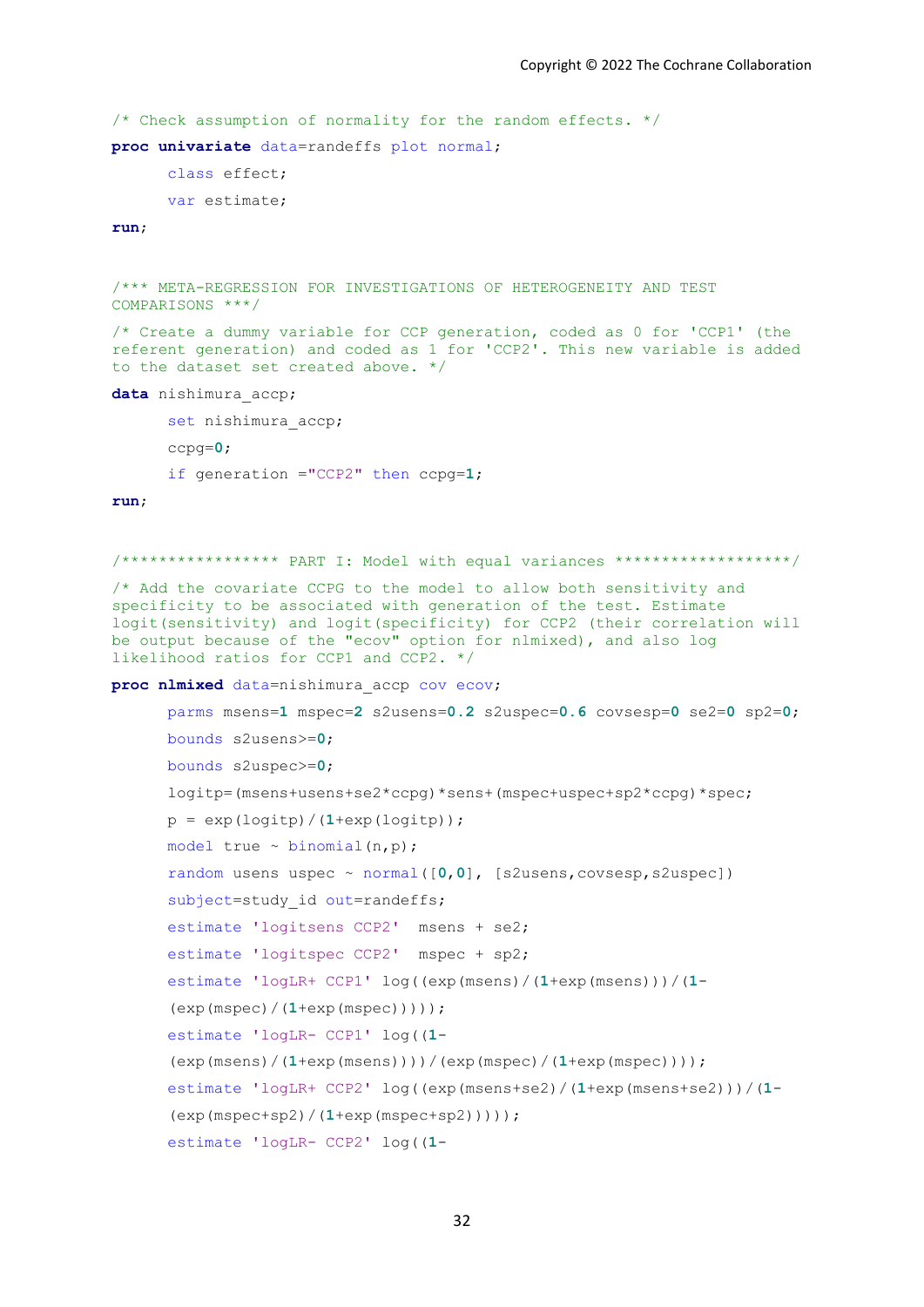```
/* Check assumption of normality for the random effects. */
proc univariate data=randeffs plot normal;
      class effect;
      var estimate;
run;


/*** META-REGRESSION FOR INVESTIGATIONS OF HETEROGENEITY AND TEST
COMPARISONS ***/
/* Create a dummy variable for CCP generation, coded as 0 for 'CCP1' (the
referent generation) and coded as 1 for 'CCP2'. This new variable is added
to the dataset set created above. */
data nishimura_accp;
      set nishimura_accp;
      ccpg=0;
      if generation ="CCP2" then ccpg=1;
run;


/***************** PART I: Model with equal variances *******************/
/* Add the covariate CCPG to the model to allow both sensitivity and
specificity to be associated with generation of the test. Estimate
logit(sensitivity) and logit(specificity) for CCP2 (their correlation will
be output because of the "ecov" option for nlmixed), and also log
likelihood ratios for CCP1 and CCP2. */
proc nlmixed data=nishimura_accp cov ecov;
      parms msens=1 mspec=2 s2usens=0.2 s2uspec=0.6 covsesp=0 se2=0 sp2=0;
      bounds s2usens>=0;
      bounds s2uspec>=0;
      logitp=(msens+usens+se2*ccpg)*sens+(mspec+uspec+sp2*ccpg)*spec;
      p = exp(logitp)/(1+exp(logitp));
      model true ~ binomial(n,p);
      random usens uspec ~ normal([0,0], [s2usens,covsesp,s2uspec])
      subject=study_id out=randeffs;
      estimate 'logitsens CCP2'  msens + se2;
      estimate 'logitspec CCP2'  mspec + sp2;
      estimate 'logLR+ CCP1' log((exp(msens)/(1+exp(msens)))/(1-
      (exp(mspec)/(1+exp(mspec)))));
      estimate 'logLR- CCP1' log((1-
      (exp(msens)/(1+exp(msens))))/(exp(mspec)/(1+exp(mspec))));
      estimate 'logLR+ CCP2' log((exp(msens+se2)/(1+exp(msens+se2)))/(1-
      (exp(mspec+sp2)/(1+exp(mspec+sp2)))));
      estimate 'logLR- CCP2' log((1-
```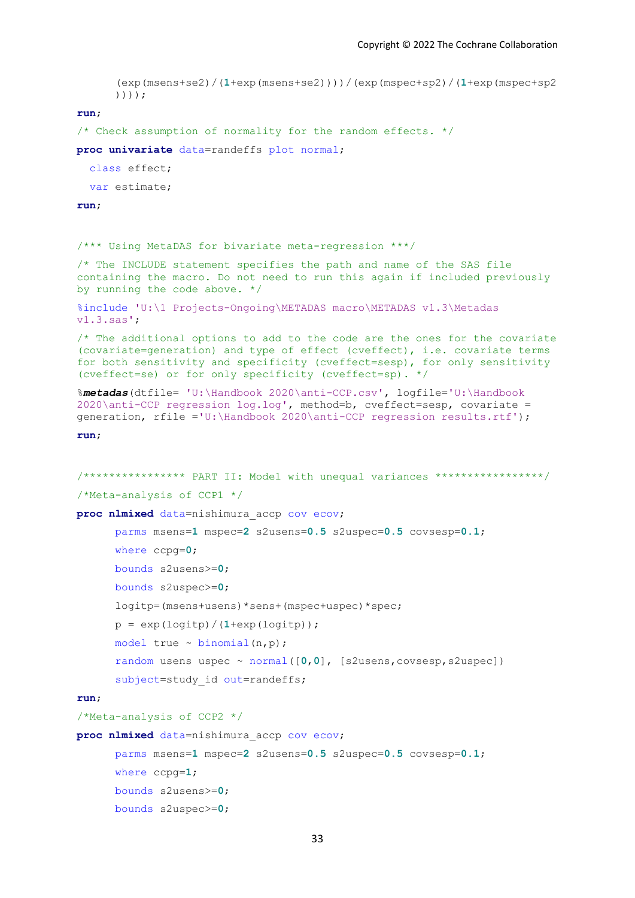```
      (exp(msens+se2)/(1+exp(msens+se2))))/(exp(mspec+sp2)/(1+exp(mspec+sp2
      ))));
run;

/* Check assumption of normality for the random effects. */
proc univariate data=randeffs plot normal;
  class effect;
  var estimate;
run;


/*** Using MetaDAS for bivariate meta-regression ***/

/* The INCLUDE statement specifies the path and name of the SAS file
containing the macro. Do not need to run this again if included previously
by running the code above. */

%include 'U:\1 Projects-Ongoing\METADAS macro\METADAS v1.3\Metadas
v1.3.sas';

/* The additional options to add to the code are the ones for the covariate
(covariate=generation) and type of effect (cveffect), i.e. covariate terms
for both sensitivity and specificity (cveffect=sesp), for only sensitivity
(cveffect=se) or for only specificity (cveffect=sp). */

%metadas(dtfile= 'U:\Handbook 2020\anti-CCP.csv', logfile='U:\Handbook
2020\anti-CCP regression log.log', method=b, cveffect=sesp, covariate =
generation, rfile ='U:\Handbook 2020\anti-CCP regression results.rtf');

run;


/**************** PART II: Model with unequal variances *****************/

/*Meta-analysis of CCP1 */
proc nlmixed data=nishimura_accp cov ecov;
      parms msens=1 mspec=2 s2usens=0.5 s2uspec=0.5 covsesp=0.1;
      where ccpg=0;
      bounds s2usens>=0;
      bounds s2uspec>=0;
      logitp=(msens+usens)*sens+(mspec+uspec)*spec;
      p = exp(logitp)/(1+exp(logitp));
      model true ~ binomial(n,p);
      random usens uspec ~ normal([0,0], [s2usens,covsesp,s2uspec])
      subject=study_id out=randeffs;
run;
/*Meta-analysis of CCP2 */
proc nlmixed data=nishimura_accp cov ecov;
      parms msens=1 mspec=2 s2usens=0.5 s2uspec=0.5 covsesp=0.1;
      where ccpg=1;
      bounds s2usens>=0;
      bounds s2uspec>=0;
```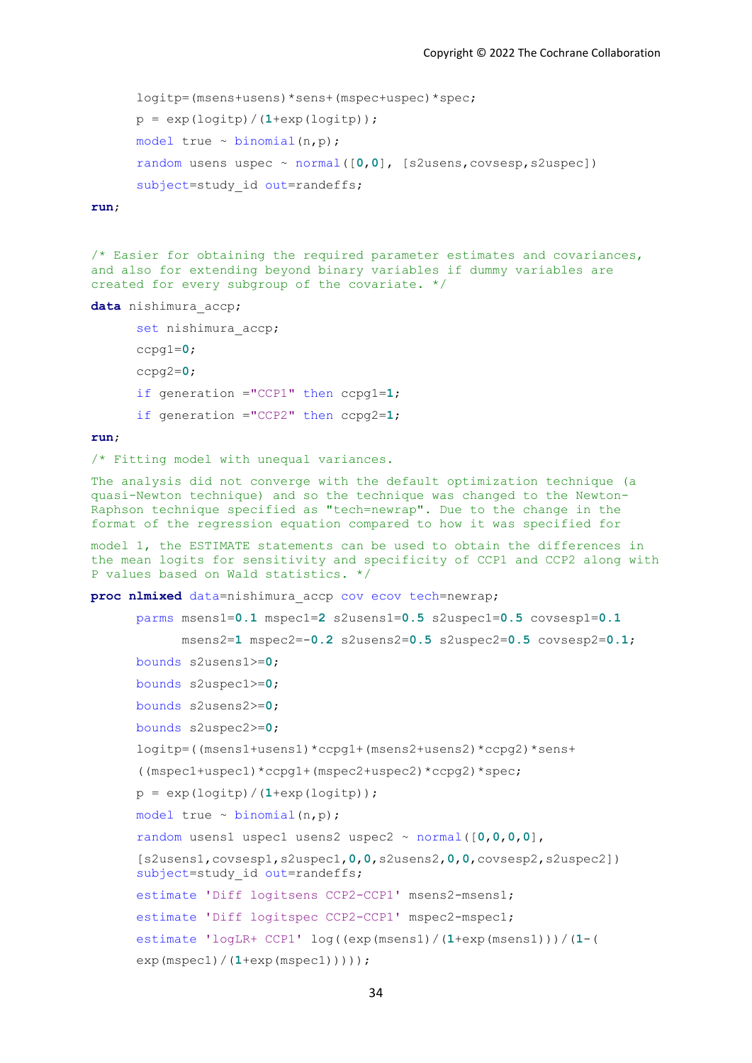```
      logitp=(msens+usens)*sens+(mspec+uspec)*spec;
      p = exp(logitp)/(1+exp(logitp));
      model true ~ binomial(n,p);
      random usens uspec ~ normal([0,0], [s2usens,covsesp,s2uspec])
      subject=study_id out=randeffs;
run;


/* Easier for obtaining the required parameter estimates and covariances,
and also for extending beyond binary variables if dummy variables are
created for every subgroup of the covariate. */
data nishimura_accp;
      set nishimura_accp;
      ccpg1=0;
      ccpg2=0;
      if generation ="CCP1" then ccpg1=1;
      if generation ="CCP2" then ccpg2=1;
run;
/* Fitting model with unequal variances.
The analysis did not converge with the default optimization technique (a
quasi-Newton technique) and so the technique was changed to the Newton-
Raphson technique specified as "tech=newrap". Due to the change in the
format of the regression equation compared to how it was specified for
model 1, the ESTIMATE statements can be used to obtain the differences in
the mean logits for sensitivity and specificity of CCP1 and CCP2 along with
P values based on Wald statistics. */
proc nlmixed data=nishimura_accp cov ecov tech=newrap;
      parms msens1=0.1 mspec1=2 s2usens1=0.5 s2uspec1=0.5 covsesp1=0.1
            msens2=1 mspec2=-0.2 s2usens2=0.5 s2uspec2=0.5 covsesp2=0.1;
      bounds s2usens1>=0;
      bounds s2uspec1>=0;
      bounds s2usens2>=0;
      bounds s2uspec2>=0;
      logitp=((msens1+usens1)*ccpg1+(msens2+usens2)*ccpg2)*sens+
      ((mspec1+uspec1)*ccpg1+(mspec2+uspec2)*ccpg2)*spec;
      p = exp(logitp)/(1+exp(logitp));
      model true ~ binomial(n,p);
      random usens1 uspec1 usens2 uspec2 ~ normal([0,0,0,0],
      [s2usens1,covsesp1,s2uspec1,0,0,s2usens2,0,0,covsesp2,s2uspec2])
      subject=study_id out=randeffs;
      estimate 'Diff logitsens CCP2-CCP1' msens2-msens1;
      estimate 'Diff logitspec CCP2-CCP1' mspec2-mspec1;
      estimate 'logLR+ CCP1' log((exp(msens1)/(1+exp(msens1)))/(1-(
      exp(mspec1)/(1+exp(mspec1)))));
```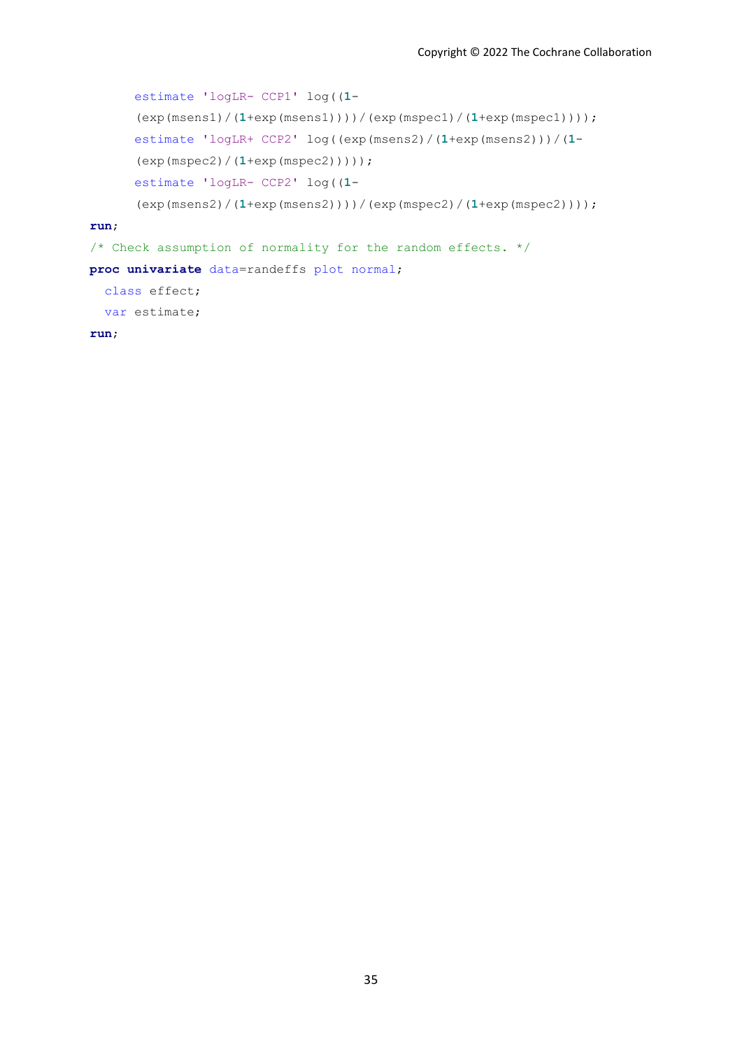```
      estimate 'logLR- CCP1' log((1-
      (exp(msens1)/(1+exp(msens1))))/(exp(mspec1)/(1+exp(mspec1))));
      estimate 'logLR+ CCP2' log((exp(msens2)/(1+exp(msens2)))/(1-
      (exp(mspec2)/(1+exp(mspec2)))));
      estimate 'logLR- CCP2' log((1-
      (exp(msens2)/(1+exp(msens2))))/(exp(mspec2)/(1+exp(mspec2))));
run;
/* Check assumption of normality for the random effects. */
proc univariate data=randeffs plot normal;
  class effect;
  var estimate;
run;
```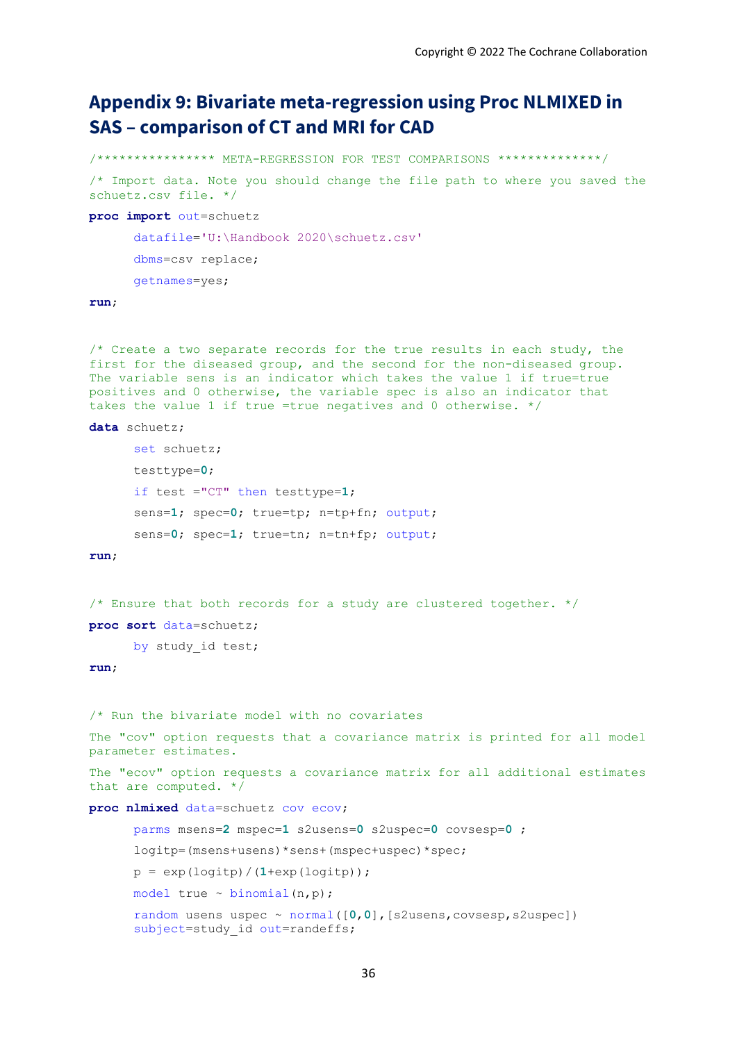# Appendix 9: Bivariate meta-regression using Proc NLMIXED in SAS – comparison of CT and MRI for CAD

```
/**************** META-REGRESSION FOR TEST COMPARISONS **************/

/* Import data. Note you should change the file path to where you saved the schuetz.csv file. */

proc import out=schuetz

      datafile='U:\Handbook 2020\schuetz.csv'

      dbms=csv replace;

      getnames=yes;

run;


/* Create a two separate records for the true results in each study, the first for the diseased group, and the second for the non-diseased group. The variable sens is an indicator which takes the value 1 if true=true positives and 0 otherwise, the variable spec is also an indicator that takes the value 1 if true =true negatives and 0 otherwise. */

data schuetz;

      set schuetz;

      testtype=0;

      if test ="CT" then testtype=1;

      sens=1; spec=0; true=tp; n=tp+fn; output;

      sens=0; spec=1; true=tn; n=tn+fp; output;

run;


/* Ensure that both records for a study are clustered together. */

proc sort data=schuetz;

      by study_id test;

run;


/* Run the bivariate model with no covariates

The "cov" option requests that a covariance matrix is printed for all model parameter estimates.

The "ecov" option requests a covariance matrix for all additional estimates that are computed. */

proc nlmixed data=schuetz cov ecov;

      parms msens=2 mspec=1 s2usens=0 s2uspec=0 covsesp=0 ;

      logitp=(msens+usens)*sens+(mspec+uspec)*spec;

      p = exp(logitp)/(1+exp(logitp));

      model true ~ binomial(n,p);

      random usens uspec ~ normal([0,0],[s2usens,covsesp,s2uspec])
      subject=study_id out=randeffs;
```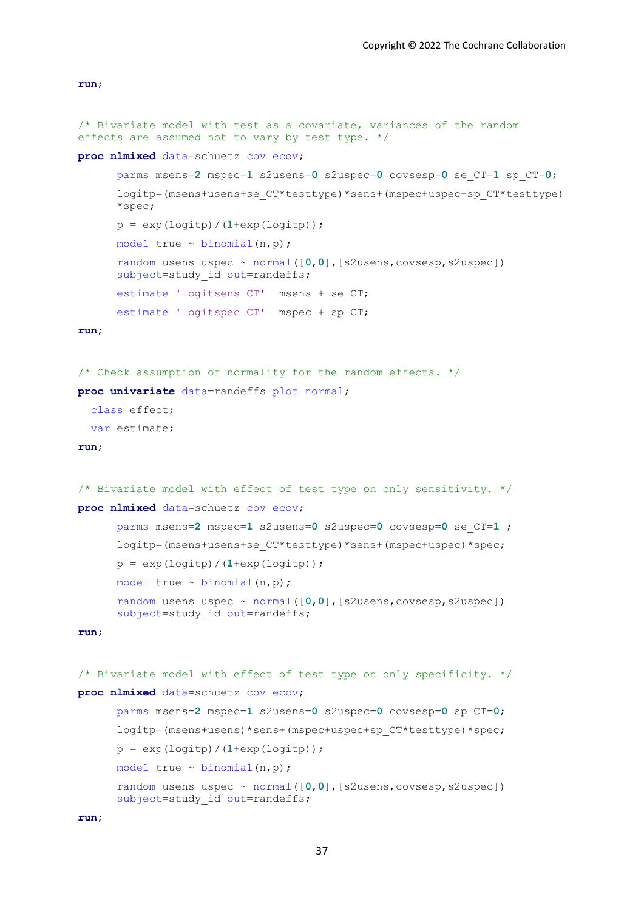```
run;


/* Bivariate model with test as a covariate, variances of the random
effects are assumed not to vary by test type. */
proc nlmixed data=schuetz cov ecov;
      parms msens=2 mspec=1 s2usens=0 s2uspec=0 covsesp=0 se_CT=1 sp_CT=0;
      logitp=(msens+usens+se_CT*testtype)*sens+(mspec+uspec+sp_CT*testtype)
      *spec;
      p = exp(logitp)/(1+exp(logitp));
      model true ~ binomial(n,p);
      random usens uspec ~ normal([0,0],[s2usens,covsesp,s2uspec])
      subject=study_id out=randeffs;
      estimate 'logitsens CT'  msens + se_CT;
      estimate 'logitspec CT'  mspec + sp_CT;
run;


/* Check assumption of normality for the random effects. */
proc univariate data=randeffs plot normal;
  class effect;
  var estimate;
run;


/* Bivariate model with effect of test type on only sensitivity. */
proc nlmixed data=schuetz cov ecov;
      parms msens=2 mspec=1 s2usens=0 s2uspec=0 covsesp=0 se_CT=1 ;
      logitp=(msens+usens+se_CT*testtype)*sens+(mspec+uspec)*spec;
      p = exp(logitp)/(1+exp(logitp));
      model true ~ binomial(n,p);
      random usens uspec ~ normal([0,0],[s2usens,covsesp,s2uspec])
      subject=study_id out=randeffs;
run;


/* Bivariate model with effect of test type on only specificity. */
proc nlmixed data=schuetz cov ecov;
      parms msens=2 mspec=1 s2usens=0 s2uspec=0 covsesp=0 sp_CT=0;
      logitp=(msens+usens)*sens+(mspec+uspec+sp_CT*testtype)*spec;
      p = exp(logitp)/(1+exp(logitp));
      model true ~ binomial(n,p);
      random usens uspec ~ normal([0,0],[s2usens,covsesp,s2uspec])
      subject=study_id out=randeffs;
run;
```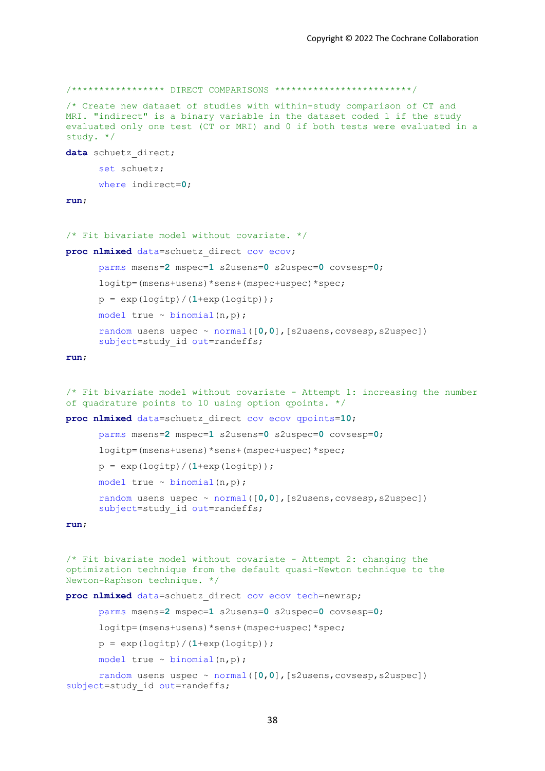```
/***************** DIRECT COMPARISONS *************************/

/* Create new dataset of studies with within-study comparison of CT and
MRI. "indirect" is a binary variable in the dataset coded 1 if the study
evaluated only one test (CT or MRI) and 0 if both tests were evaluated in a
study. */

data schuetz_direct;
      set schuetz;
      where indirect=0;
run;


/* Fit bivariate model without covariate. */
proc nlmixed data=schuetz_direct cov ecov;
      parms msens=2 mspec=1 s2usens=0 s2uspec=0 covsesp=0;
      logitp=(msens+usens)*sens+(mspec+uspec)*spec;
      p = exp(logitp)/(1+exp(logitp));
      model true ~ binomial(n,p);
      random usens uspec ~ normal([0,0],[s2usens,covsesp,s2uspec])
      subject=study_id out=randeffs;
run;


/* Fit bivariate model without covariate - Attempt 1: increasing the number
of quadrature points to 10 using option qpoints. */
proc nlmixed data=schuetz_direct cov ecov qpoints=10;
      parms msens=2 mspec=1 s2usens=0 s2uspec=0 covsesp=0;
      logitp=(msens+usens)*sens+(mspec+uspec)*spec;
      p = exp(logitp)/(1+exp(logitp));
      model true ~ binomial(n,p);
      random usens uspec ~ normal([0,0],[s2usens,covsesp,s2uspec])
      subject=study_id out=randeffs;
run;


/* Fit bivariate model without covariate - Attempt 2: changing the
optimization technique from the default quasi-Newton technique to the
Newton-Raphson technique. */
proc nlmixed data=schuetz_direct cov ecov tech=newrap;
      parms msens=2 mspec=1 s2usens=0 s2uspec=0 covsesp=0;
      logitp=(msens+usens)*sens+(mspec+uspec)*spec;
      p = exp(logitp)/(1+exp(logitp));
      model true ~ binomial(n,p);
      random usens uspec ~ normal([0,0],[s2usens,covsesp,s2uspec])
subject=study_id out=randeffs;
```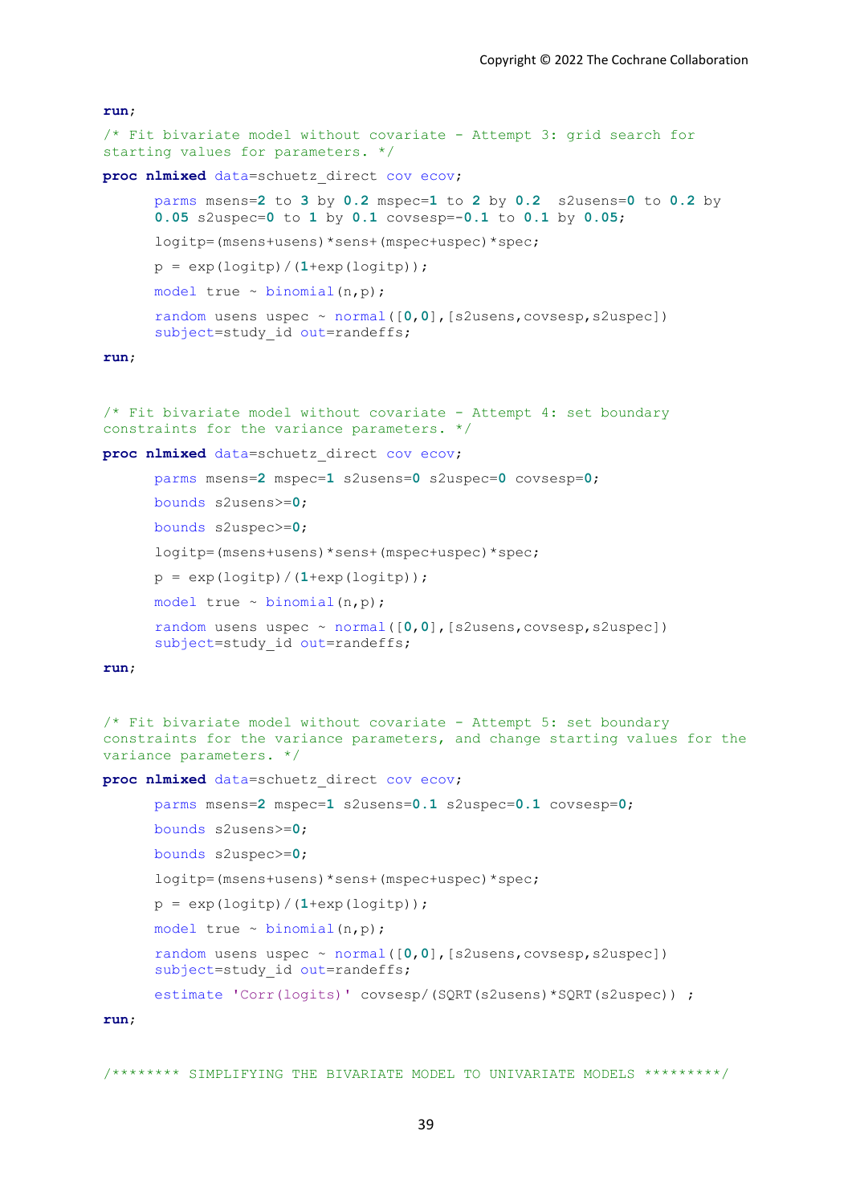```
run;

/* Fit bivariate model without covariate - Attempt 3: grid search for
starting values for parameters. */

proc nlmixed data=schuetz_direct cov ecov;

      parms msens=2 to 3 by 0.2 mspec=1 to 2 by 0.2  s2usens=0 to 0.2 by
      0.05 s2uspec=0 to 1 by 0.1 covsesp=-0.1 to 0.1 by 0.05;

      logitp=(msens+usens)*sens+(mspec+uspec)*spec;

      p = exp(logitp)/(1+exp(logitp));

      model true ~ binomial(n,p);

      random usens uspec ~ normal([0,0],[s2usens,covsesp,s2uspec])
      subject=study_id out=randeffs;

run;


/* Fit bivariate model without covariate - Attempt 4: set boundary
constraints for the variance parameters. */

proc nlmixed data=schuetz_direct cov ecov;

      parms msens=2 mspec=1 s2usens=0 s2uspec=0 covsesp=0;

      bounds s2usens>=0;

      bounds s2uspec>=0;

      logitp=(msens+usens)*sens+(mspec+uspec)*spec;

      p = exp(logitp)/(1+exp(logitp));

      model true ~ binomial(n,p);

      random usens uspec ~ normal([0,0],[s2usens,covsesp,s2uspec])
      subject=study_id out=randeffs;

run;


/* Fit bivariate model without covariate - Attempt 5: set boundary
constraints for the variance parameters, and change starting values for the
variance parameters. */

proc nlmixed data=schuetz_direct cov ecov;

      parms msens=2 mspec=1 s2usens=0.1 s2uspec=0.1 covsesp=0;

      bounds s2usens>=0;

      bounds s2uspec>=0;

      logitp=(msens+usens)*sens+(mspec+uspec)*spec;

      p = exp(logitp)/(1+exp(logitp));

      model true ~ binomial(n,p);

      random usens uspec ~ normal([0,0],[s2usens,covsesp,s2uspec])
      subject=study_id out=randeffs;

      estimate 'Corr(logits)' covsesp/(SQRT(s2usens)*SQRT(s2uspec)) ;

run;


/******** SIMPLIFYING THE BIVARIATE MODEL TO UNIVARIATE MODELS *********/
```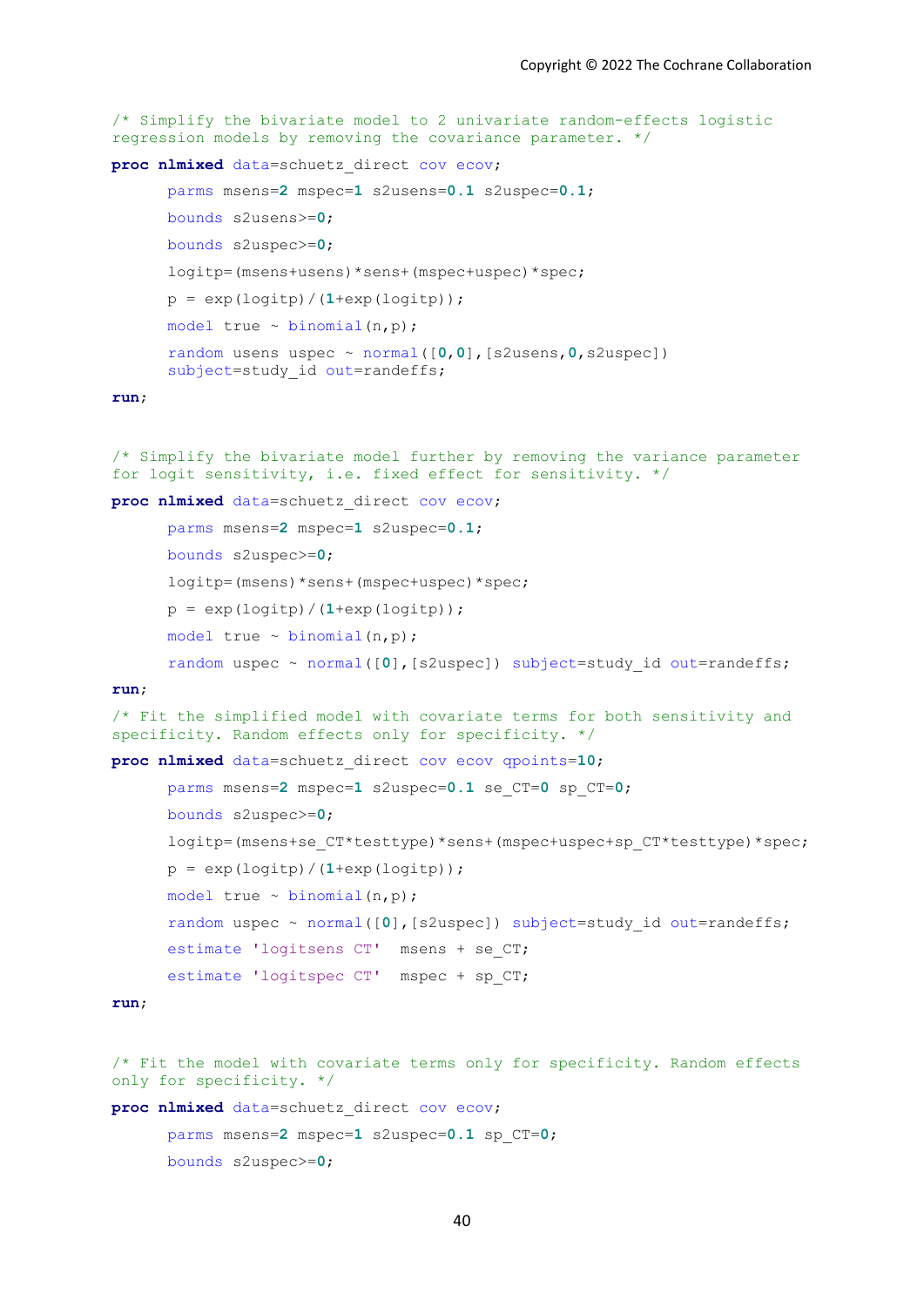```
/* Simplify the bivariate model to 2 univariate random-effects logistic
regression models by removing the covariance parameter. */
proc nlmixed data=schuetz_direct cov ecov;
      parms msens=2 mspec=1 s2usens=0.1 s2uspec=0.1;
      bounds s2usens>=0;
      bounds s2uspec>=0;
      logitp=(msens+usens)*sens+(mspec+uspec)*spec;
      p = exp(logitp)/(1+exp(logitp));
      model true ~ binomial(n,p);
      random usens uspec ~ normal([0,0],[s2usens,0,s2uspec])
      subject=study_id out=randeffs;
run;


/* Simplify the bivariate model further by removing the variance parameter
for logit sensitivity, i.e. fixed effect for sensitivity. */
proc nlmixed data=schuetz_direct cov ecov;
      parms msens=2 mspec=1 s2uspec=0.1;
      bounds s2uspec>=0;
      logitp=(msens)*sens+(mspec+uspec)*spec;
      p = exp(logitp)/(1+exp(logitp));
      model true ~ binomial(n,p);
      random uspec ~ normal([0],[s2uspec]) subject=study_id out=randeffs;
run;
/* Fit the simplified model with covariate terms for both sensitivity and
specificity. Random effects only for specificity. */
proc nlmixed data=schuetz_direct cov ecov qpoints=10;
      parms msens=2 mspec=1 s2uspec=0.1 se_CT=0 sp_CT=0;
      bounds s2uspec>=0;
      logitp=(msens+se_CT*testtype)*sens+(mspec+uspec+sp_CT*testtype)*spec;
      p = exp(logitp)/(1+exp(logitp));
      model true ~ binomial(n,p);
      random uspec ~ normal([0],[s2uspec]) subject=study_id out=randeffs;
      estimate 'logitsens CT'  msens + se_CT;
      estimate 'logitspec CT'  mspec + sp_CT;
run;


/* Fit the model with covariate terms only for specificity. Random effects
only for specificity. */
proc nlmixed data=schuetz_direct cov ecov;
      parms msens=2 mspec=1 s2uspec=0.1 sp_CT=0;
      bounds s2uspec>=0;
```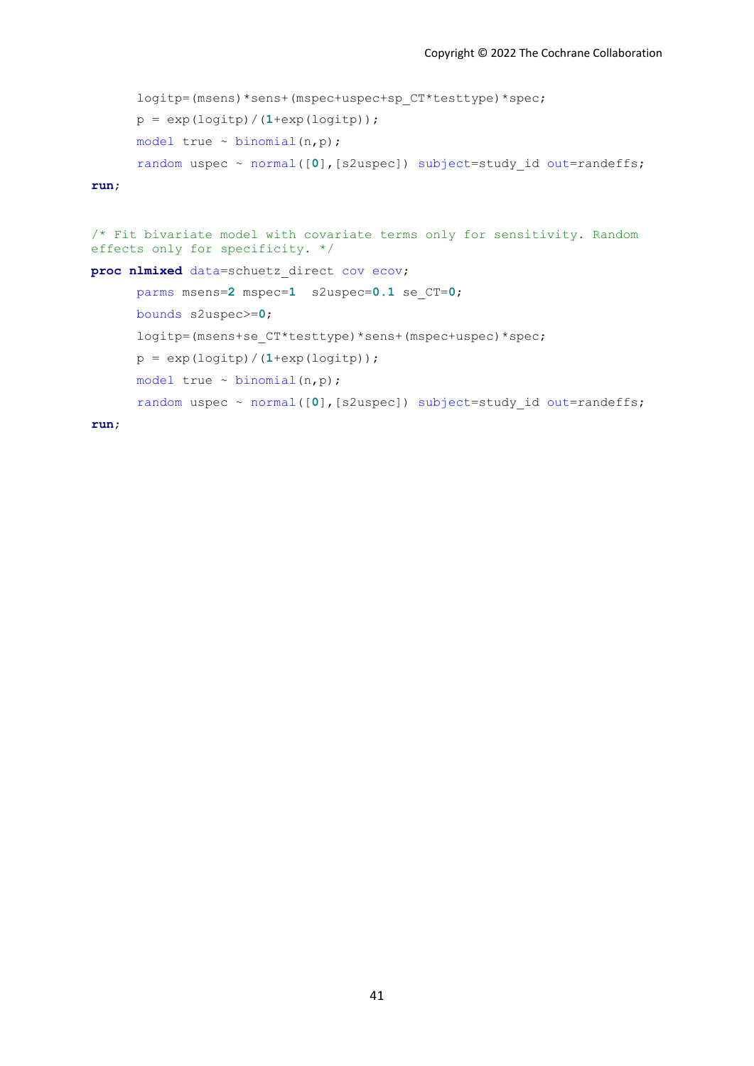```
	logitp=(msens)*sens+(mspec+uspec+sp_CT*testtype)*spec;
	p = exp(logitp)/(1+exp(logitp));
	model true ~ binomial(n,p);
	random uspec ~ normal([0],[s2uspec]) subject=study_id out=randeffs;
run;


/* Fit bivariate model with covariate terms only for sensitivity. Random
effects only for specificity. */
proc nlmixed data=schuetz_direct cov ecov;
	parms msens=2 mspec=1  s2uspec=0.1 se_CT=0;
	bounds s2uspec>=0;
	logitp=(msens+se_CT*testtype)*sens+(mspec+uspec)*spec;
	p = exp(logitp)/(1+exp(logitp));
	model true ~ binomial(n,p);
	random uspec ~ normal([0],[s2uspec]) subject=study_id out=randeffs;
run;
```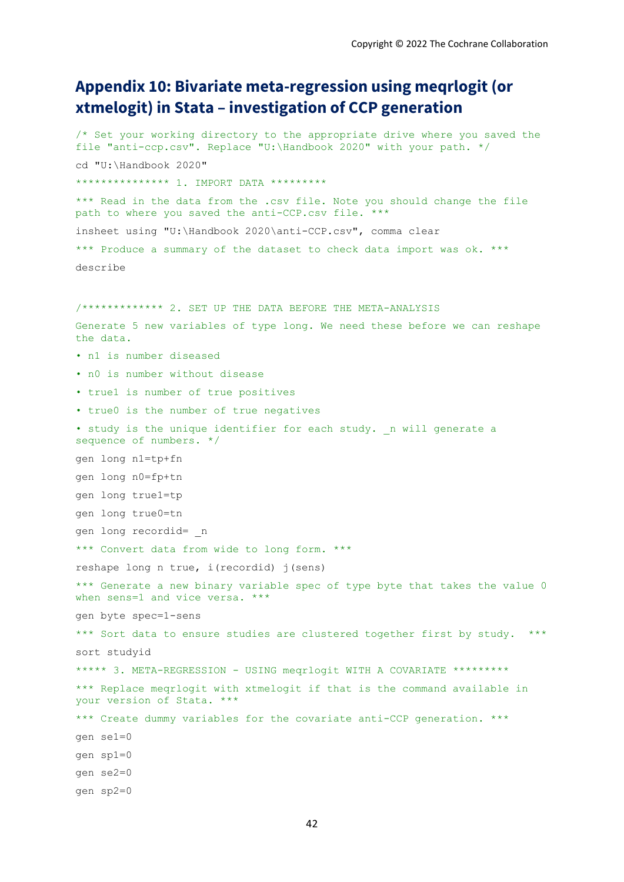## Appendix 10: Bivariate meta-regression using meqrlogit (or xtmelogit) in Stata – investigation of CCP generation

```
/* Set your working directory to the appropriate drive where you saved the
file "anti-ccp.csv". Replace "U:\Handbook 2020" with your path. */

cd "U:\Handbook 2020"

*************** 1. IMPORT DATA *********

*** Read in the data from the .csv file. Note you should change the file
path to where you saved the anti-CCP.csv file. ***

insheet using "U:\Handbook 2020\anti-CCP.csv", comma clear

*** Produce a summary of the dataset to check data import was ok. ***

describe


/************* 2. SET UP THE DATA BEFORE THE META-ANALYSIS

Generate 5 new variables of type long. We need these before we can reshape
the data.

• n1 is number diseased

• n0 is number without disease

• true1 is number of true positives

• true0 is the number of true negatives

• study is the unique identifier for each study. _n will generate a
sequence of numbers. */

gen long n1=tp+fn

gen long n0=fp+tn

gen long true1=tp

gen long true0=tn

gen long recordid= _n

*** Convert data from wide to long form. ***

reshape long n true, i(recordid) j(sens)

*** Generate a new binary variable spec of type byte that takes the value 0
when sens=1 and vice versa. ***

gen byte spec=1-sens

*** Sort data to ensure studies are clustered together first by study.  ***

sort studyid

***** 3. META-REGRESSION - USING meqrlogit WITH A COVARIATE *********

*** Replace meqrlogit with xtmelogit if that is the command available in
your version of Stata. ***

*** Create dummy variables for the covariate anti-CCP generation. ***

gen se1=0

gen sp1=0

gen se2=0

gen sp2=0
```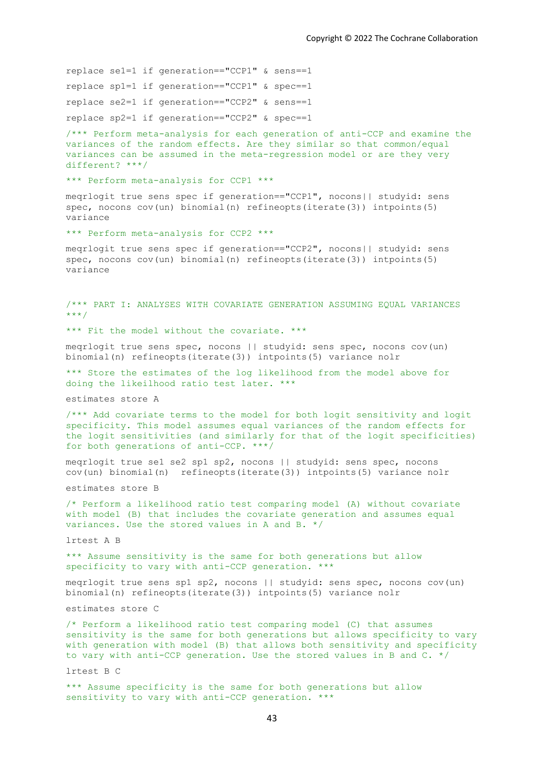```
replace se1=1 if generation=="CCP1" & sens==1

replace sp1=1 if generation=="CCP1" & spec==1

replace se2=1 if generation=="CCP2" & sens==1

replace sp2=1 if generation=="CCP2" & spec==1

/*** Perform meta-analysis for each generation of anti-CCP and examine the
variances of the random effects. Are they similar so that common/equal
variances can be assumed in the meta-regression model or are they very
different? ***/

*** Perform meta-analysis for CCP1 ***

meqrlogit true sens spec if generation=="CCP1", nocons|| studyid: sens
spec, nocons cov(un) binomial(n) refineopts(iterate(3)) intpoints(5)
variance

*** Perform meta-analysis for CCP2 ***

meqrlogit true sens spec if generation=="CCP2", nocons|| studyid: sens
spec, nocons cov(un) binomial(n) refineopts(iterate(3)) intpoints(5)
variance


/*** PART I: ANALYSES WITH COVARIATE GENERATION ASSUMING EQUAL VARIANCES
***/

*** Fit the model without the covariate. ***

meqrlogit true sens spec, nocons || studyid: sens spec, nocons cov(un)
binomial(n) refineopts(iterate(3)) intpoints(5) variance nolr

*** Store the estimates of the log likelihood from the model above for
doing the likeilhood ratio test later. ***

estimates store A

/*** Add covariate terms to the model for both logit sensitivity and logit
specificity. This model assumes equal variances of the random effects for
the logit sensitivities (and similarly for that of the logit specificities)
for both generations of anti-CCP. ***/

meqrlogit true se1 se2 sp1 sp2, nocons || studyid: sens spec, nocons
cov(un) binomial(n)  refineopts(iterate(3)) intpoints(5) variance nolr

estimates store B

/* Perform a likelihood ratio test comparing model (A) without covariate
with model (B) that includes the covariate generation and assumes equal
variances. Use the stored values in A and B. */

lrtest A B

*** Assume sensitivity is the same for both generations but allow
specificity to vary with anti-CCP generation. ***

meqrlogit true sens sp1 sp2, nocons || studyid: sens spec, nocons cov(un)
binomial(n) refineopts(iterate(3)) intpoints(5) variance nolr

estimates store C

/* Perform a likelihood ratio test comparing model (C) that assumes
sensitivity is the same for both generations but allows specificity to vary
with generation with model (B) that allows both sensitivity and specificity
to vary with anti-CCP generation. Use the stored values in B and C. */

lrtest B C

*** Assume specificity is the same for both generations but allow
sensitivity to vary with anti-CCP generation. ***
```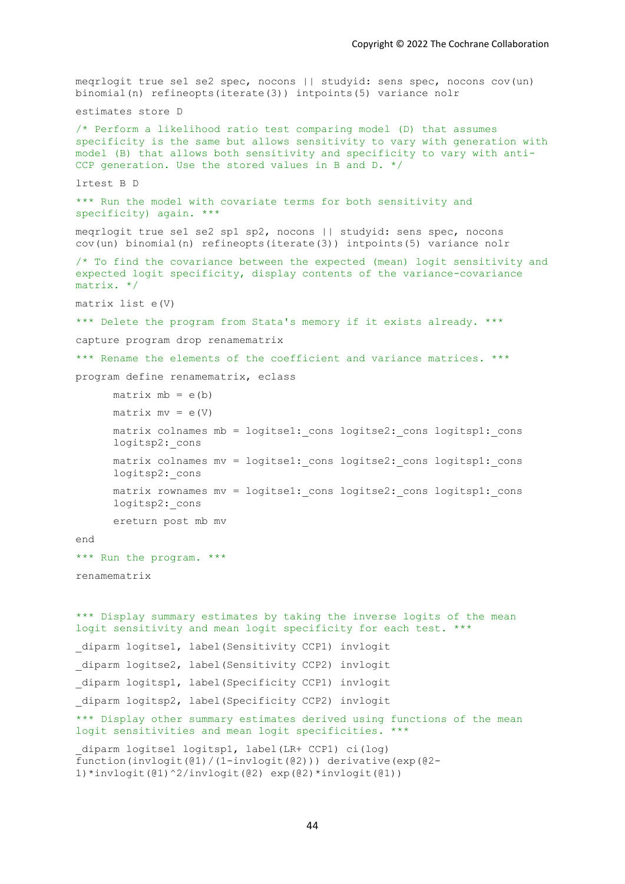```
meqrlogit true se1 se2 spec, nocons || studyid: sens spec, nocons cov(un)
binomial(n) refineopts(iterate(3)) intpoints(5) variance nolr

estimates store D

/* Perform a likelihood ratio test comparing model (D) that assumes
specificity is the same but allows sensitivity to vary with generation with
model (B) that allows both sensitivity and specificity to vary with anti-
CCP generation. Use the stored values in B and D. */

lrtest B D

*** Run the model with covariate terms for both sensitivity and
specificity) again. ***

meqrlogit true se1 se2 sp1 sp2, nocons || studyid: sens spec, nocons
cov(un) binomial(n) refineopts(iterate(3)) intpoints(5) variance nolr

/* To find the covariance between the expected (mean) logit sensitivity and
expected logit specificity, display contents of the variance-covariance
matrix. */

matrix list e(V)

*** Delete the program from Stata's memory if it exists already. ***

capture program drop renamematrix

*** Rename the elements of the coefficient and variance matrices. ***

program define renamematrix, eclass

      matrix mb = e(b)

      matrix mv = e(V)

      matrix colnames mb = logitse1:_cons logitse2:_cons logitsp1:_cons
      logitsp2:_cons

      matrix colnames mv = logitse1:_cons logitse2:_cons logitsp1:_cons
      logitsp2:_cons

      matrix rownames mv = logitse1:_cons logitse2:_cons logitsp1:_cons
      logitsp2:_cons

      ereturn post mb mv

end

*** Run the program. ***

renamematrix


*** Display summary estimates by taking the inverse logits of the mean
logit sensitivity and mean logit specificity for each test. ***

_diparm logitse1, label(Sensitivity CCP1) invlogit

_diparm logitse2, label(Sensitivity CCP2) invlogit

_diparm logitsp1, label(Specificity CCP1) invlogit

_diparm logitsp2, label(Specificity CCP2) invlogit

*** Display other summary estimates derived using functions of the mean
logit sensitivities and mean logit specificities. ***

_diparm logitse1 logitsp1, label(LR+ CCP1) ci(log)
function(invlogit(@1)/(1-invlogit(@2))) derivative(exp(@2-
1)*invlogit(@1)^2/invlogit(@2) exp(@2)*invlogit(@1))
```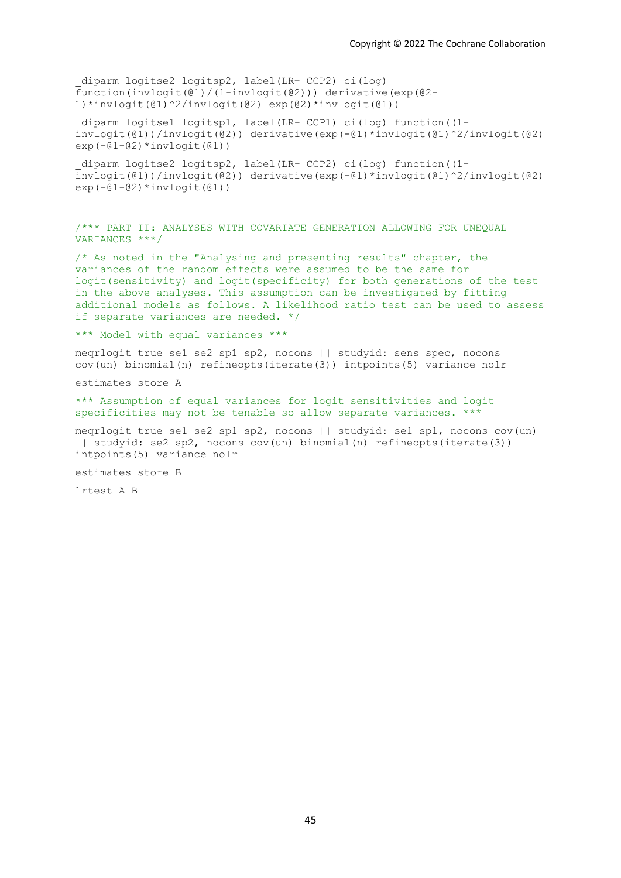```
_diparm logitse2 logitsp2, label(LR+ CCP2) ci(log)
function(invlogit(@1)/(1-invlogit(@2))) derivative(exp(@2-
1)*invlogit(@1)^2/invlogit(@2) exp(@2)*invlogit(@1))

_diparm logitse1 logitsp1, label(LR- CCP1) ci(log) function((1-
invlogit(@1))/invlogit(@2)) derivative(exp(-@1)*invlogit(@1)^2/invlogit(@2)
exp(-@1-@2)*invlogit(@1))

_diparm logitse2 logitsp2, label(LR- CCP2) ci(log) function((1-
invlogit(@1))/invlogit(@2)) derivative(exp(-@1)*invlogit(@1)^2/invlogit(@2)
exp(-@1-@2)*invlogit(@1))


/*** PART II: ANALYSES WITH COVARIATE GENERATION ALLOWING FOR UNEQUAL
VARIANCES ***/

/* As noted in the "Analysing and presenting results" chapter, the
variances of the random effects were assumed to be the same for
logit(sensitivity) and logit(specificity) for both generations of the test
in the above analyses. This assumption can be investigated by fitting
additional models as follows. A likelihood ratio test can be used to assess
if separate variances are needed. */

*** Model with equal variances ***

meqrlogit true se1 se2 sp1 sp2, nocons || studyid: sens spec, nocons
cov(un) binomial(n) refineopts(iterate(3)) intpoints(5) variance nolr

estimates store A

*** Assumption of equal variances for logit sensitivities and logit
specificities may not be tenable so allow separate variances. ***

meqrlogit true se1 se2 sp1 sp2, nocons || studyid: se1 sp1, nocons cov(un)
|| studyid: se2 sp2, nocons cov(un) binomial(n) refineopts(iterate(3))
intpoints(5) variance nolr

estimates store B

lrtest A B
```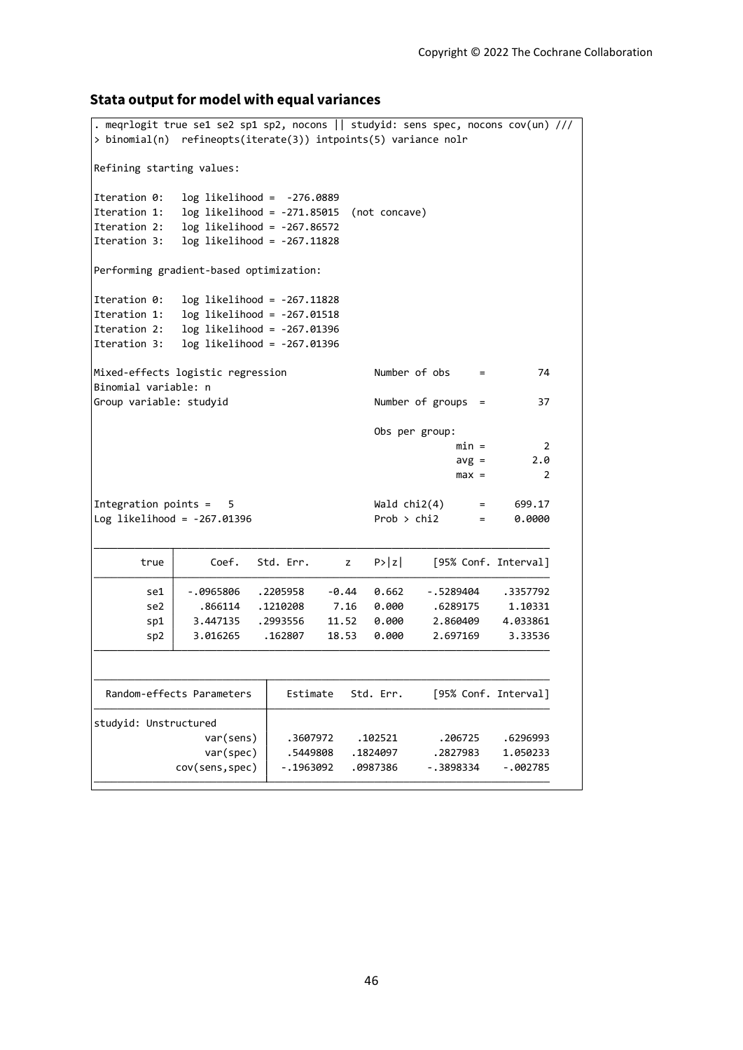**Stata output for model with equal variances**

```
. meqrlogit true se1 se2 sp1 sp2, nocons || studyid: sens spec, nocons cov(un) ///
> binomial(n)  refineopts(iterate(3)) intpoints(5) variance nolr

Refining starting values:

Iteration 0:   log likelihood =  -276.0889
Iteration 1:   log likelihood = -271.85015  (not concave)
Iteration 2:   log likelihood = -267.86572
Iteration 3:   log likelihood = -267.11828

Performing gradient-based optimization:

Iteration 0:   log likelihood = -267.11828
Iteration 1:   log likelihood = -267.01518
Iteration 2:   log likelihood = -267.01396
Iteration 3:   log likelihood = -267.01396

Mixed-effects logistic regression               Number of obs     =         74
Binomial variable: n
Group variable: studyid                         Number of groups  =         37

                                                Obs per group:
                                                              min =          2
                                                              avg =        2.0
                                                              max =          2

Integration points =   5                        Wald chi2(4)      =     699.17
Log likelihood = -267.01396                     Prob > chi2       =     0.0000

------------------------------------------------------------------------------
        true |      Coef.   Std. Err.      z    P>|z|     [95% Conf. Interval]
-------------+----------------------------------------------------------------
         se1 |  -.0965806   .2205958    -0.44   0.662    -.5289404    .3357792
         se2 |    .866114   .1210208     7.16   0.000     .6289175     1.10331
         sp1 |   3.447135   .2993556    11.52   0.000     2.860409    4.033861
         sp2 |   3.016265    .162807    18.53   0.000     2.697169     3.33536
------------------------------------------------------------------------------

------------------------------------------------------------------------------
  Random-effects Parameters  |   Estimate   Std. Err.     [95% Conf. Interval]
-----------------------------+------------------------------------------------
studyid: Unstructured        |
                   var(sens) |   .3607972    .102521       .206725    .6296993
                   var(spec) |   .5449808   .1824097      .2827983    1.050233
              cov(sens,spec) |  -.1963092   .0987386     -.3898334    -.002785
------------------------------------------------------------------------------
```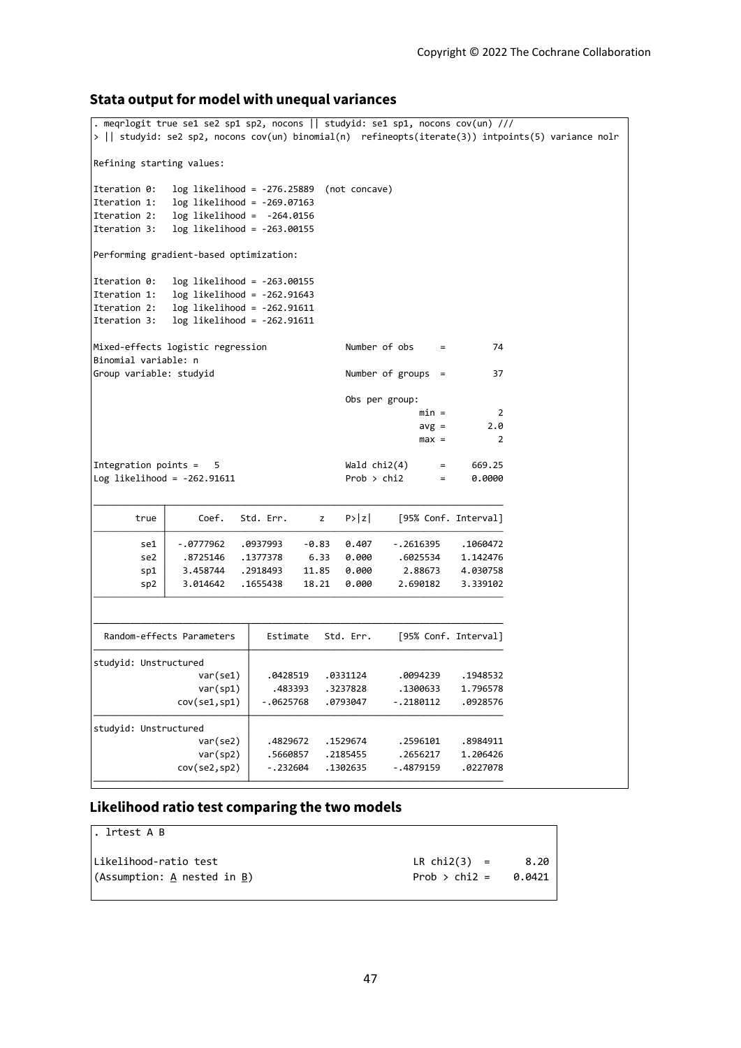### Stata output for model with unequal variances

```
. meqrlogit true se1 se2 sp1 sp2, nocons || studyid: se1 sp1, nocons cov(un) ///
> || studyid: se2 sp2, nocons cov(un) binomial(n)  refineopts(iterate(3)) intpoints(5) variance nolr

Refining starting values:

Iteration 0:   log likelihood = -276.25889  (not concave)
Iteration 1:   log likelihood = -269.07163
Iteration 2:   log likelihood =  -264.0156
Iteration 3:   log likelihood = -263.00155

Performing gradient-based optimization:

Iteration 0:   log likelihood = -263.00155
Iteration 1:   log likelihood = -262.91643
Iteration 2:   log likelihood = -262.91611
Iteration 3:   log likelihood = -262.91611

Mixed-effects logistic regression               Number of obs     =         74
Binomial variable: n
Group variable: studyid                         Number of groups  =         37

                                                Obs per group:
                                                              min =          2
                                                              avg =        2.0
                                                              max =          2

Integration points =   5                        Wald chi2(4)      =     669.25
Log likelihood = -262.91611                     Prob > chi2       =     0.0000

------------------------------------------------------------------------------
        true |      Coef.   Std. Err.      z    P>|z|     [95% Conf. Interval]
-------------+----------------------------------------------------------------
         se1 |  -.0777962   .0937993    -0.83   0.407    -.2616395    .1060472
         se2 |   .8725146   .1377378     6.33   0.000     .6025534    1.142476
         sp1 |   3.458744   .2918493    11.85   0.000      2.88673    4.030758
         sp2 |   3.014642   .1655438    18.21   0.000     2.690182    3.339102
------------------------------------------------------------------------------

------------------------------------------------------------------------------
  Random-effects Parameters  |   Estimate   Std. Err.     [95% Conf. Interval]
-----------------------------+------------------------------------------------
studyid: Unstructured        |
                   var(se1)  |   .0428519   .0331124      .0094239    .1948532
                   var(sp1)  |    .483393   .3237828      .1300633    1.796578
               cov(se1,sp1)  |  -.0625768   .0793047     -.2180112    .0928576
-----------------------------+------------------------------------------------
studyid: Unstructured        |
                   var(se2)  |   .4829672   .1529674      .2596101    .8984911
                   var(sp2)  |   .5660857   .2185455      .2656217    1.206426
               cov(se2,sp2)  |   -.232604   .1302635     -.4879159    .0227078
------------------------------------------------------------------------------
```

### Likelihood ratio test comparing the two models

```
. lrtest A B

Likelihood-ratio test                                 LR chi2(3)  =      8.20
(Assumption: A nested in B)                           Prob > chi2 =    0.0421
```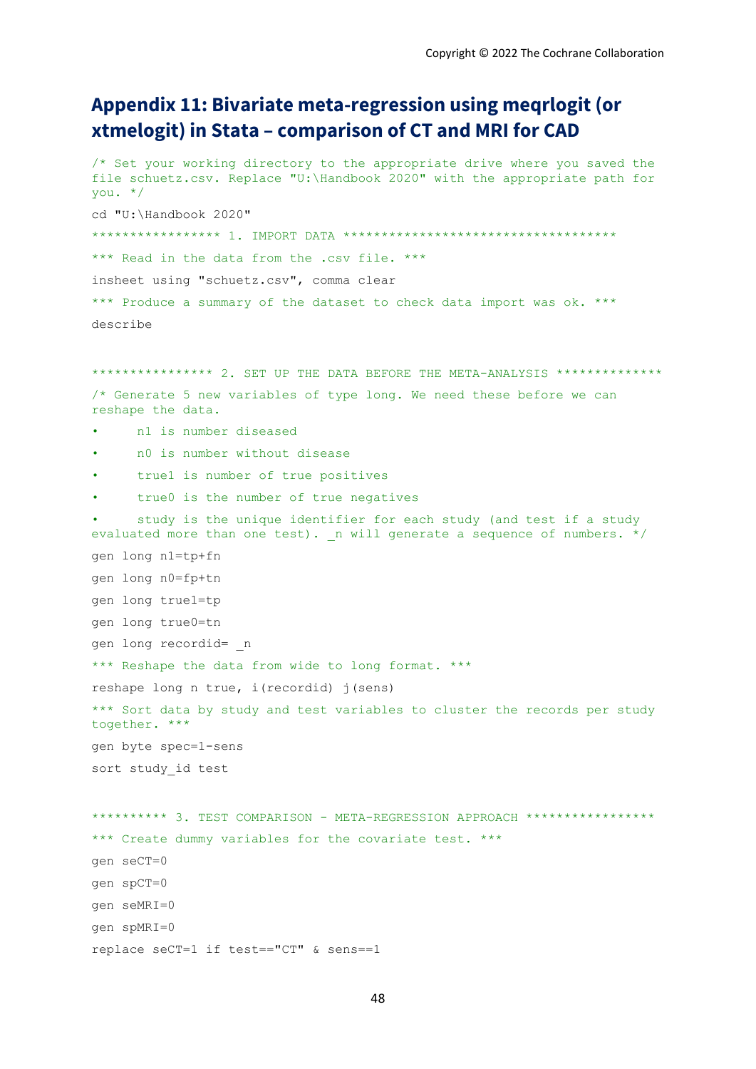## Appendix 11: Bivariate meta-regression using meqrlogit (or xtmelogit) in Stata – comparison of CT and MRI for CAD

```
/* Set your working directory to the appropriate drive where you saved the
file schuetz.csv. Replace "U:\Handbook 2020" with the appropriate path for
you. */

cd "U:\Handbook 2020"

***************** 1. IMPORT DATA ************************************

*** Read in the data from the .csv file. ***

insheet using "schuetz.csv", comma clear

*** Produce a summary of the dataset to check data import was ok. ***

describe


**************** 2. SET UP THE DATA BEFORE THE META-ANALYSIS **************

/* Generate 5 new variables of type long. We need these before we can
reshape the data.

•     n1 is number diseased

•     n0 is number without disease

•     true1 is number of true positives

•     true0 is the number of true negatives

•     study is the unique identifier for each study (and test if a study
evaluated more than one test). _n will generate a sequence of numbers. */

gen long n1=tp+fn

gen long n0=fp+tn

gen long true1=tp

gen long true0=tn

gen long recordid= _n

*** Reshape the data from wide to long format. ***

reshape long n true, i(recordid) j(sens)

*** Sort data by study and test variables to cluster the records per study
together. ***

gen byte spec=1-sens

sort study_id test


********** 3. TEST COMPARISON - META-REGRESSION APPROACH *****************

*** Create dummy variables for the covariate test. ***

gen seCT=0

gen spCT=0

gen seMRI=0

gen spMRI=0

replace seCT=1 if test=="CT" & sens==1
```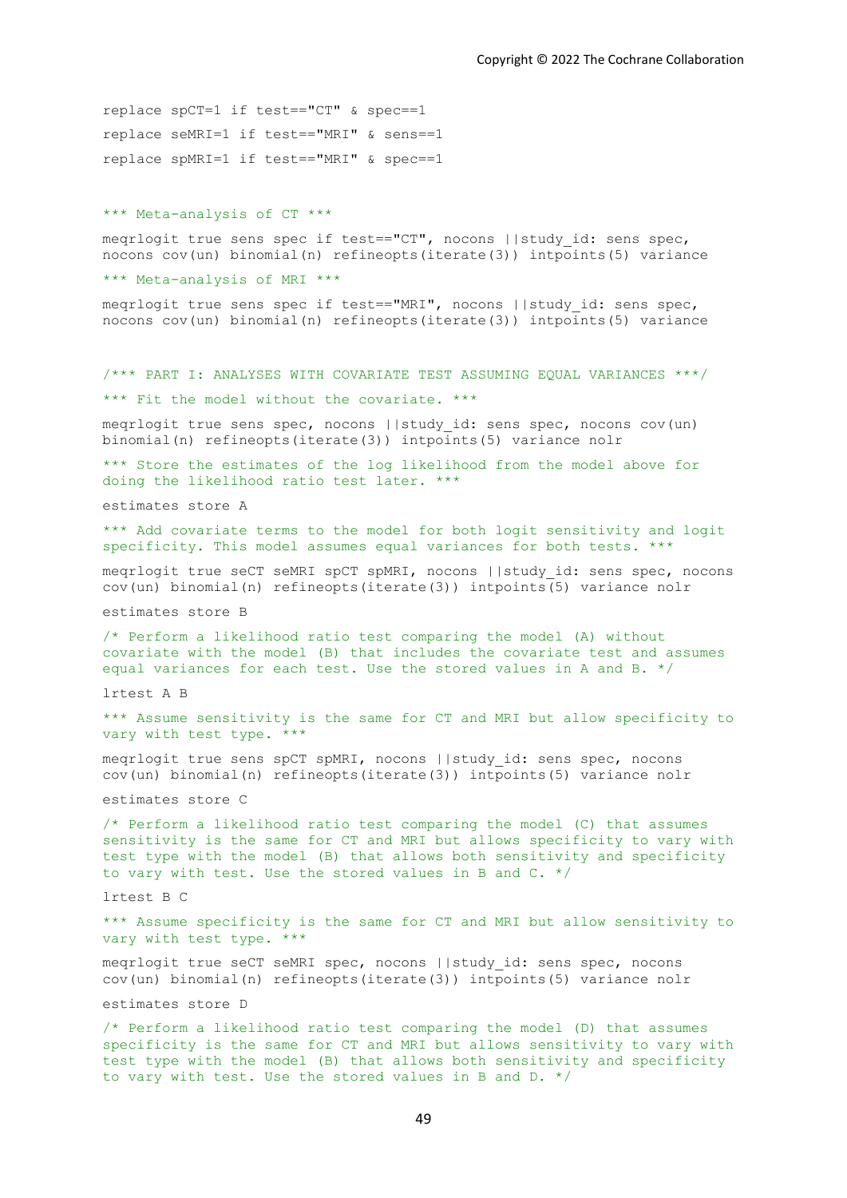```
replace spCT=1 if test=="CT" & spec==1
replace seMRI=1 if test=="MRI" & sens==1
replace spMRI=1 if test=="MRI" & spec==1


*** Meta-analysis of CT ***

meqrlogit true sens spec if test=="CT", nocons ||study_id: sens spec,
nocons cov(un) binomial(n) refineopts(iterate(3)) intpoints(5) variance

*** Meta-analysis of MRI ***

meqrlogit true sens spec if test=="MRI", nocons ||study_id: sens spec,
nocons cov(un) binomial(n) refineopts(iterate(3)) intpoints(5) variance


/*** PART I: ANALYSES WITH COVARIATE TEST ASSUMING EQUAL VARIANCES ***/

*** Fit the model without the covariate. ***

meqrlogit true sens spec, nocons ||study_id: sens spec, nocons cov(un)
binomial(n) refineopts(iterate(3)) intpoints(5) variance nolr

*** Store the estimates of the log likelihood from the model above for
doing the likelihood ratio test later. ***

estimates store A

*** Add covariate terms to the model for both logit sensitivity and logit
specificity. This model assumes equal variances for both tests. ***

meqrlogit true seCT seMRI spCT spMRI, nocons ||study_id: sens spec, nocons
cov(un) binomial(n) refineopts(iterate(3)) intpoints(5) variance nolr

estimates store B

/* Perform a likelihood ratio test comparing the model (A) without
covariate with the model (B) that includes the covariate test and assumes
equal variances for each test. Use the stored values in A and B. */

lrtest A B

*** Assume sensitivity is the same for CT and MRI but allow specificity to
vary with test type. ***

meqrlogit true sens spCT spMRI, nocons ||study_id: sens spec, nocons
cov(un) binomial(n) refineopts(iterate(3)) intpoints(5) variance nolr

estimates store C

/* Perform a likelihood ratio test comparing the model (C) that assumes
sensitivity is the same for CT and MRI but allows specificity to vary with
test type with the model (B) that allows both sensitivity and specificity
to vary with test. Use the stored values in B and C. */

lrtest B C

*** Assume specificity is the same for CT and MRI but allow sensitivity to
vary with test type. ***

meqrlogit true seCT seMRI spec, nocons ||study_id: sens spec, nocons
cov(un) binomial(n) refineopts(iterate(3)) intpoints(5) variance nolr

estimates store D

/* Perform a likelihood ratio test comparing the model (D) that assumes
specificity is the same for CT and MRI but allows sensitivity to vary with
test type with the model (B) that allows both sensitivity and specificity
to vary with test. Use the stored values in B and D. */
```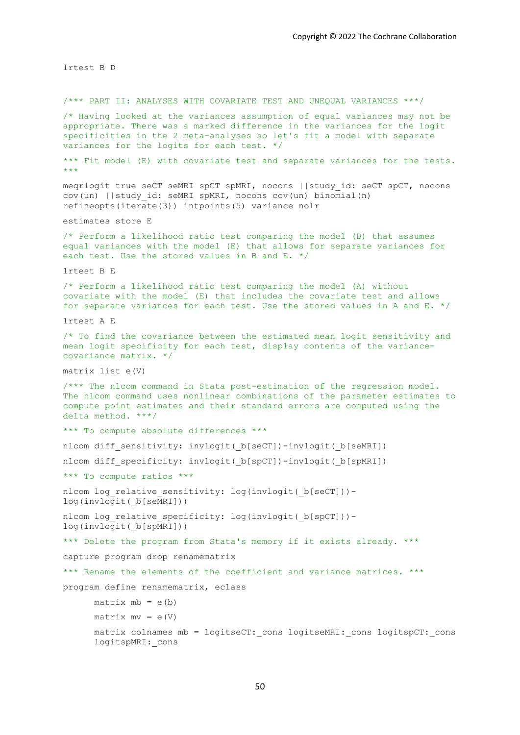Copyright © 2022 The Cochrane Collaboration

```
lrtest B D


/*** PART II: ANALYSES WITH COVARIATE TEST AND UNEQUAL VARIANCES ***/

/* Having looked at the variances assumption of equal variances may not be
appropriate. There was a marked difference in the variances for the logit
specificities in the 2 meta-analyses so let's fit a model with separate
variances for the logits for each test. */

*** Fit model (E) with covariate test and separate variances for the tests.
***

meqrlogit true seCT seMRI spCT spMRI, nocons ||study_id: seCT spCT, nocons
cov(un) ||study_id: seMRI spMRI, nocons cov(un) binomial(n)
refineopts(iterate(3)) intpoints(5) variance nolr

estimates store E

/* Perform a likelihood ratio test comparing the model (B) that assumes
equal variances with the model (E) that allows for separate variances for
each test. Use the stored values in B and E. */

lrtest B E

/* Perform a likelihood ratio test comparing the model (A) without
covariate with the model (E) that includes the covariate test and allows
for separate variances for each test. Use the stored values in A and E. */

lrtest A E

/* To find the covariance between the estimated mean logit sensitivity and
mean logit specificity for each test, display contents of the variance-
covariance matrix. */

matrix list e(V)

/*** The nlcom command in Stata post-estimation of the regression model.
The nlcom command uses nonlinear combinations of the parameter estimates to
compute point estimates and their standard errors are computed using the
delta method. ***/

*** To compute absolute differences ***

nlcom diff_sensitivity: invlogit(_b[seCT])-invlogit(_b[seMRI])

nlcom diff_specificity: invlogit(_b[spCT])-invlogit(_b[spMRI])

*** To compute ratios ***

nlcom log_relative_sensitivity: log(invlogit(_b[seCT]))-
log(invlogit(_b[seMRI]))

nlcom log_relative_specificity: log(invlogit(_b[spCT]))-
log(invlogit(_b[spMRI]))

*** Delete the program from Stata's memory if it exists already. ***

capture program drop renamematrix

*** Rename the elements of the coefficient and variance matrices. ***

program define renamematrix, eclass

      matrix mb = e(b)

      matrix mv = e(V)

      matrix colnames mb = logitseCT:_cons logitseMRI:_cons logitspCT:_cons
      logitspMRI:_cons
```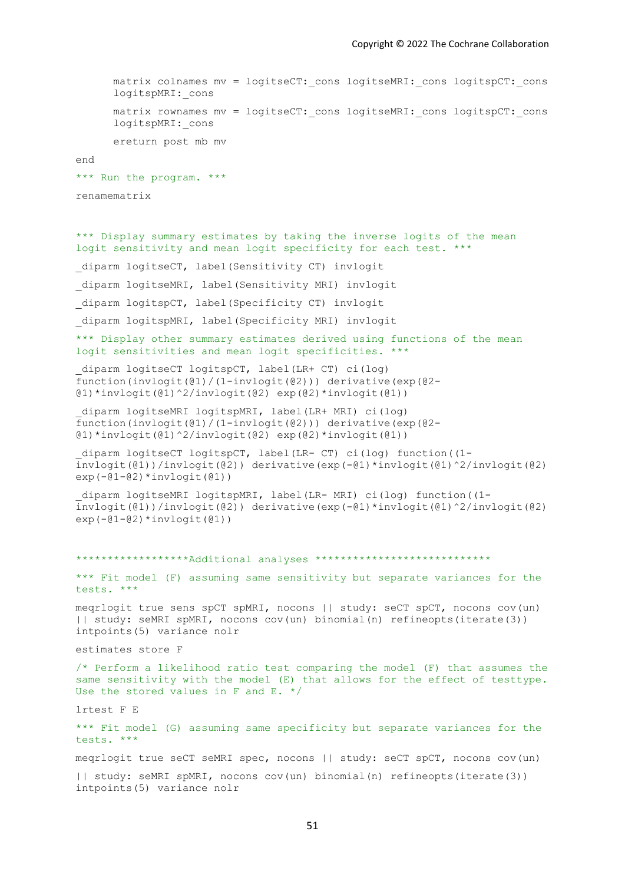```
      matrix colnames mv = logitseCT:_cons logitseMRI:_cons logitspCT:_cons
      logitspMRI:_cons

      matrix rownames mv = logitseCT:_cons logitseMRI:_cons logitspCT:_cons
      logitspMRI:_cons

      ereturn post mb mv

end

*** Run the program. ***

renamematrix


*** Display summary estimates by taking the inverse logits of the mean
logit sensitivity and mean logit specificity for each test. ***

_diparm logitseCT, label(Sensitivity CT) invlogit

_diparm logitseMRI, label(Sensitivity MRI) invlogit

_diparm logitspCT, label(Specificity CT) invlogit

_diparm logitspMRI, label(Specificity MRI) invlogit

*** Display other summary estimates derived using functions of the mean
logit sensitivities and mean logit specificities. ***

_diparm logitseCT logitspCT, label(LR+ CT) ci(log)
function(invlogit(@1)/(1-invlogit(@2))) derivative(exp(@2-
@1)*invlogit(@1)^2/invlogit(@2) exp(@2)*invlogit(@1))

_diparm logitseMRI logitspMRI, label(LR+ MRI) ci(log)
function(invlogit(@1)/(1-invlogit(@2))) derivative(exp(@2-
@1)*invlogit(@1)^2/invlogit(@2) exp(@2)*invlogit(@1))

_diparm logitseCT logitspCT, label(LR- CT) ci(log) function((1-
invlogit(@1))/invlogit(@2)) derivative(exp(-@1)*invlogit(@1)^2/invlogit(@2)
exp(-@1-@2)*invlogit(@1))

_diparm logitseMRI logitspMRI, label(LR- MRI) ci(log) function((1-
invlogit(@1))/invlogit(@2)) derivative(exp(-@1)*invlogit(@1)^2/invlogit(@2)
exp(-@1-@2)*invlogit(@1))


******************Additional analyses ***************************

*** Fit model (F) assuming same sensitivity but separate variances for the
tests. ***

meqrlogit true sens spCT spMRI, nocons || study: seCT spCT, nocons cov(un)
|| study: seMRI spMRI, nocons cov(un) binomial(n) refineopts(iterate(3))
intpoints(5) variance nolr

estimates store F

/* Perform a likelihood ratio test comparing the model (F) that assumes the
same sensitivity with the model (E) that allows for the effect of testtype.
Use the stored values in F and E. */

lrtest F E

*** Fit model (G) assuming same specificity but separate variances for the
tests. ***

meqrlogit true seCT seMRI spec, nocons || study: seCT spCT, nocons cov(un)

|| study: seMRI spMRI, nocons cov(un) binomial(n) refineopts(iterate(3))
intpoints(5) variance nolr
```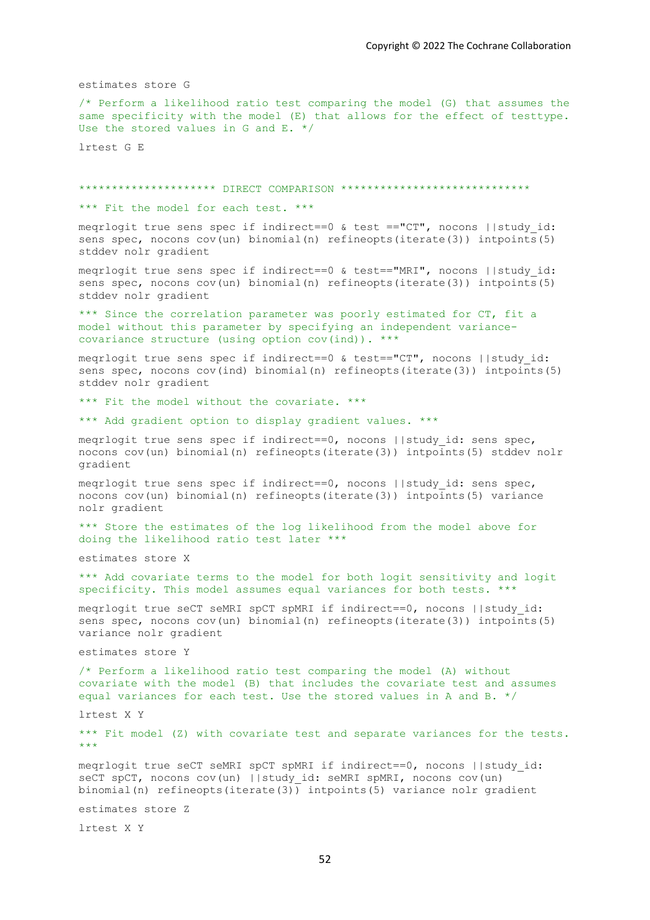```
estimates store G

/* Perform a likelihood ratio test comparing the model (G) that assumes the
same specificity with the model (E) that allows for the effect of testtype.
Use the stored values in G and E. */

lrtest G E


******************** DIRECT COMPARISON ****************************

*** Fit the model for each test. ***

meqrlogit true sens spec if indirect==0 & test =="CT", nocons ||study_id:
sens spec, nocons cov(un) binomial(n) refineopts(iterate(3)) intpoints(5)
stddev nolr gradient

meqrlogit true sens spec if indirect==0 & test=="MRI", nocons ||study_id:
sens spec, nocons cov(un) binomial(n) refineopts(iterate(3)) intpoints(5)
stddev nolr gradient

*** Since the correlation parameter was poorly estimated for CT, fit a
model without this parameter by specifying an independent variance-
covariance structure (using option cov(ind)). ***

meqrlogit true sens spec if indirect==0 & test=="CT", nocons ||study_id:
sens spec, nocons cov(ind) binomial(n) refineopts(iterate(3)) intpoints(5)
stddev nolr gradient

*** Fit the model without the covariate. ***

*** Add gradient option to display gradient values. ***

meqrlogit true sens spec if indirect==0, nocons ||study_id: sens spec,
nocons cov(un) binomial(n) refineopts(iterate(3)) intpoints(5) stddev nolr
gradient

meqrlogit true sens spec if indirect==0, nocons ||study_id: sens spec,
nocons cov(un) binomial(n) refineopts(iterate(3)) intpoints(5) variance
nolr gradient

*** Store the estimates of the log likelihood from the model above for
doing the likelihood ratio test later ***

estimates store X

*** Add covariate terms to the model for both logit sensitivity and logit
specificity. This model assumes equal variances for both tests. ***

meqrlogit true seCT seMRI spCT spMRI if indirect==0, nocons ||study_id:
sens spec, nocons cov(un) binomial(n) refineopts(iterate(3)) intpoints(5)
variance nolr gradient

estimates store Y

/* Perform a likelihood ratio test comparing the model (A) without
covariate with the model (B) that includes the covariate test and assumes
equal variances for each test. Use the stored values in A and B. */

lrtest X Y

*** Fit model (Z) with covariate test and separate variances for the tests.
***

meqrlogit true seCT seMRI spCT spMRI if indirect==0, nocons ||study_id:
seCT spCT, nocons cov(un) ||study_id: seMRI spMRI, nocons cov(un)
binomial(n) refineopts(iterate(3)) intpoints(5) variance nolr gradient

estimates store Z

lrtest X Y
```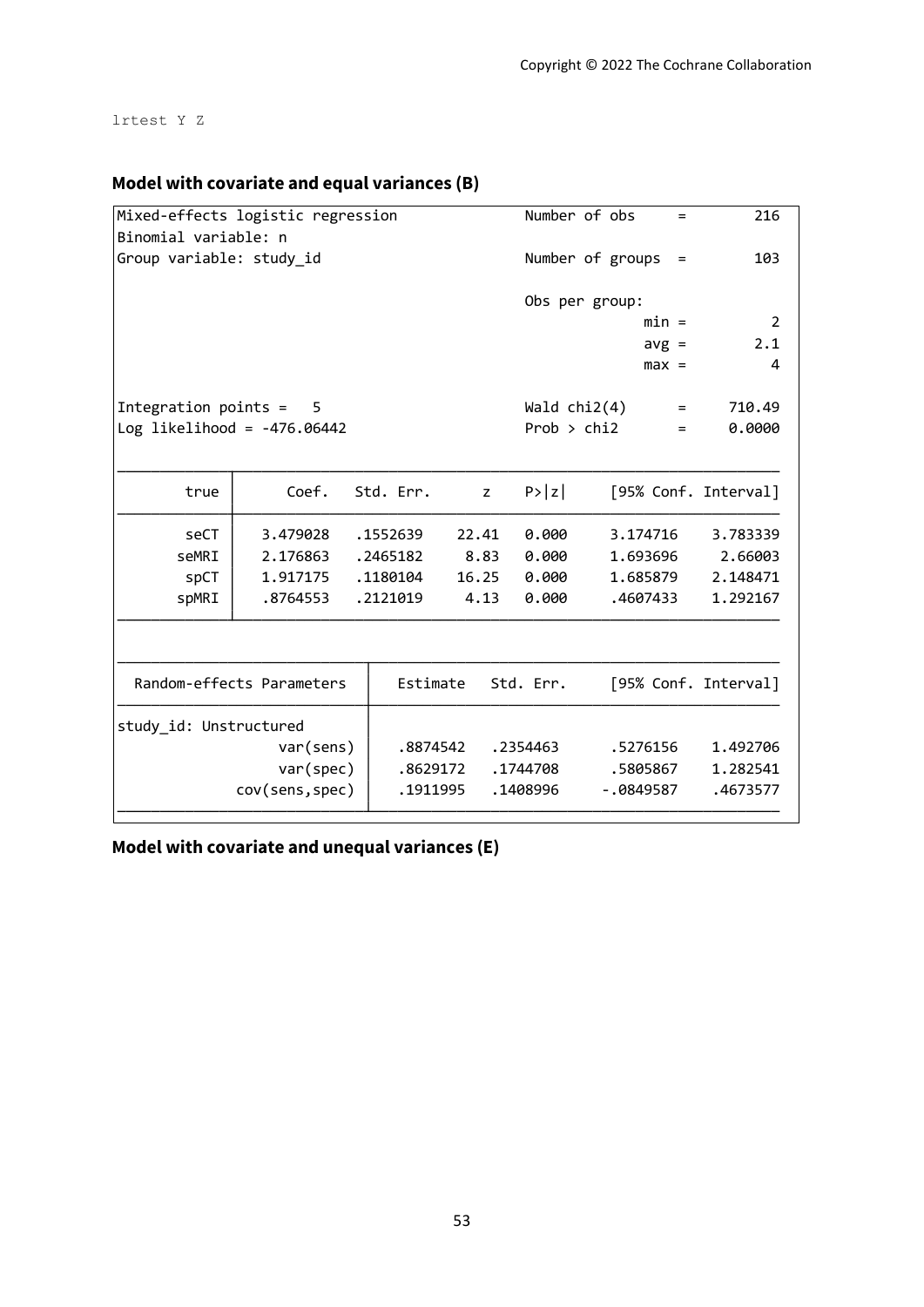```
lrtest Y Z
```

### Model with covariate and equal variances (B)

```
Mixed-effects logistic regression               Number of obs     =        216
Binomial variable: n
Group variable: study_id                        Number of groups  =        103

                                                Obs per group:
                                                              min =          2
                                                              avg =        2.1
                                                              max =          4

Integration points =   5                        Wald chi2(4)      =     710.49
Log likelihood = -476.06442                     Prob > chi2       =     0.0000

------------------------------------------------------------------------------
        true |      Coef.   Std. Err.      z    P>|z|     [95% Conf. Interval]
-------------+----------------------------------------------------------------
        seCT |   3.479028   .1552639    22.41   0.000     3.174716    3.783339
       seMRI |   2.176863   .2465182     8.83   0.000     1.693696     2.66003
        spCT |   1.917175   .1180104    16.25   0.000     1.685879    2.148471
       spMRI |   .8764553   .2121019     4.13   0.000     .4607433    1.292167
------------------------------------------------------------------------------

------------------------------------------------------------------------------
  Random-effects Parameters  |   Estimate   Std. Err.     [95% Conf. Interval]
-----------------------------+------------------------------------------------
study_id: Unstructured       |
                   var(sens) |   .8874542   .2354463      .5276156    1.492706
                   var(spec) |   .8629172   .1744708      .5805867    1.282541
              cov(sens,spec) |   .1911995   .1408996     -.0849587    .4673577
------------------------------------------------------------------------------
```

### Model with covariate and unequal variances (E)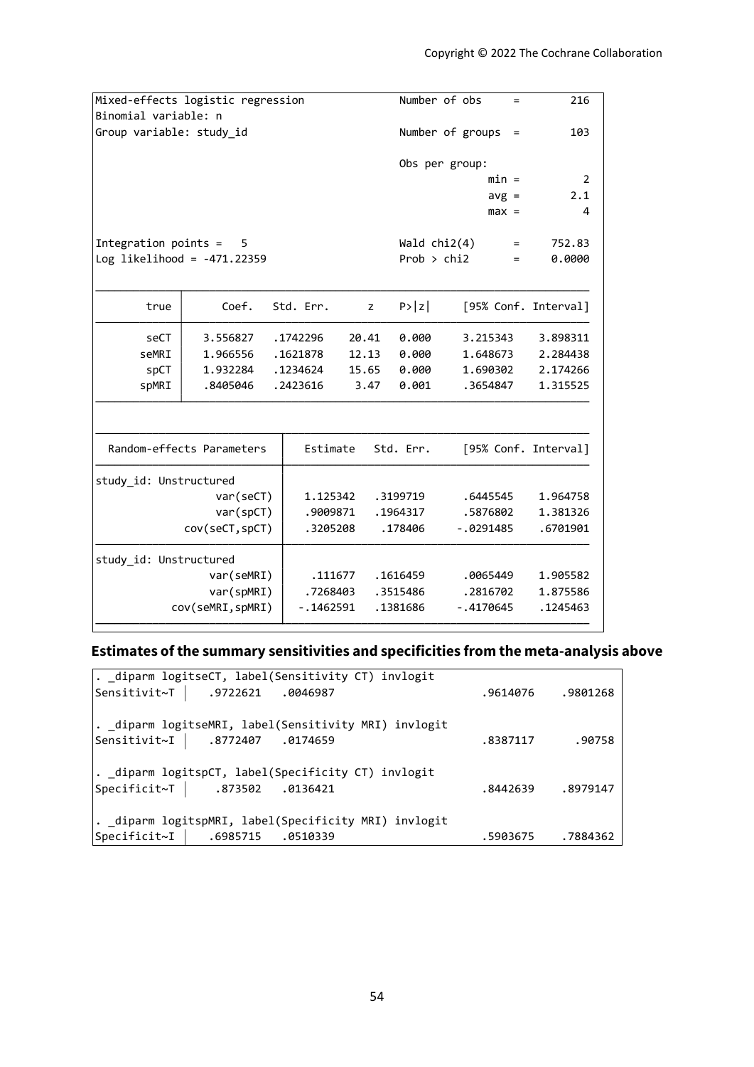```
Mixed-effects logistic regression               Number of obs     =        216
Binomial variable: n
Group variable: study_id                        Number of groups  =        103

                                                Obs per group:
                                                              min =          2
                                                              avg =        2.1
                                                              max =          4

Integration points =   5                        Wald chi2(4)      =     752.83
Log likelihood = -471.22359                     Prob > chi2       =     0.0000

------------------------------------------------------------------------------
        true |      Coef.   Std. Err.      z    P>|z|     [95% Conf. Interval]
-------------+----------------------------------------------------------------
        seCT |   3.556827   .1742296    20.41   0.000     3.215343    3.898311
       seMRI |   1.966556   .1621878    12.13   0.000     1.648673    2.284438
        spCT |   1.932284   .1234624    15.65   0.000     1.690302    2.174266
       spMRI |   .8405046   .2423616     3.47   0.001     .3654847    1.315525
------------------------------------------------------------------------------

------------------------------------------------------------------------------
  Random-effects Parameters  |   Estimate   Std. Err.     [95% Conf. Interval]
-----------------------------+------------------------------------------------
study_id: Unstructured       |
                   var(seCT) |   1.125342   .3199719      .6445545    1.964758
                   var(spCT) |   .9009871   .1964317      .5876802    1.381326
              cov(seCT,spCT) |   .3205208    .178406     -.0291485    .6701901
-----------------------------+------------------------------------------------
study_id: Unstructured       |
                  var(seMRI) |    .111677   .1616459      .0065449    1.905582
                  var(spMRI) |   .7268403   .3515486      .2816702    1.875586
            cov(seMRI,spMRI) |  -.1462591   .1381686     -.4170645    .1245463
------------------------------------------------------------------------------
```

## Estimates of the summary sensitivities and specificities from the meta-analysis above

```
. _diparm logitseCT, label(Sensitivity CT) invlogit
Sensitivit~T |    .9722621   .0046987                     .9614076    .9801268

. _diparm logitseMRI, label(Sensitivity MRI) invlogit
Sensitivit~I |    .8772407   .0174659                     .8387117      .90758

. _diparm logitspCT, label(Specificity CT) invlogit
Specificit~T |     .873502   .0136421                     .8442639    .8979147

. _diparm logitspMRI, label(Specificity MRI) invlogit
Specificit~I |    .6985715   .0510339                     .5903675    .7884362
```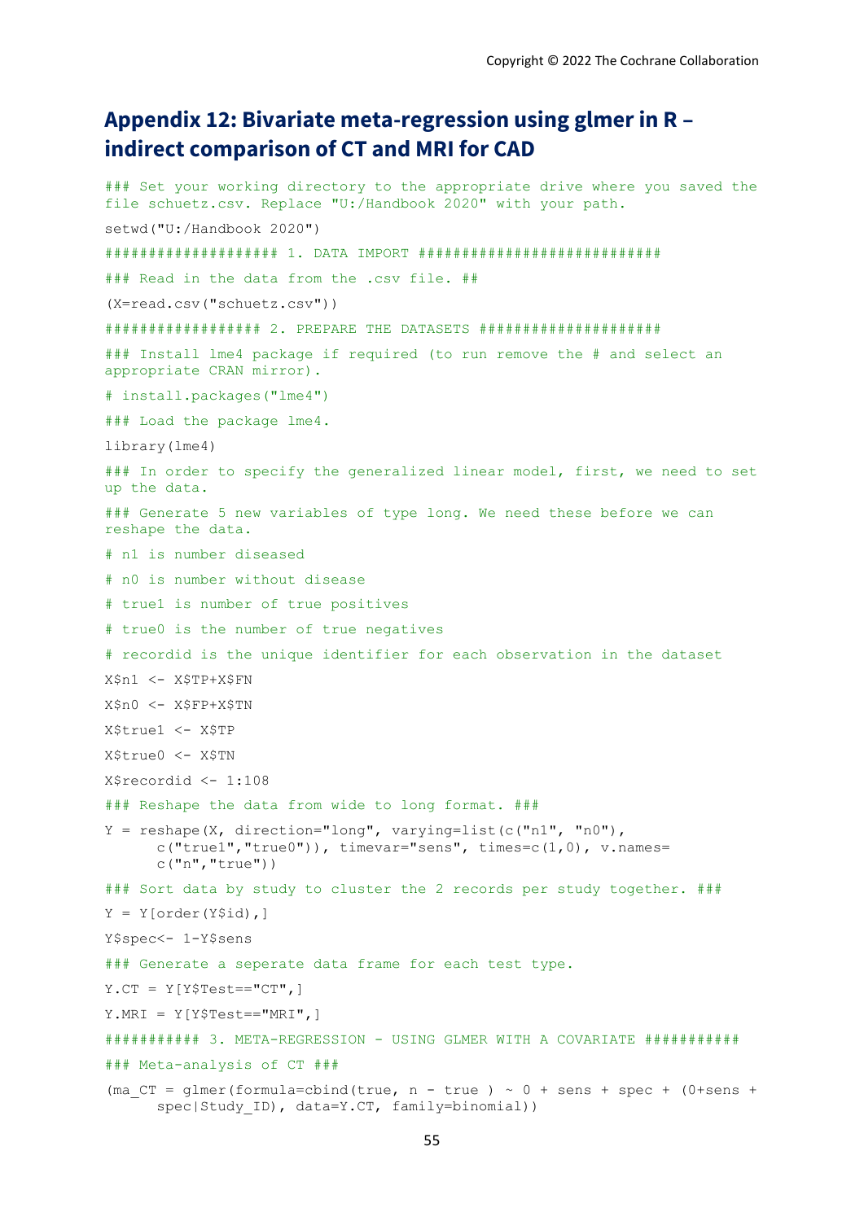## Appendix 12: Bivariate meta-regression using glmer in R – indirect comparison of CT and MRI for CAD

```
### Set your working directory to the appropriate drive where you saved the
file schuetz.csv. Replace "U:/Handbook 2020" with your path.

setwd("U:/Handbook 2020")

################### 1. DATA IMPORT ###########################

### Read in the data from the .csv file. ##

(X=read.csv("schuetz.csv"))

################## 2. PREPARE THE DATASETS ####################

### Install lme4 package if required (to run remove the # and select an
appropriate CRAN mirror).

# install.packages("lme4")

### Load the package lme4.

library(lme4)

### In order to specify the generalized linear model, first, we need to set
up the data.

### Generate 5 new variables of type long. We need these before we can
reshape the data.

# n1 is number diseased

# n0 is number without disease

# true1 is number of true positives

# true0 is the number of true negatives

# recordid is the unique identifier for each observation in the dataset

X$n1 <- X$TP+X$FN

X$n0 <- X$FP+X$TN

X$true1 <- X$TP

X$true0 <- X$TN

X$recordid <- 1:108

### Reshape the data from wide to long format. ###

Y = reshape(X, direction="long", varying=list(c("n1", "n0"),
      c("true1","true0")), timevar="sens", times=c(1,0), v.names=
      c("n","true"))

### Sort data by study to cluster the 2 records per study together. ###

Y = Y[order(Y$id),]

Y$spec<- 1-Y$sens

### Generate a seperate data frame for each test type.

Y.CT = Y[Y$Test=="CT",]

Y.MRI = Y[Y$Test=="MRI",]

########### 3. META-REGRESSION - USING GLMER WITH A COVARIATE ###########

### Meta-analysis of CT ###

(ma_CT = glmer(formula=cbind(true, n - true ) ~ 0 + sens + spec + (0+sens +
      spec|Study_ID), data=Y.CT, family=binomial))
```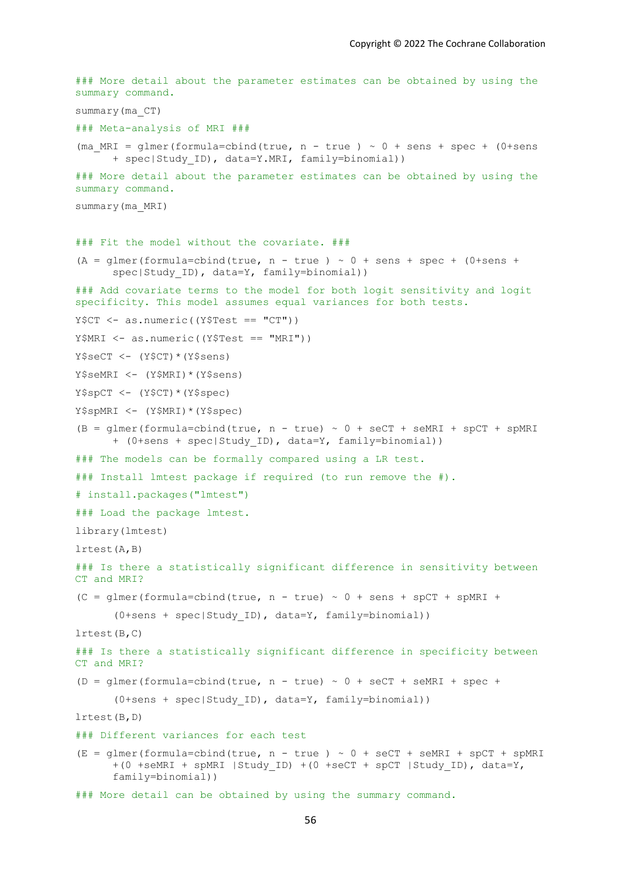```
### More detail about the parameter estimates can be obtained by using the
summary command.

summary(ma_CT)

### Meta-analysis of MRI ###

(ma_MRI = glmer(formula=cbind(true, n - true ) ~ 0 + sens + spec + (0+sens
      + spec|Study_ID), data=Y.MRI, family=binomial))

### More detail about the parameter estimates can be obtained by using the
summary command.

summary(ma_MRI)


### Fit the model without the covariate. ###

(A = glmer(formula=cbind(true, n - true ) ~ 0 + sens + spec + (0+sens +
      spec|Study_ID), data=Y, family=binomial))

### Add covariate terms to the model for both logit sensitivity and logit
specificity. This model assumes equal variances for both tests.

Y$CT <- as.numeric((Y$Test == "CT"))

Y$MRI <- as.numeric((Y$Test == "MRI"))

Y$seCT <- (Y$CT)*(Y$sens)

Y$seMRI <- (Y$MRI)*(Y$sens)

Y$spCT <- (Y$CT)*(Y$spec)

Y$spMRI <- (Y$MRI)*(Y$spec)

(B = glmer(formula=cbind(true, n - true) ~ 0 + seCT + seMRI + spCT + spMRI
      + (0+sens + spec|Study_ID), data=Y, family=binomial))

### The models can be formally compared using a LR test.

### Install lmtest package if required (to run remove the #).

# install.packages("lmtest")

### Load the package lmtest.

library(lmtest)

lrtest(A,B)

### Is there a statistically significant difference in sensitivity between
CT and MRI?

(C = glmer(formula=cbind(true, n - true) ~ 0 + sens + spCT + spMRI +

      (0+sens + spec|Study_ID), data=Y, family=binomial))

lrtest(B,C)

### Is there a statistically significant difference in specificity between
CT and MRI?

(D = glmer(formula=cbind(true, n - true) ~ 0 + seCT + seMRI + spec +

      (0+sens + spec|Study_ID), data=Y, family=binomial))

lrtest(B,D)

### Different variances for each test

(E = glmer(formula=cbind(true, n - true ) ~ 0 + seCT + seMRI + spCT + spMRI
      +(0 +seMRI + spMRI |Study_ID) +(0 +seCT + spCT |Study_ID), data=Y,
      family=binomial))

### More detail can be obtained by using the summary command.
```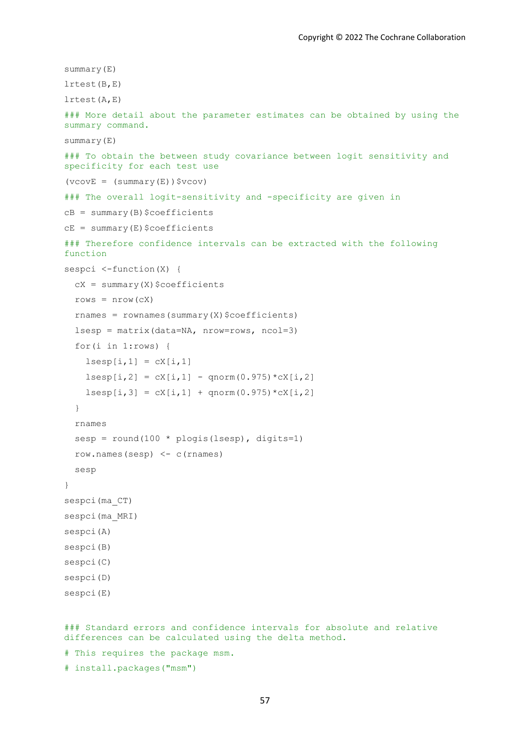```
summary(E)

lrtest(B,E)

lrtest(A,E)

### More detail about the parameter estimates can be obtained by using the summary command.

summary(E)

### To obtain the between study covariance between logit sensitivity and specificity for each test use

(vcovE = (summary(E))$vcov)

### The overall logit-sensitivity and -specificity are given in

cB = summary(B)$coefficients

cE = summary(E)$coefficients

### Therefore confidence intervals can be extracted with the following function

sespci <-function(X) {

  cX = summary(X)$coefficients

  rows = nrow(cX)

  rnames = rownames(summary(X)$coefficients)

  lsesp = matrix(data=NA, nrow=rows, ncol=3)

  for(i in 1:rows) {

    lsesp[i,1] = cX[i,1]

    lsesp[i,2] = cX[i,1] - qnorm(0.975)*cX[i,2]

    lsesp[i,3] = cX[i,1] + qnorm(0.975)*cX[i,2]

  }

  rnames

  sesp = round(100 * plogis(lsesp), digits=1)

  row.names(sesp) <- c(rnames)

  sesp

}

sespci(ma_CT)

sespci(ma_MRI)

sespci(A)

sespci(B)

sespci(C)

sespci(D)

sespci(E)


### Standard errors and confidence intervals for absolute and relative differences can be calculated using the delta method.

# This requires the package msm.

# install.packages("msm")
```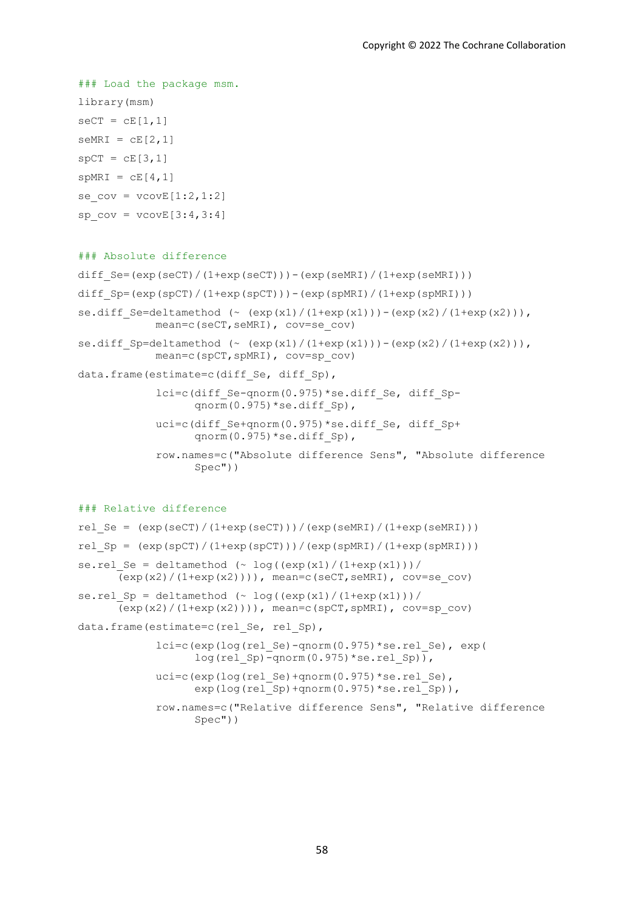```
### Load the package msm.
library(msm)
seCT = cE[1,1]
seMRI = cE[2,1]
spCT = cE[3,1]
spMRI = cE[4,1]
se_cov = vcovE[1:2,1:2]
sp_cov = vcovE[3:4,3:4]


### Absolute difference
diff_Se=(exp(seCT)/(1+exp(seCT)))-(exp(seMRI)/(1+exp(seMRI)))
diff_Sp=(exp(spCT)/(1+exp(spCT)))-(exp(spMRI)/(1+exp(spMRI)))
se.diff_Se=deltamethod (~ (exp(x1)/(1+exp(x1)))-(exp(x2)/(1+exp(x2))),
            mean=c(seCT,seMRI), cov=se_cov)
se.diff_Sp=deltamethod (~ (exp(x1)/(1+exp(x1)))-(exp(x2)/(1+exp(x2))),
            mean=c(spCT,spMRI), cov=sp_cov)
data.frame(estimate=c(diff_Se, diff_Sp),
            lci=c(diff_Se-qnorm(0.975)*se.diff_Se, diff_Sp-
                  qnorm(0.975)*se.diff_Sp),
            uci=c(diff_Se+qnorm(0.975)*se.diff_Se, diff_Sp+
                  qnorm(0.975)*se.diff_Sp),
            row.names=c("Absolute difference Sens", "Absolute difference
                  Spec"))


### Relative difference
rel_Se = (exp(seCT)/(1+exp(seCT)))/(exp(seMRI)/(1+exp(seMRI)))
rel_Sp = (exp(spCT)/(1+exp(spCT)))/(exp(spMRI)/(1+exp(spMRI)))
se.rel_Se = deltamethod (~ log((exp(x1)/(1+exp(x1)))/
      (exp(x2)/(1+exp(x2)))), mean=c(seCT,seMRI), cov=se_cov)
se.rel_Sp = deltamethod (~ log((exp(x1)/(1+exp(x1)))/
      (exp(x2)/(1+exp(x2)))), mean=c(spCT,spMRI), cov=sp_cov)
data.frame(estimate=c(rel_Se, rel_Sp),
            lci=c(exp(log(rel_Se)-qnorm(0.975)*se.rel_Se), exp(
                  log(rel_Sp)-qnorm(0.975)*se.rel_Sp)),
            uci=c(exp(log(rel_Se)+qnorm(0.975)*se.rel_Se),
                  exp(log(rel_Sp)+qnorm(0.975)*se.rel_Sp)),
            row.names=c("Relative difference Sens", "Relative difference
                  Spec"))
```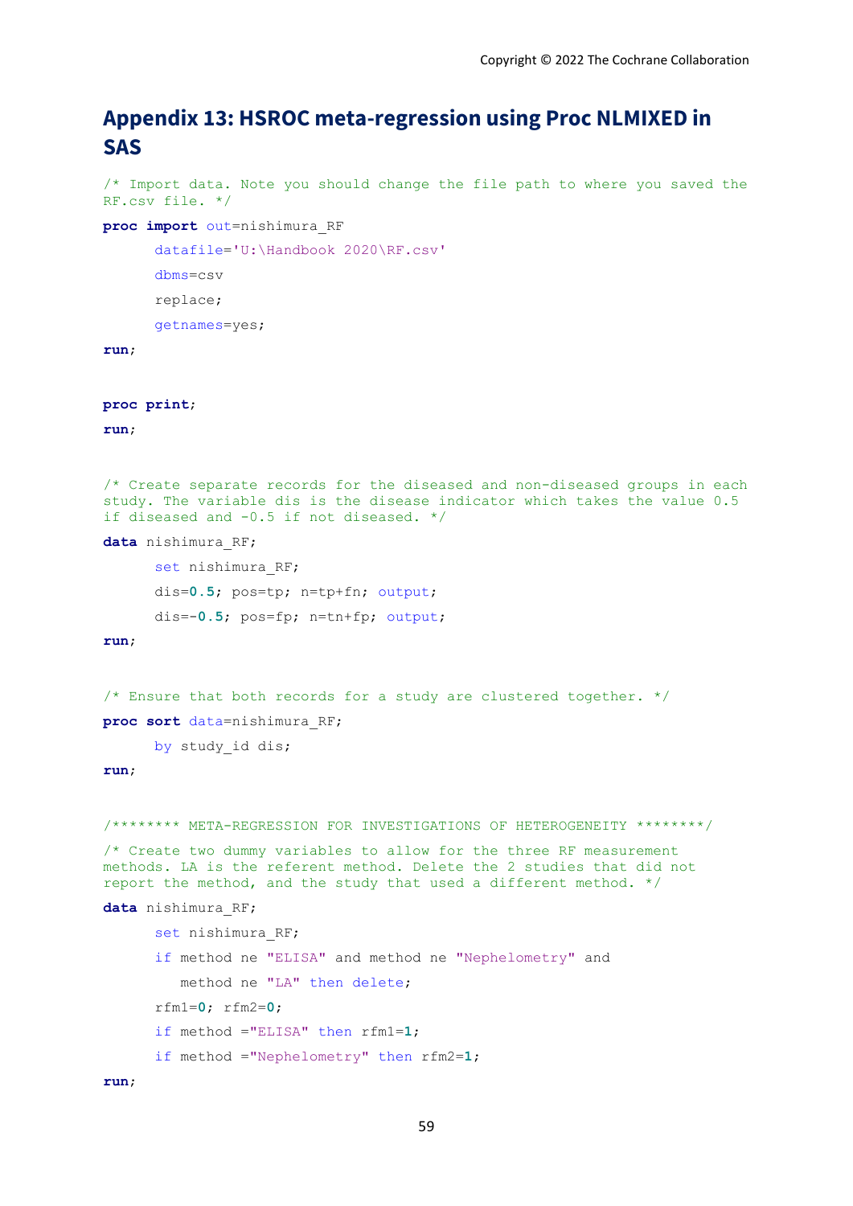# Appendix 13: HSROC meta-regression using Proc NLMIXED in SAS

```
/* Import data. Note you should change the file path to where you saved the
RF.csv file. */
proc import out=nishimura_RF
      datafile='U:\Handbook 2020\RF.csv'
      dbms=csv
      replace;
      getnames=yes;
run;


proc print;
run;


/* Create separate records for the diseased and non-diseased groups in each
study. The variable dis is the disease indicator which takes the value 0.5
if diseased and -0.5 if not diseased. */
data nishimura_RF;
      set nishimura_RF;
      dis=0.5; pos=tp; n=tp+fn; output;
      dis=-0.5; pos=fp; n=tn+fp; output;
run;


/* Ensure that both records for a study are clustered together. */
proc sort data=nishimura_RF;
      by study_id dis;
run;


/******** META-REGRESSION FOR INVESTIGATIONS OF HETEROGENEITY ********/
/* Create two dummy variables to allow for the three RF measurement
methods. LA is the referent method. Delete the 2 studies that did not
report the method, and the study that used a different method. */
data nishimura_RF;
      set nishimura_RF;
      if method ne "ELISA" and method ne "Nephelometry" and
         method ne "LA" then delete;
      rfm1=0; rfm2=0;
      if method ="ELISA" then rfm1=1;
      if method ="Nephelometry" then rfm2=1;
run;
```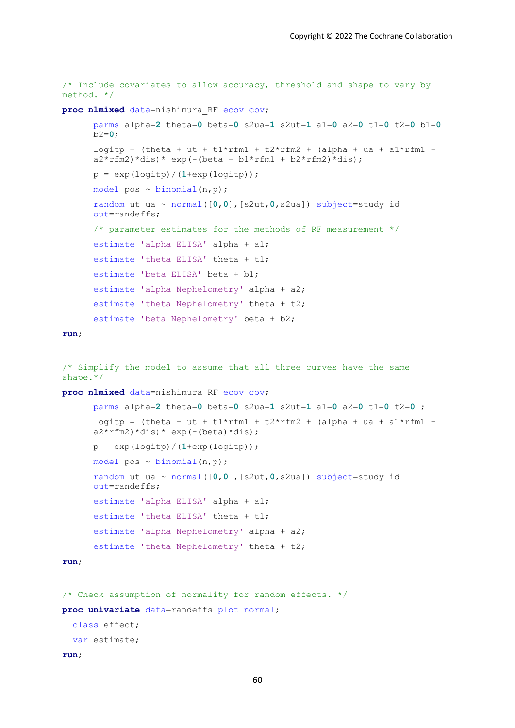```
/* Include covariates to allow accuracy, threshold and shape to vary by
method. */
proc nlmixed data=nishimura_RF ecov cov;
      parms alpha=2 theta=0 beta=0 s2ua=1 s2ut=1 a1=0 a2=0 t1=0 t2=0 b1=0
      b2=0;
      logitp = (theta + ut + t1*rfm1 + t2*rfm2 + (alpha + ua + a1*rfm1 +
      a2*rfm2)*dis)* exp(-(beta + b1*rfm1 + b2*rfm2)*dis);
      p = exp(logitp)/(1+exp(logitp));
      model pos ~ binomial(n,p);
      random ut ua ~ normal([0,0],[s2ut,0,s2ua]) subject=study_id
      out=randeffs;
      /* parameter estimates for the methods of RF measurement */
      estimate 'alpha ELISA' alpha + a1;
      estimate 'theta ELISA' theta + t1;
      estimate 'beta ELISA' beta + b1;
      estimate 'alpha Nephelometry' alpha + a2;
      estimate 'theta Nephelometry' theta + t2;
      estimate 'beta Nephelometry' beta + b2;
run;


/* Simplify the model to assume that all three curves have the same
shape.*/
proc nlmixed data=nishimura_RF ecov cov;
      parms alpha=2 theta=0 beta=0 s2ua=1 s2ut=1 a1=0 a2=0 t1=0 t2=0 ;
      logitp = (theta + ut + t1*rfm1 + t2*rfm2 + (alpha + ua + a1*rfm1 +
      a2*rfm2)*dis)* exp(-(beta)*dis);
      p = exp(logitp)/(1+exp(logitp));
      model pos ~ binomial(n,p);
      random ut ua ~ normal([0,0],[s2ut,0,s2ua]) subject=study_id
      out=randeffs;
      estimate 'alpha ELISA' alpha + a1;
      estimate 'theta ELISA' theta + t1;
      estimate 'alpha Nephelometry' alpha + a2;
      estimate 'theta Nephelometry' theta + t2;
run;


/* Check assumption of normality for random effects. */
proc univariate data=randeffs plot normal;
  class effect;
  var estimate;
run;
```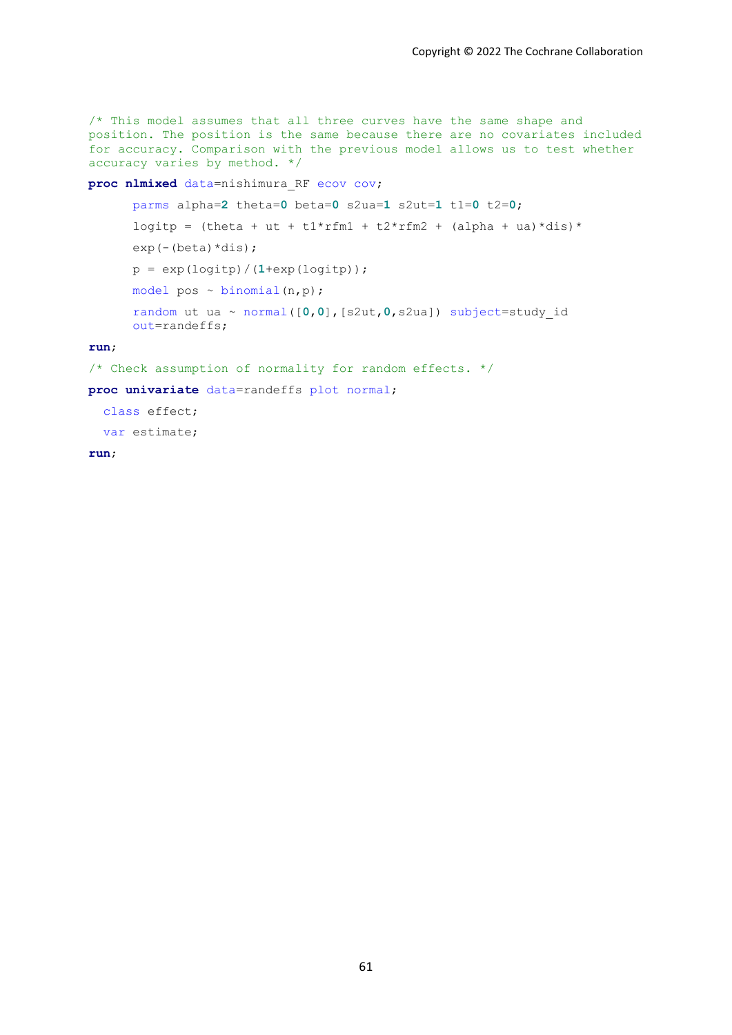```
/* This model assumes that all three curves have the same shape and
position. The position is the same because there are no covariates included
for accuracy. Comparison with the previous model allows us to test whether
accuracy varies by method. */

proc nlmixed data=nishimura_RF ecov cov;

      parms alpha=2 theta=0 beta=0 s2ua=1 s2ut=1 t1=0 t2=0;

      logitp = (theta + ut + t1*rfm1 + t2*rfm2 + (alpha + ua)*dis)*

      exp(-(beta)*dis);

      p = exp(logitp)/(1+exp(logitp));

      model pos ~ binomial(n,p);

      random ut ua ~ normal([0,0],[s2ut,0,s2ua]) subject=study_id
      out=randeffs;

run;

/* Check assumption of normality for random effects. */

proc univariate data=randeffs plot normal;

  class effect;

  var estimate;

run;
```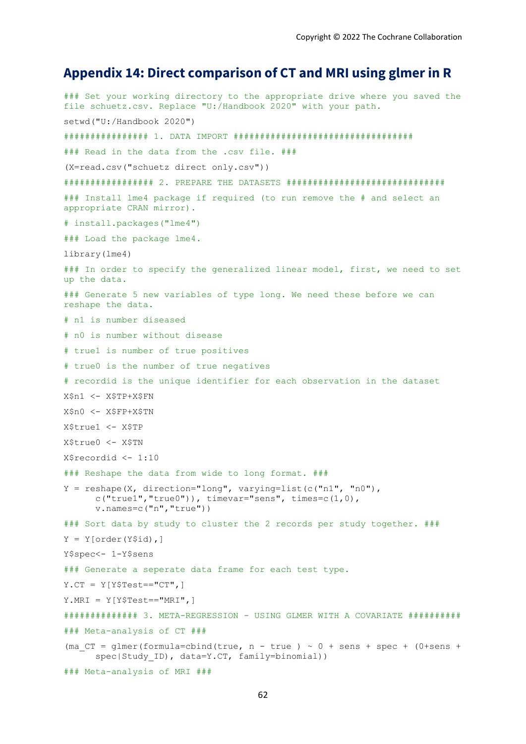## Appendix 14: Direct comparison of CT and MRI using glmer in R

```
### Set your working directory to the appropriate drive where you saved the file schuetz.csv. Replace "U:/Handbook 2020" with your path.

setwd("U:/Handbook 2020")

################ 1. DATA IMPORT ##################################

### Read in the data from the .csv file. ###

(X=read.csv("schuetz direct only.csv"))

################# 2. PREPARE THE DATASETS ##############################

### Install lme4 package if required (to run remove the # and select an appropriate CRAN mirror).

# install.packages("lme4")

### Load the package lme4.

library(lme4)

### In order to specify the generalized linear model, first, we need to set up the data.

### Generate 5 new variables of type long. We need these before we can reshape the data.

# n1 is number diseased

# n0 is number without disease

# true1 is number of true positives

# true0 is the number of true negatives

# recordid is the unique identifier for each observation in the dataset

X$n1 <- X$TP+X$FN

X$n0 <- X$FP+X$TN

X$true1 <- X$TP

X$true0 <- X$TN

X$recordid <- 1:10

### Reshape the data from wide to long format. ###

Y = reshape(X, direction="long", varying=list(c("n1", "n0"),
      c("true1","true0")), timevar="sens", times=c(1,0),
      v.names=c("n","true"))

### Sort data by study to cluster the 2 records per study together. ###

Y = Y[order(Y$id),]

Y$spec<- 1-Y$sens

### Generate a seperate data frame for each test type.

Y.CT = Y[Y$Test=="CT",]

Y.MRI = Y[Y$Test=="MRI",]

############## 3. META-REGRESSION - USING GLMER WITH A COVARIATE ##########

### Meta-analysis of CT ###

(ma_CT = glmer(formula=cbind(true, n - true ) ~ 0 + sens + spec + (0+sens +
      spec|Study_ID), data=Y.CT, family=binomial))

### Meta-analysis of MRI ###
```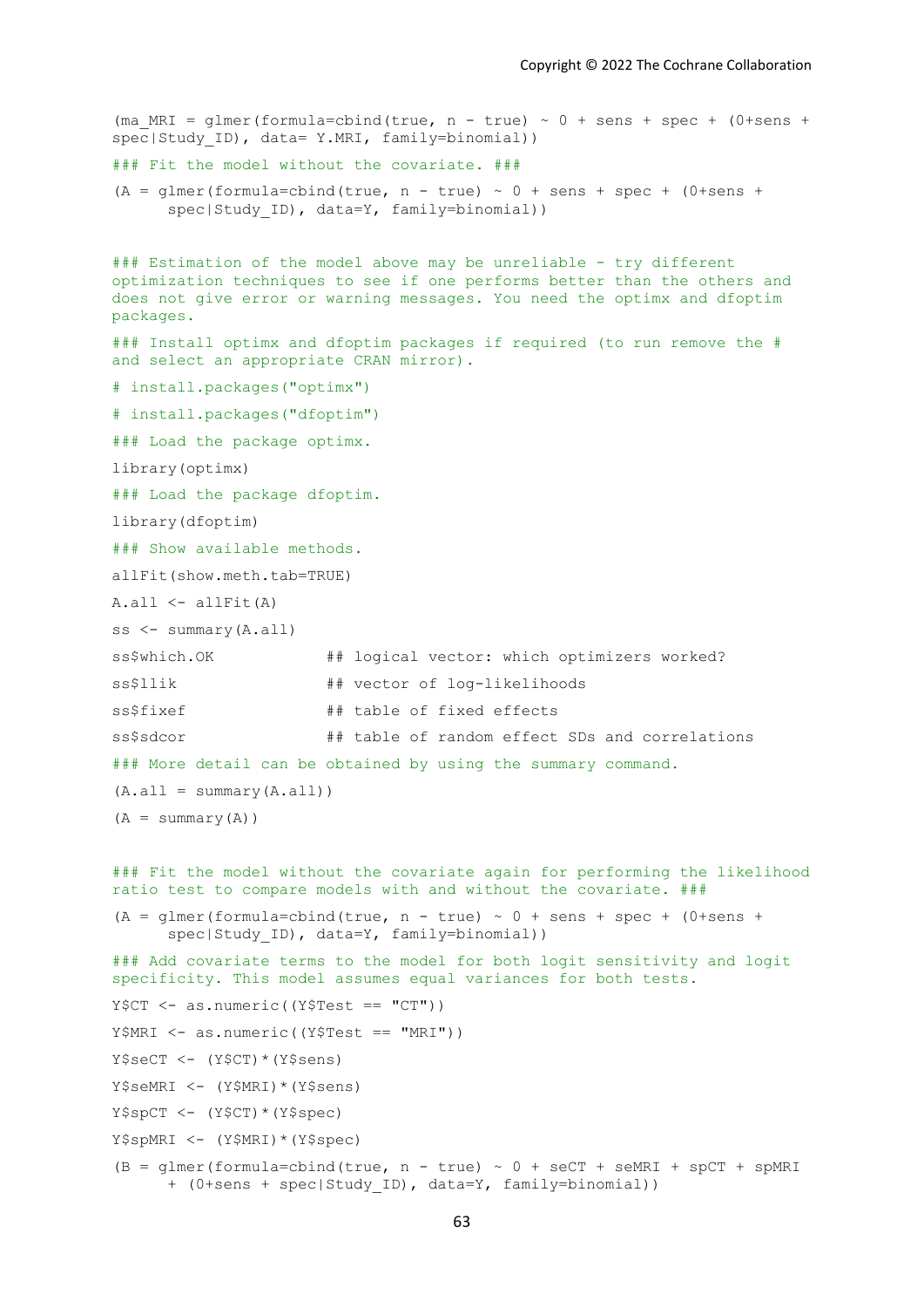```
(ma_MRI = glmer(formula=cbind(true, n - true) ~ 0 + sens + spec + (0+sens +
spec|Study_ID), data= Y.MRI, family=binomial))

### Fit the model without the covariate. ###

(A = glmer(formula=cbind(true, n - true) ~ 0 + sens + spec + (0+sens +
      spec|Study_ID), data=Y, family=binomial))


### Estimation of the model above may be unreliable - try different
optimization techniques to see if one performs better than the others and
does not give error or warning messages. You need the optimx and dfoptim
packages.

### Install optimx and dfoptim packages if required (to run remove the #
and select an appropriate CRAN mirror).

# install.packages("optimx")

# install.packages("dfoptim")

### Load the package optimx.

library(optimx)

### Load the package dfoptim.

library(dfoptim)

### Show available methods.

allFit(show.meth.tab=TRUE)

A.all <- allFit(A)

ss <- summary(A.all)

ss$which.OK            ## logical vector: which optimizers worked?

ss$llik                ## vector of log-likelihoods

ss$fixef               ## table of fixed effects

ss$sdcor               ## table of random effect SDs and correlations

### More detail can be obtained by using the summary command.

(A.all = summary(A.all))

(A = summary(A))


### Fit the model without the covariate again for performing the likelihood
ratio test to compare models with and without the covariate. ###

(A = glmer(formula=cbind(true, n - true) ~ 0 + sens + spec + (0+sens +
      spec|Study_ID), data=Y, family=binomial))

### Add covariate terms to the model for both logit sensitivity and logit
specificity. This model assumes equal variances for both tests.

Y$CT <- as.numeric((Y$Test == "CT"))

Y$MRI <- as.numeric((Y$Test == "MRI"))

Y$seCT <- (Y$CT)*(Y$sens)

Y$seMRI <- (Y$MRI)*(Y$sens)

Y$spCT <- (Y$CT)*(Y$spec)

Y$spMRI <- (Y$MRI)*(Y$spec)

(B = glmer(formula=cbind(true, n - true) ~ 0 + seCT + seMRI + spCT + spMRI
      + (0+sens + spec|Study_ID), data=Y, family=binomial))
```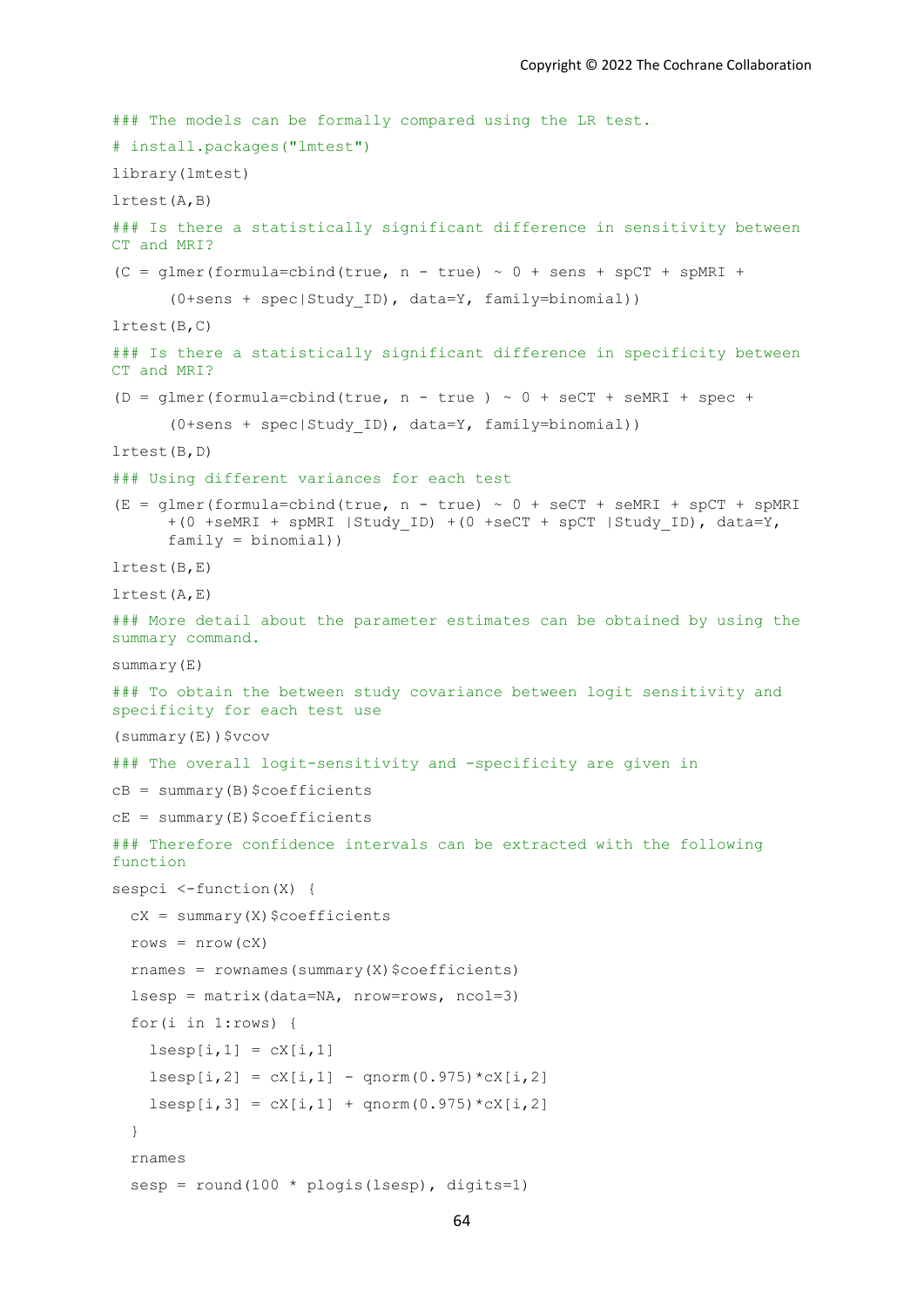```
### The models can be formally compared using the LR test.
# install.packages("lmtest")
library(lmtest)
lrtest(A,B)
### Is there a statistically significant difference in sensitivity between
CT and MRI?
(C = glmer(formula=cbind(true, n - true) ~ 0 + sens + spCT + spMRI +
      (0+sens + spec|Study_ID), data=Y, family=binomial))
lrtest(B,C)
### Is there a statistically significant difference in specificity between
CT and MRI?
(D = glmer(formula=cbind(true, n - true ) ~ 0 + seCT + seMRI + spec +
      (0+sens + spec|Study_ID), data=Y, family=binomial))
lrtest(B,D)
### Using different variances for each test
(E = glmer(formula=cbind(true, n - true) ~ 0 + seCT + seMRI + spCT + spMRI
      +(0 +seMRI + spMRI |Study_ID) +(0 +seCT + spCT |Study_ID), data=Y,
      family = binomial))
lrtest(B,E)
lrtest(A,E)
### More detail about the parameter estimates can be obtained by using the
summary command.
summary(E)
### To obtain the between study covariance between logit sensitivity and
specificity for each test use
(summary(E))$vcov
### The overall logit-sensitivity and -specificity are given in
cB = summary(B)$coefficients
cE = summary(E)$coefficients
### Therefore confidence intervals can be extracted with the following
function
sespci <-function(X) {
  cX = summary(X)$coefficients
  rows = nrow(cX)
  rnames = rownames(summary(X)$coefficients)
  lsesp = matrix(data=NA, nrow=rows, ncol=3)
  for(i in 1:rows) {
    lsesp[i,1] = cX[i,1]
    lsesp[i,2] = cX[i,1] - qnorm(0.975)*cX[i,2]
    lsesp[i,3] = cX[i,1] + qnorm(0.975)*cX[i,2]
  }
  rnames
  sesp = round(100 * plogis(lsesp), digits=1)
```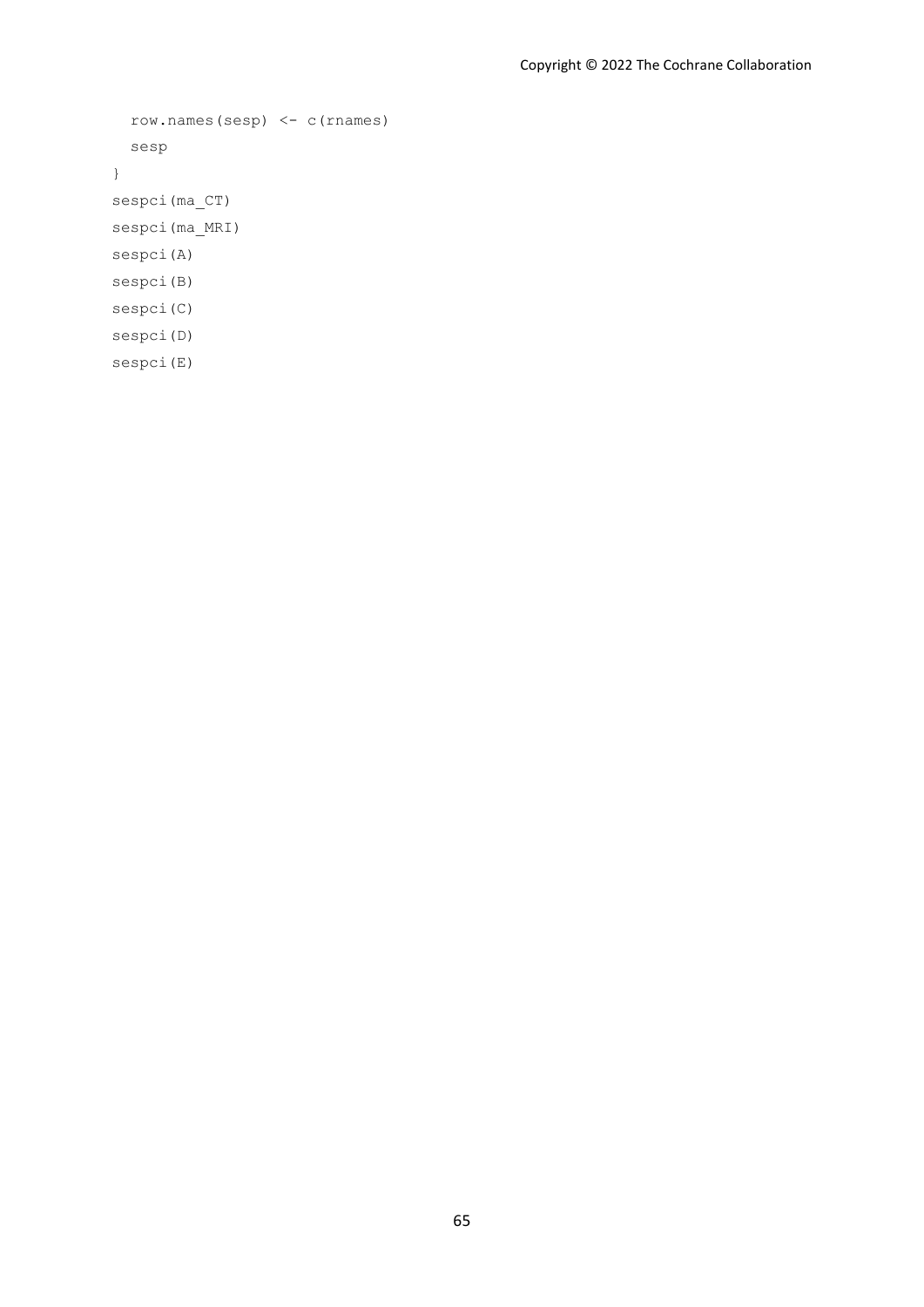```
  row.names(sesp) <- c(rnames)
  sesp
}
sespci(ma_CT)
sespci(ma_MRI)
sespci(A)
sespci(B)
sespci(C)
sespci(D)
sespci(E)
```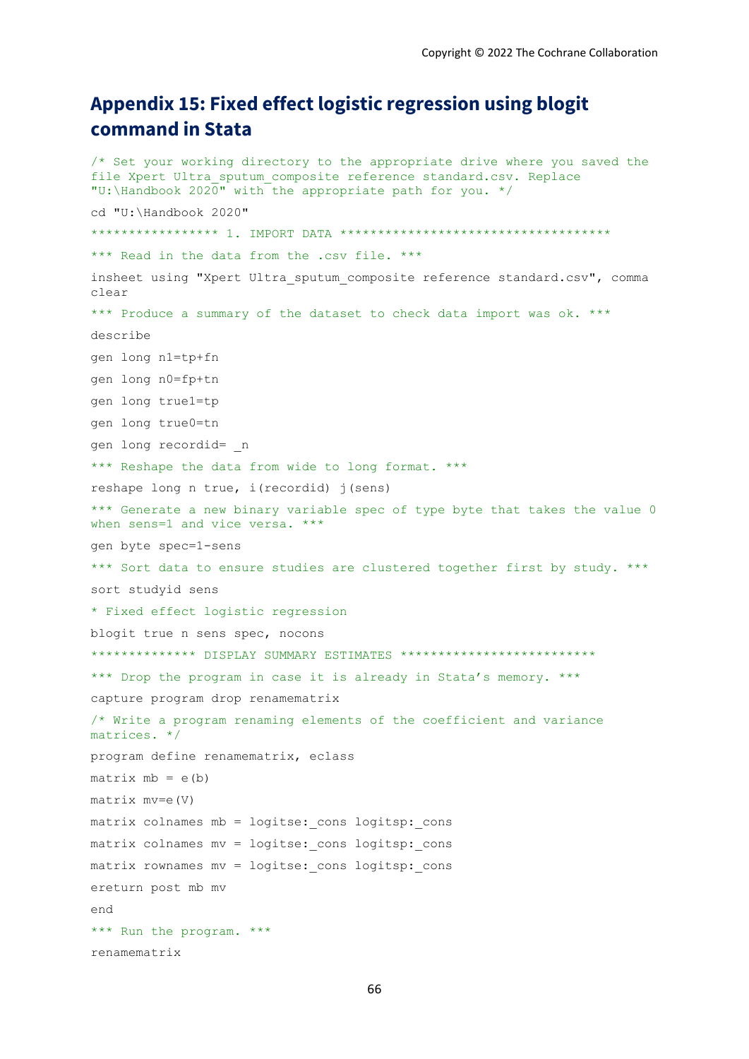# Appendix 15: Fixed effect logistic regression using blogit command in Stata

```
/* Set your working directory to the appropriate drive where you saved the
file Xpert Ultra_sputum_composite reference standard.csv. Replace
"U:\Handbook 2020" with the appropriate path for you. */

cd "U:\Handbook 2020"

***************** 1. IMPORT DATA ***********************************

*** Read in the data from the .csv file. ***

insheet using "Xpert Ultra_sputum_composite reference standard.csv", comma
clear

*** Produce a summary of the dataset to check data import was ok. ***

describe

gen long n1=tp+fn

gen long n0=fp+tn

gen long true1=tp

gen long true0=tn

gen long recordid= _n

*** Reshape the data from wide to long format. ***

reshape long n true, i(recordid) j(sens)

*** Generate a new binary variable spec of type byte that takes the value 0
when sens=1 and vice versa. ***

gen byte spec=1-sens

*** Sort data to ensure studies are clustered together first by study. ***

sort studyid sens

* Fixed effect logistic regression

blogit true n sens spec, nocons

************** DISPLAY SUMMARY ESTIMATES *************************

*** Drop the program in case it is already in Stata's memory. ***

capture program drop renamematrix

/* Write a program renaming elements of the coefficient and variance
matrices. */

program define renamematrix, eclass

matrix mb = e(b)

matrix mv=e(V)

matrix colnames mb = logitse:_cons logitsp:_cons

matrix colnames mv = logitse:_cons logitsp:_cons

matrix rownames mv = logitse:_cons logitsp:_cons

ereturn post mb mv

end

*** Run the program. ***

renamematrix
```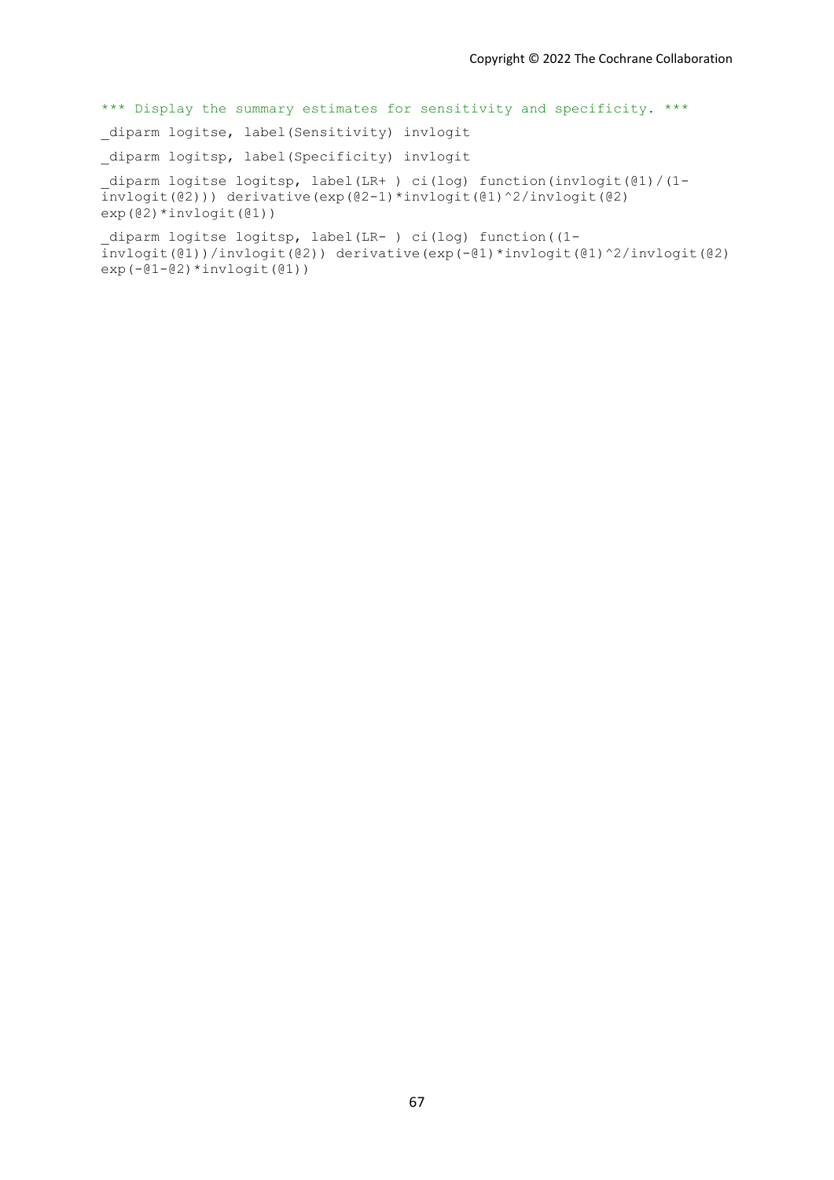```
*** Display the summary estimates for sensitivity and specificity. ***

_diparm logitse, label(Sensitivity) invlogit

_diparm logitsp, label(Specificity) invlogit

_diparm logitse logitsp, label(LR+ ) ci(log) function(invlogit(@1)/(1-invlogit(@2))) derivative(exp(@2-1)*invlogit(@1)^2/invlogit(@2) exp(@2)*invlogit(@1))

_diparm logitse logitsp, label(LR- ) ci(log) function((1-invlogit(@1))/invlogit(@2)) derivative(exp(-@1)*invlogit(@1)^2/invlogit(@2) exp(-@1-@2)*invlogit(@1))
```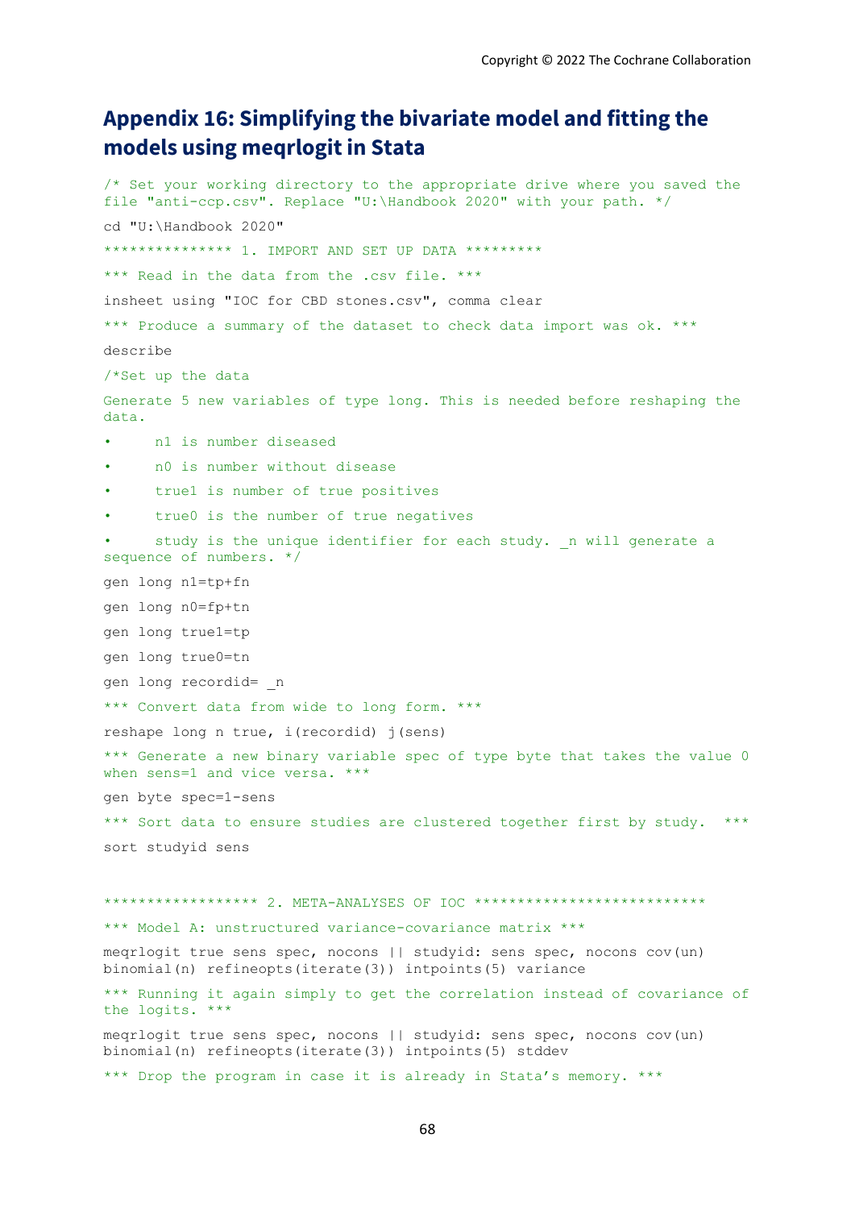# Appendix 16: Simplifying the bivariate model and fitting the models using meqrlogit in Stata

```
/* Set your working directory to the appropriate drive where you saved the
file "anti-ccp.csv". Replace "U:\Handbook 2020" with your path. */

cd "U:\Handbook 2020"

*************** 1. IMPORT AND SET UP DATA *********

*** Read in the data from the .csv file. ***

insheet using "IOC for CBD stones.csv", comma clear

*** Produce a summary of the dataset to check data import was ok. ***

describe

/*Set up the data

Generate 5 new variables of type long. This is needed before reshaping the
data.

•     n1 is number diseased

•     n0 is number without disease

•     true1 is number of true positives

•     true0 is the number of true negatives

•     study is the unique identifier for each study. _n will generate a
sequence of numbers. */

gen long n1=tp+fn

gen long n0=fp+tn

gen long true1=tp

gen long true0=tn

gen long recordid= _n

*** Convert data from wide to long form. ***

reshape long n true, i(recordid) j(sens)

*** Generate a new binary variable spec of type byte that takes the value 0
when sens=1 and vice versa. ***

gen byte spec=1-sens

*** Sort data to ensure studies are clustered together first by study.  ***

sort studyid sens


***************** 2. META-ANALYSES OF IOC ***************************

*** Model A: unstructured variance-covariance matrix ***

meqrlogit true sens spec, nocons || studyid: sens spec, nocons cov(un)
binomial(n) refineopts(iterate(3)) intpoints(5) variance

*** Running it again simply to get the correlation instead of covariance of
the logits. ***

meqrlogit true sens spec, nocons || studyid: sens spec, nocons cov(un)
binomial(n) refineopts(iterate(3)) intpoints(5) stddev

*** Drop the program in case it is already in Stata's memory. ***
```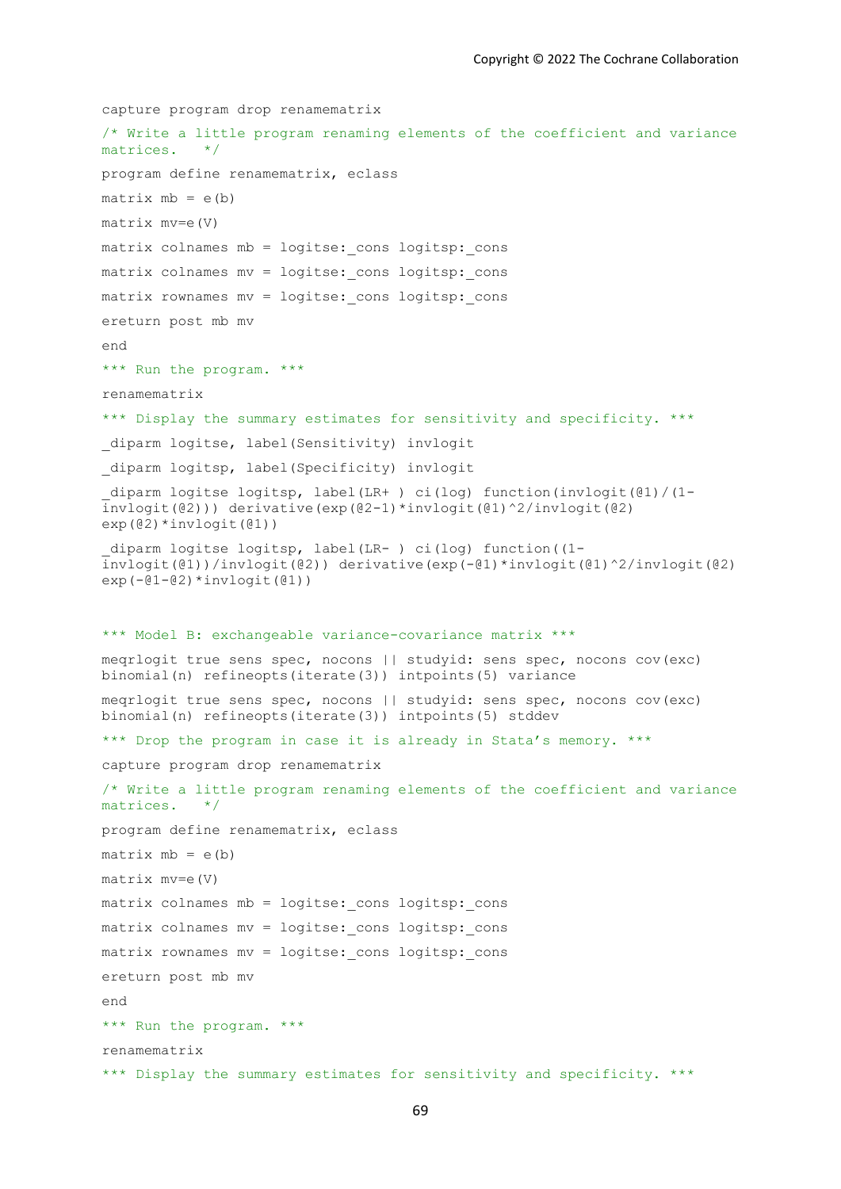```
capture program drop renamematrix

/* Write a little program renaming elements of the coefficient and variance matrices.   */

program define renamematrix, eclass

matrix mb = e(b)

matrix mv=e(V)

matrix colnames mb = logitse:_cons logitsp:_cons

matrix colnames mv = logitse:_cons logitsp:_cons

matrix rownames mv = logitse:_cons logitsp:_cons

ereturn post mb mv

end

*** Run the program. ***

renamematrix

*** Display the summary estimates for sensitivity and specificity. ***

_diparm logitse, label(Sensitivity) invlogit

_diparm logitsp, label(Specificity) invlogit

_diparm logitse logitsp, label(LR+ ) ci(log) function(invlogit(@1)/(1-invlogit(@2))) derivative(exp(@2-1)*invlogit(@1)^2/invlogit(@2) exp(@2)*invlogit(@1))

_diparm logitse logitsp, label(LR- ) ci(log) function((1-invlogit(@1))/invlogit(@2)) derivative(exp(-@1)*invlogit(@1)^2/invlogit(@2) exp(-@1-@2)*invlogit(@1))


*** Model B: exchangeable variance-covariance matrix ***

meqrlogit true sens spec, nocons || studyid: sens spec, nocons cov(exc) binomial(n) refineopts(iterate(3)) intpoints(5) variance

meqrlogit true sens spec, nocons || studyid: sens spec, nocons cov(exc) binomial(n) refineopts(iterate(3)) intpoints(5) stddev

*** Drop the program in case it is already in Stata's memory. ***

capture program drop renamematrix

/* Write a little program renaming elements of the coefficient and variance matrices.   */

program define renamematrix, eclass

matrix mb = e(b)

matrix mv=e(V)

matrix colnames mb = logitse:_cons logitsp:_cons

matrix colnames mv = logitse:_cons logitsp:_cons

matrix rownames mv = logitse:_cons logitsp:_cons

ereturn post mb mv

end

*** Run the program. ***

renamematrix

*** Display the summary estimates for sensitivity and specificity. ***
```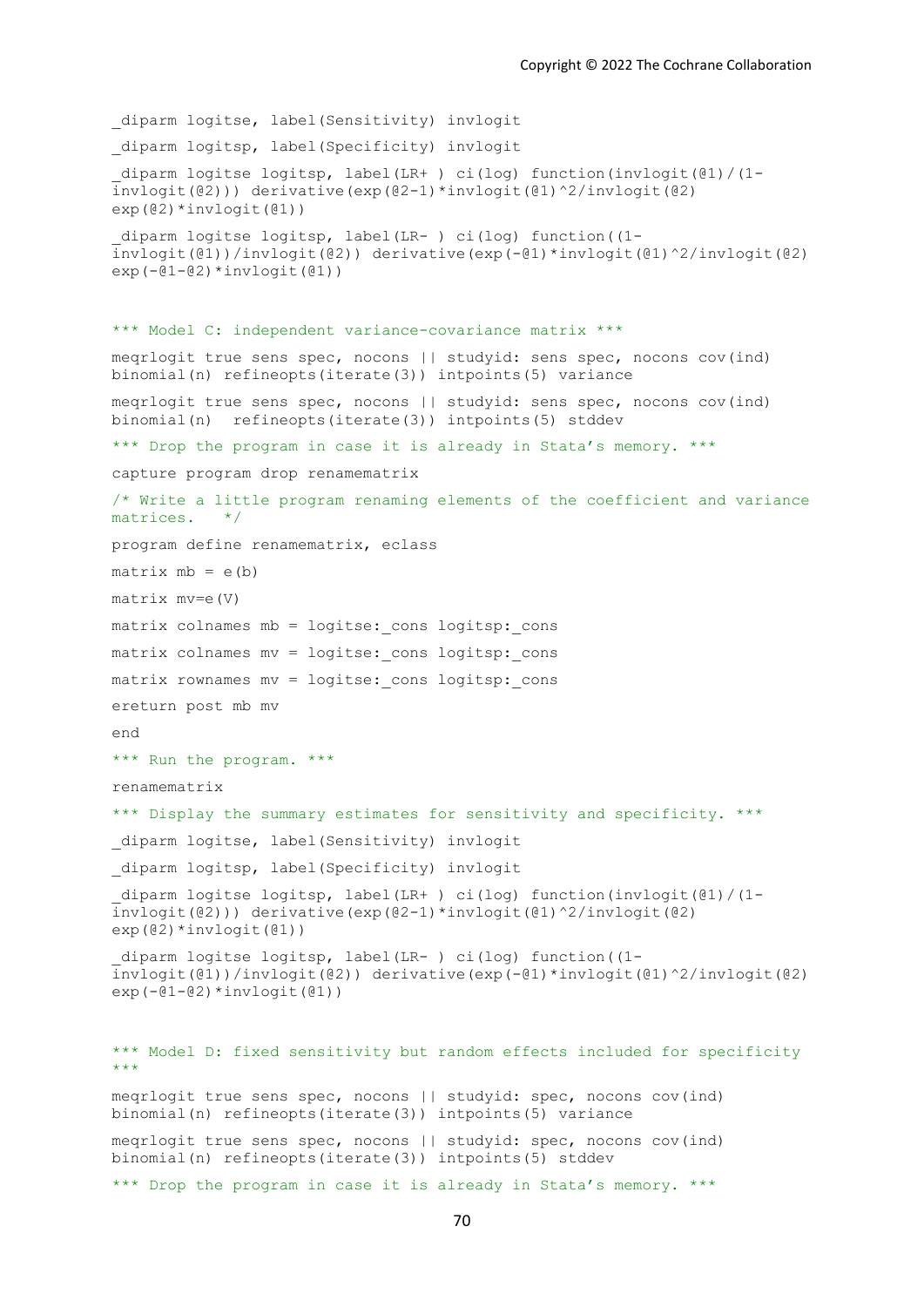```
_diparm logitse, label(Sensitivity) invlogit

_diparm logitsp, label(Specificity) invlogit

_diparm logitse logitsp, label(LR+ ) ci(log) function(invlogit(@1)/(1-invlogit(@2))) derivative(exp(@2-1)*invlogit(@1)^2/invlogit(@2) exp(@2)*invlogit(@1))

_diparm logitse logitsp, label(LR- ) ci(log) function((1-invlogit(@1))/invlogit(@2)) derivative(exp(-@1)*invlogit(@1)^2/invlogit(@2) exp(-@1-@2)*invlogit(@1))


*** Model C: independent variance-covariance matrix ***

meqrlogit true sens spec, nocons || studyid: sens spec, nocons cov(ind) binomial(n) refineopts(iterate(3)) intpoints(5) variance

meqrlogit true sens spec, nocons || studyid: sens spec, nocons cov(ind) binomial(n)  refineopts(iterate(3)) intpoints(5) stddev

*** Drop the program in case it is already in Stata's memory. ***

capture program drop renamematrix

/* Write a little program renaming elements of the coefficient and variance matrices.   */

program define renamematrix, eclass

matrix mb = e(b)

matrix mv=e(V)

matrix colnames mb = logitse:_cons logitsp:_cons

matrix colnames mv = logitse:_cons logitsp:_cons

matrix rownames mv = logitse:_cons logitsp:_cons

ereturn post mb mv

end

*** Run the program. ***

renamematrix

*** Display the summary estimates for sensitivity and specificity. ***

_diparm logitse, label(Sensitivity) invlogit

_diparm logitsp, label(Specificity) invlogit

_diparm logitse logitsp, label(LR+ ) ci(log) function(invlogit(@1)/(1-invlogit(@2))) derivative(exp(@2-1)*invlogit(@1)^2/invlogit(@2) exp(@2)*invlogit(@1))

_diparm logitse logitsp, label(LR- ) ci(log) function((1-invlogit(@1))/invlogit(@2)) derivative(exp(-@1)*invlogit(@1)^2/invlogit(@2) exp(-@1-@2)*invlogit(@1))


*** Model D: fixed sensitivity but random effects included for specificity ***

meqrlogit true sens spec, nocons || studyid: spec, nocons cov(ind) binomial(n) refineopts(iterate(3)) intpoints(5) variance

meqrlogit true sens spec, nocons || studyid: spec, nocons cov(ind) binomial(n) refineopts(iterate(3)) intpoints(5) stddev

*** Drop the program in case it is already in Stata's memory. ***
```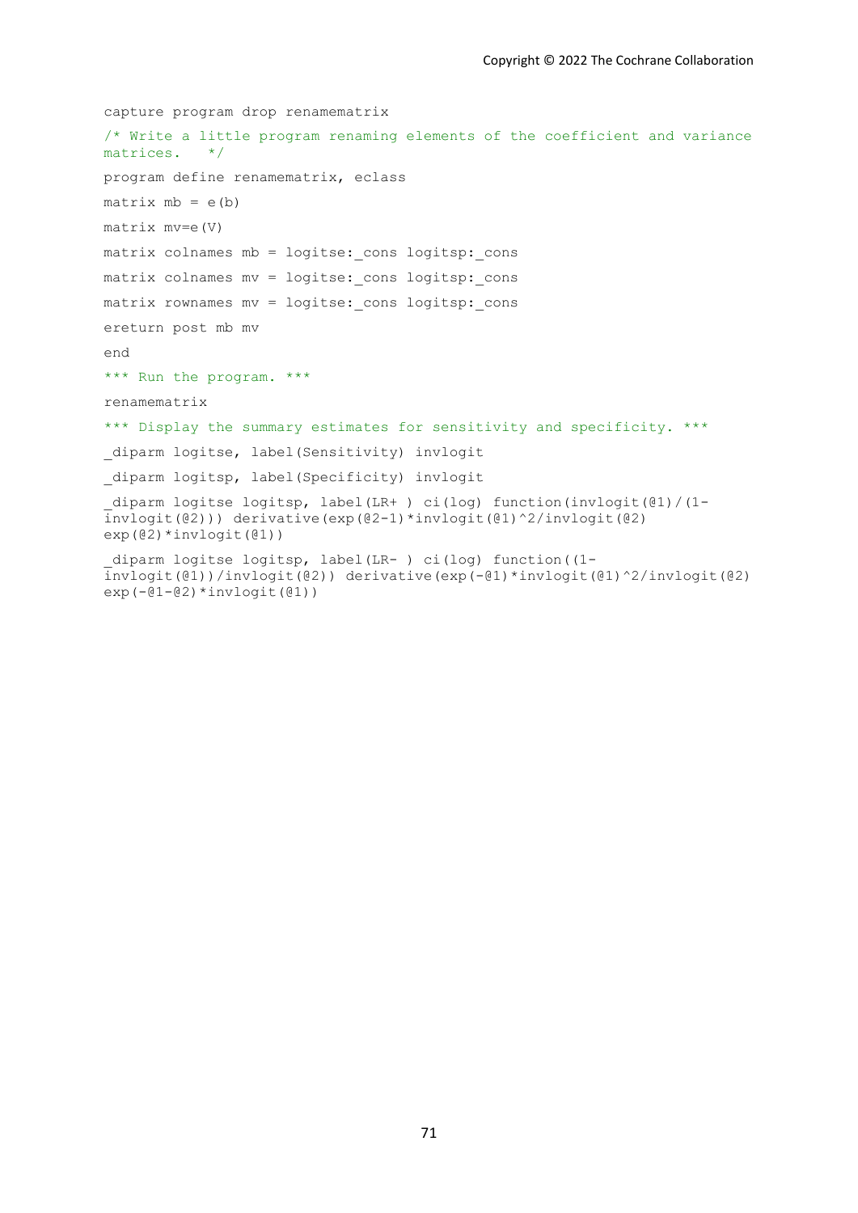```
capture program drop renamematrix
/* Write a little program renaming elements of the coefficient and variance
matrices.   */
program define renamematrix, eclass
matrix mb = e(b)
matrix mv=e(V)
matrix colnames mb = logitse:_cons logitsp:_cons
matrix colnames mv = logitse:_cons logitsp:_cons
matrix rownames mv = logitse:_cons logitsp:_cons
ereturn post mb mv
end
*** Run the program. ***
renamematrix
*** Display the summary estimates for sensitivity and specificity. ***
_diparm logitse, label(Sensitivity) invlogit
_diparm logitsp, label(Specificity) invlogit
_diparm logitse logitsp, label(LR+ ) ci(log) function(invlogit(@1)/(1-
invlogit(@2))) derivative(exp(@2-1)*invlogit(@1)^2/invlogit(@2)
exp(@2)*invlogit(@1))
_diparm logitse logitsp, label(LR- ) ci(log) function((1-
invlogit(@1))/invlogit(@2)) derivative(exp(-@1)*invlogit(@1)^2/invlogit(@2)
exp(-@1-@2)*invlogit(@1))
```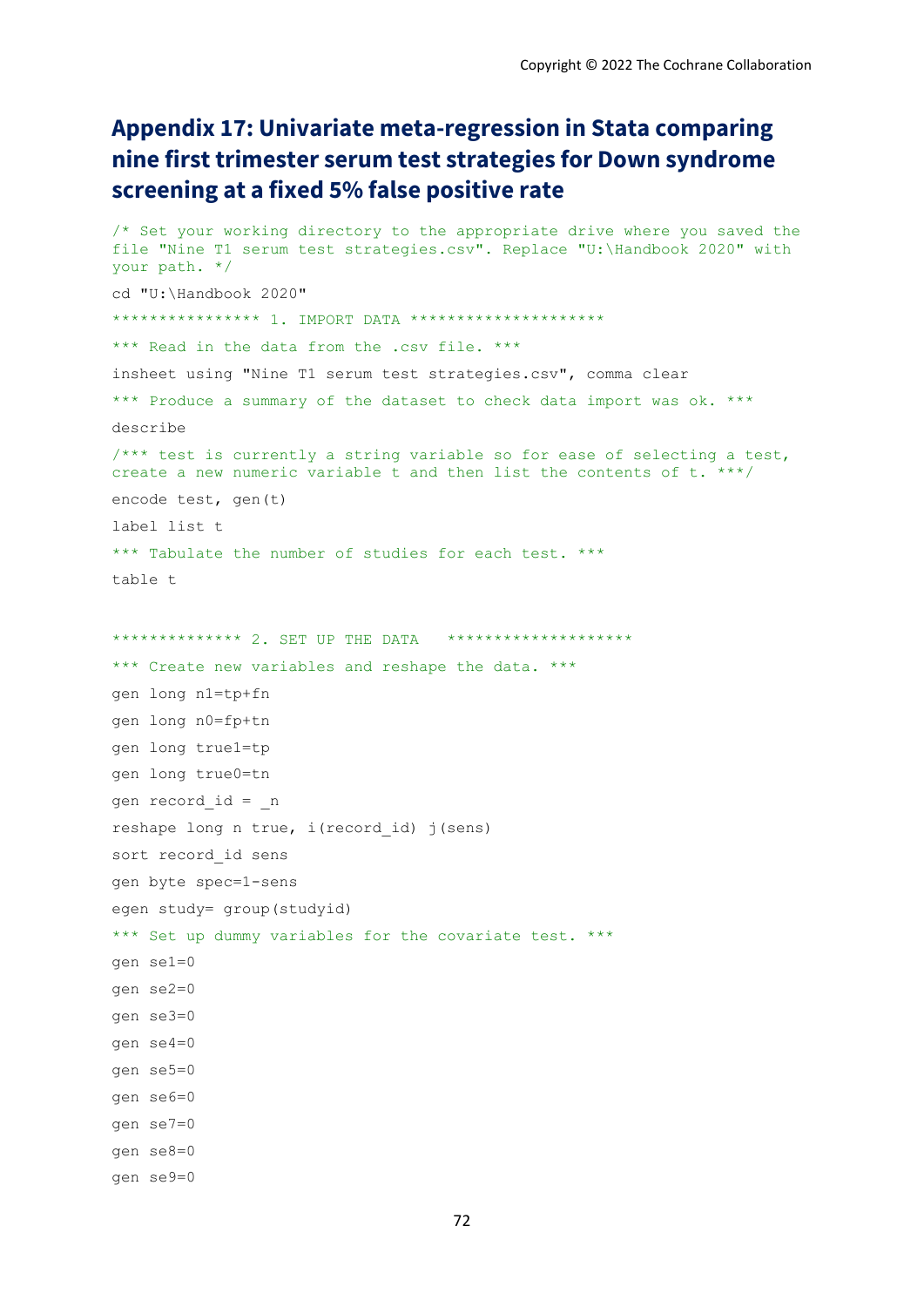# Appendix 17: Univariate meta-regression in Stata comparing nine first trimester serum test strategies for Down syndrome screening at a fixed 5% false positive rate

```
/* Set your working directory to the appropriate drive where you saved the
file "Nine T1 serum test strategies.csv". Replace "U:\Handbook 2020" with
your path. */

cd "U:\Handbook 2020"

**************** 1. IMPORT DATA *********************

*** Read in the data from the .csv file. ***

insheet using "Nine T1 serum test strategies.csv", comma clear

*** Produce a summary of the dataset to check data import was ok. ***

describe

/*** test is currently a string variable so for ease of selecting a test,
create a new numeric variable t and then list the contents of t. ***/

encode test, gen(t)

label list t

*** Tabulate the number of studies for each test. ***

table t


************** 2. SET UP THE DATA   ********************

*** Create new variables and reshape the data. ***

gen long n1=tp+fn

gen long n0=fp+tn

gen long true1=tp

gen long true0=tn

gen record_id = _n

reshape long n true, i(record_id) j(sens)

sort record_id sens

gen byte spec=1-sens

egen study= group(studyid)

*** Set up dummy variables for the covariate test. ***

gen se1=0

gen se2=0

gen se3=0

gen se4=0

gen se5=0

gen se6=0

gen se7=0

gen se8=0

gen se9=0
```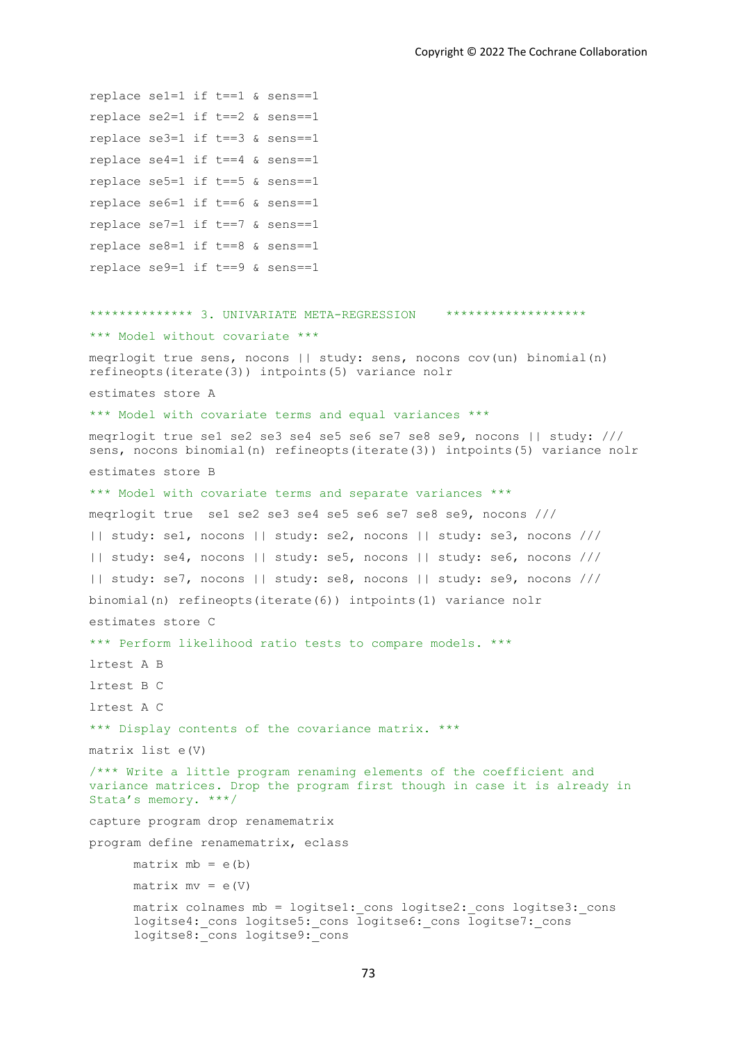```
replace se1=1 if t==1 & sens==1
replace se2=1 if t==2 & sens==1
replace se3=1 if t==3 & sens==1
replace se4=1 if t==4 & sens==1
replace se5=1 if t==5 & sens==1
replace se6=1 if t==6 & sens==1
replace se7=1 if t==7 & sens==1
replace se8=1 if t==8 & sens==1
replace se9=1 if t==9 & sens==1


************** 3. UNIVARIATE META-REGRESSION    *******************
*** Model without covariate ***
meqrlogit true sens, nocons || study: sens, nocons cov(un) binomial(n)
refineopts(iterate(3)) intpoints(5) variance nolr
estimates store A
*** Model with covariate terms and equal variances ***
meqrlogit true se1 se2 se3 se4 se5 se6 se7 se8 se9, nocons || study: ///
sens, nocons binomial(n) refineopts(iterate(3)) intpoints(5) variance nolr
estimates store B
*** Model with covariate terms and separate variances ***
meqrlogit true  se1 se2 se3 se4 se5 se6 se7 se8 se9, nocons ///
|| study: se1, nocons || study: se2, nocons || study: se3, nocons ///
|| study: se4, nocons || study: se5, nocons || study: se6, nocons ///
|| study: se7, nocons || study: se8, nocons || study: se9, nocons ///
binomial(n) refineopts(iterate(6)) intpoints(1) variance nolr
estimates store C
*** Perform likelihood ratio tests to compare models. ***
lrtest A B
lrtest B C
lrtest A C
*** Display contents of the covariance matrix. ***
matrix list e(V)
/*** Write a little program renaming elements of the coefficient and
variance matrices. Drop the program first though in case it is already in
Stata's memory. ***/
capture program drop renamematrix
program define renamematrix, eclass
      matrix mb = e(b)
      matrix mv = e(V)
      matrix colnames mb = logitse1:_cons logitse2:_cons logitse3:_cons
      logitse4:_cons logitse5:_cons logitse6:_cons logitse7:_cons
      logitse8:_cons logitse9:_cons
```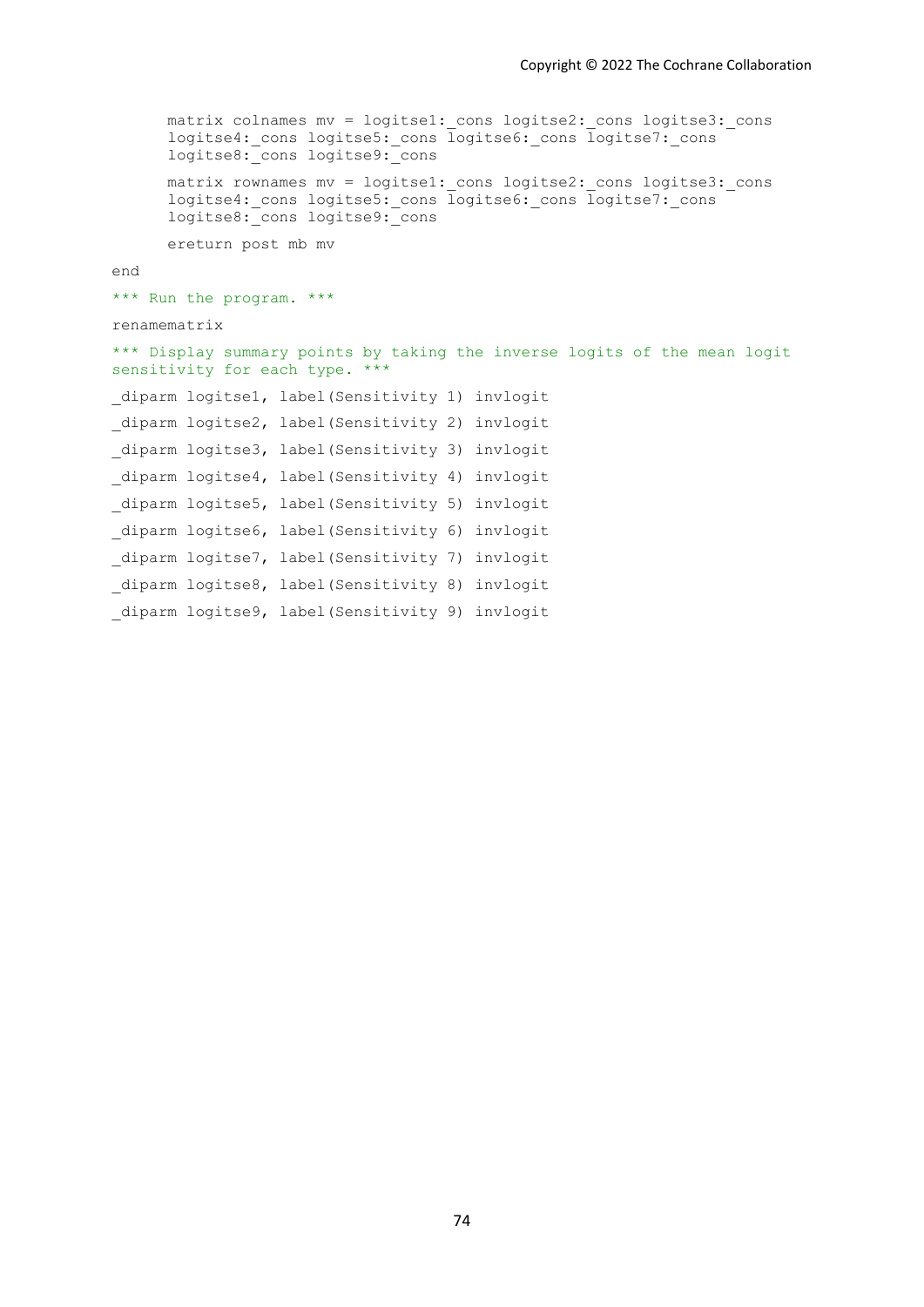```
    matrix colnames mv = logitse1:_cons logitse2:_cons logitse3:_cons
    logitse4:_cons logitse5:_cons logitse6:_cons logitse7:_cons
    logitse8:_cons logitse9:_cons

    matrix rownames mv = logitse1:_cons logitse2:_cons logitse3:_cons
    logitse4:_cons logitse5:_cons logitse6:_cons logitse7:_cons
    logitse8:_cons logitse9:_cons

    ereturn post mb mv

end

*** Run the program. ***

renamematrix

*** Display summary points by taking the inverse logits of the mean logit
sensitivity for each type. ***

_diparm logitse1, label(Sensitivity 1) invlogit

_diparm logitse2, label(Sensitivity 2) invlogit

_diparm logitse3, label(Sensitivity 3) invlogit

_diparm logitse4, label(Sensitivity 4) invlogit

_diparm logitse5, label(Sensitivity 5) invlogit

_diparm logitse6, label(Sensitivity 6) invlogit

_diparm logitse7, label(Sensitivity 7) invlogit

_diparm logitse8, label(Sensitivity 8) invlogit

_diparm logitse9, label(Sensitivity 9) invlogit
```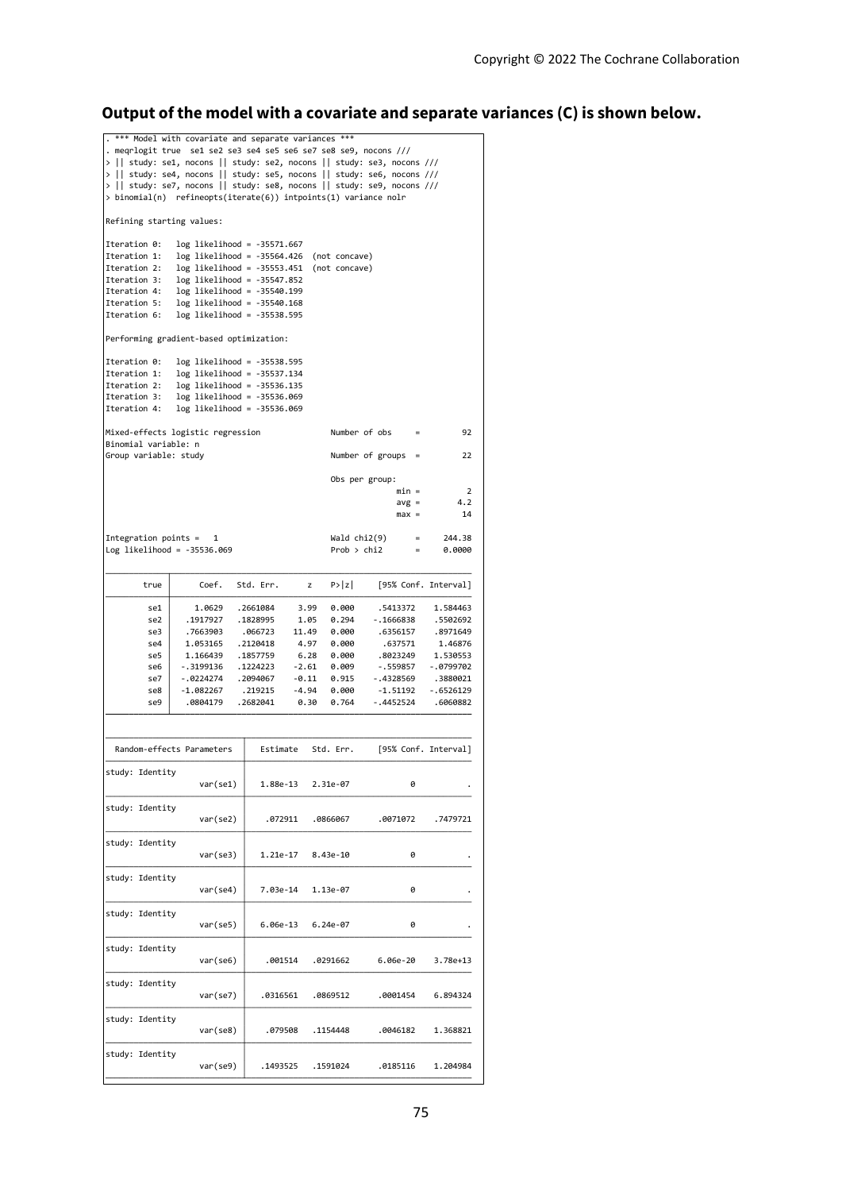**Output of the model with a covariate and separate variances (C) is shown below.**

```
. *** Model with covariate and separate variances ***
. meqrlogit true  se1 se2 se3 se4 se5 se6 se7 se8 se9, nocons ///
> || study: se1, nocons || study: se2, nocons || study: se3, nocons ///
> || study: se4, nocons || study: se5, nocons || study: se6, nocons ///
> || study: se7, nocons || study: se8, nocons || study: se9, nocons ///
> binomial(n)  refineopts(iterate(6)) intpoints(1) variance nolr

Refining starting values:

Iteration 0:   log likelihood = -35571.667
Iteration 1:   log likelihood = -35564.426  (not concave)
Iteration 2:   log likelihood = -35553.451  (not concave)
Iteration 3:   log likelihood = -35547.852
Iteration 4:   log likelihood = -35540.199
Iteration 5:   log likelihood = -35540.168
Iteration 6:   log likelihood = -35538.595

Performing gradient-based optimization:

Iteration 0:   log likelihood = -35538.595
Iteration 1:   log likelihood = -35537.134
Iteration 2:   log likelihood = -35536.135
Iteration 3:   log likelihood = -35536.069
Iteration 4:   log likelihood = -35536.069

Mixed-effects logistic regression               Number of obs     =         92
Binomial variable: n
Group variable: study                           Number of groups  =         22

                                                Obs per group:
                                                              min =          2
                                                              avg =        4.2
                                                              max =         14

Integration points =   1                        Wald chi2(9)      =     244.38
Log likelihood = -35536.069                     Prob > chi2       =     0.0000

------------------------------------------------------------------------------
        true |      Coef.   Std. Err.      z    P>|z|     [95% Conf. Interval]
-------------+----------------------------------------------------------------
         se1 |     1.0629   .2661084     3.99   0.000     .5413372    1.584463
         se2 |   .1917927   .1828995     1.05   0.294    -.1666838    .5502692
         se3 |   .7663903    .066723    11.49   0.000     .6356157    .8971649
         se4 |   1.053165   .2120418     4.97   0.000      .637571     1.46876
         se5 |   1.166439   .1857759     6.28   0.000     .8023249    1.530553
         se6 |  -.3199136   .1224223    -2.61   0.009     -.559857   -.0799702
         se7 |  -.0224274   .2094067    -0.11   0.915    -.4328569    .3880021
         se8 |  -1.082267    .219215    -4.94   0.000     -1.51192   -.6526129
         se9 |   .0804179   .2682041     0.30   0.764    -.4452524    .6060882
------------------------------------------------------------------------------

------------------------------------------------------------------------------
  Random-effects Parameters  |   Estimate   Std. Err.     [95% Conf. Interval]
-----------------------------+------------------------------------------------
study: Identity              |
                    var(se1) |   1.88e-13   2.31e-07             0           .
-----------------------------+------------------------------------------------
study: Identity              |
                    var(se2) |    .072911   .0866067      .0071072    .7479721
-----------------------------+------------------------------------------------
study: Identity              |
                    var(se3) |   1.21e-17   8.43e-10             0           .
-----------------------------+------------------------------------------------
study: Identity              |
                    var(se4) |   7.03e-14   1.13e-07             0           .
-----------------------------+------------------------------------------------
study: Identity              |
                    var(se5) |   6.06e-13   6.24e-07             0           .
-----------------------------+------------------------------------------------
study: Identity              |
                    var(se6) |    .001514   .0291662      6.06e-20    3.78e+13
-----------------------------+------------------------------------------------
study: Identity              |
                    var(se7) |   .0316561   .0869512      .0001454    6.894324
-----------------------------+------------------------------------------------
study: Identity              |
                    var(se8) |    .079508   .1154448      .0046182    1.368821
-----------------------------+------------------------------------------------
study: Identity              |
                    var(se9) |   .1493525   .1591024      .0185116    1.204984
------------------------------------------------------------------------------
```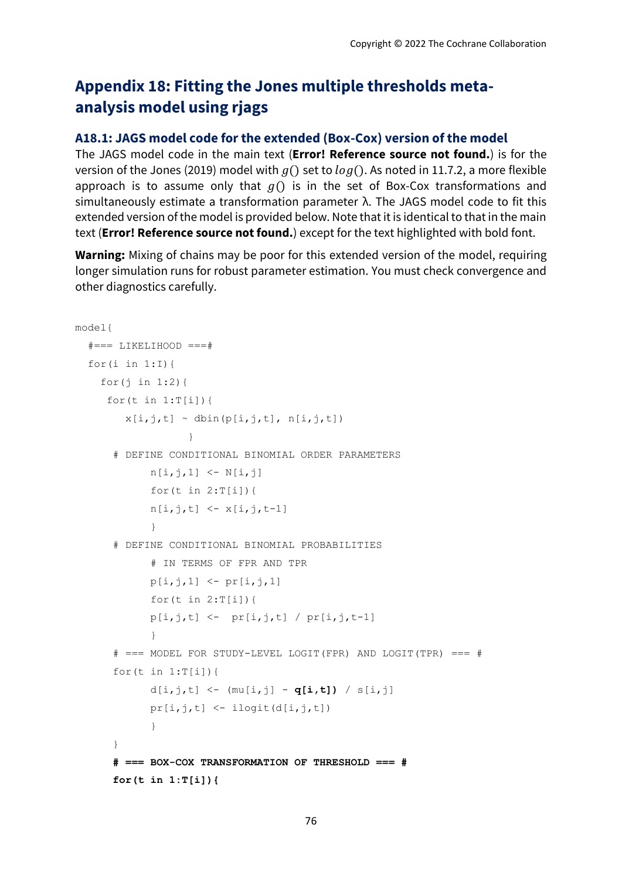# Appendix 18: Fitting the Jones multiple thresholds meta-analysis model using rjags

## A18.1: JAGS model code for the extended (Box-Cox) version of the model

The JAGS model code in the main text (**Error! Reference source not found.**) is for the version of the Jones (2019) model with $g()$ set to $log()$. As noted in 11.7.2, a more flexible approach is to assume only that $g()$ is in the set of Box-Cox transformations and simultaneously estimate a transformation parameter λ. The JAGS model code to fit this extended version of the model is provided below. Note that it is identical to that in the main text (**Error! Reference source not found.**) except for the text highlighted with bold font.

**Warning:** Mixing of chains may be poor for this extended version of the model, requiring longer simulation runs for robust parameter estimation. You must check convergence and other diagnostics carefully.

```
model{
  #=== LIKELIHOOD ===#
  for(i in 1:I){
    for(j in 1:2){
     for(t in 1:T[i]){
        x[i,j,t] ~ dbin(p[i,j,t], n[i,j,t])
                  }
      # DEFINE CONDITIONAL BINOMIAL ORDER PARAMETERS
            n[i,j,1] <- N[i,j]
            for(t in 2:T[i]){
            n[i,j,t] <- x[i,j,t-1]
            }
      # DEFINE CONDITIONAL BINOMIAL PROBABILITIES
            # IN TERMS OF FPR AND TPR
            p[i,j,1] <- pr[i,j,1]
            for(t in 2:T[i]){
            p[i,j,t] <-  pr[i,j,t] / pr[i,j,t-1]
            }
      # === MODEL FOR STUDY-LEVEL LOGIT(FPR) AND LOGIT(TPR) === #
      for(t in 1:T[i]){
            d[i,j,t] <- (mu[i,j] - q[i,t]) / s[i,j]
            pr[i,j,t] <- ilogit(d[i,j,t])
            }
      }
      # === BOX-COX TRANSFORMATION OF THRESHOLD === #
      for(t in 1:T[i]){
```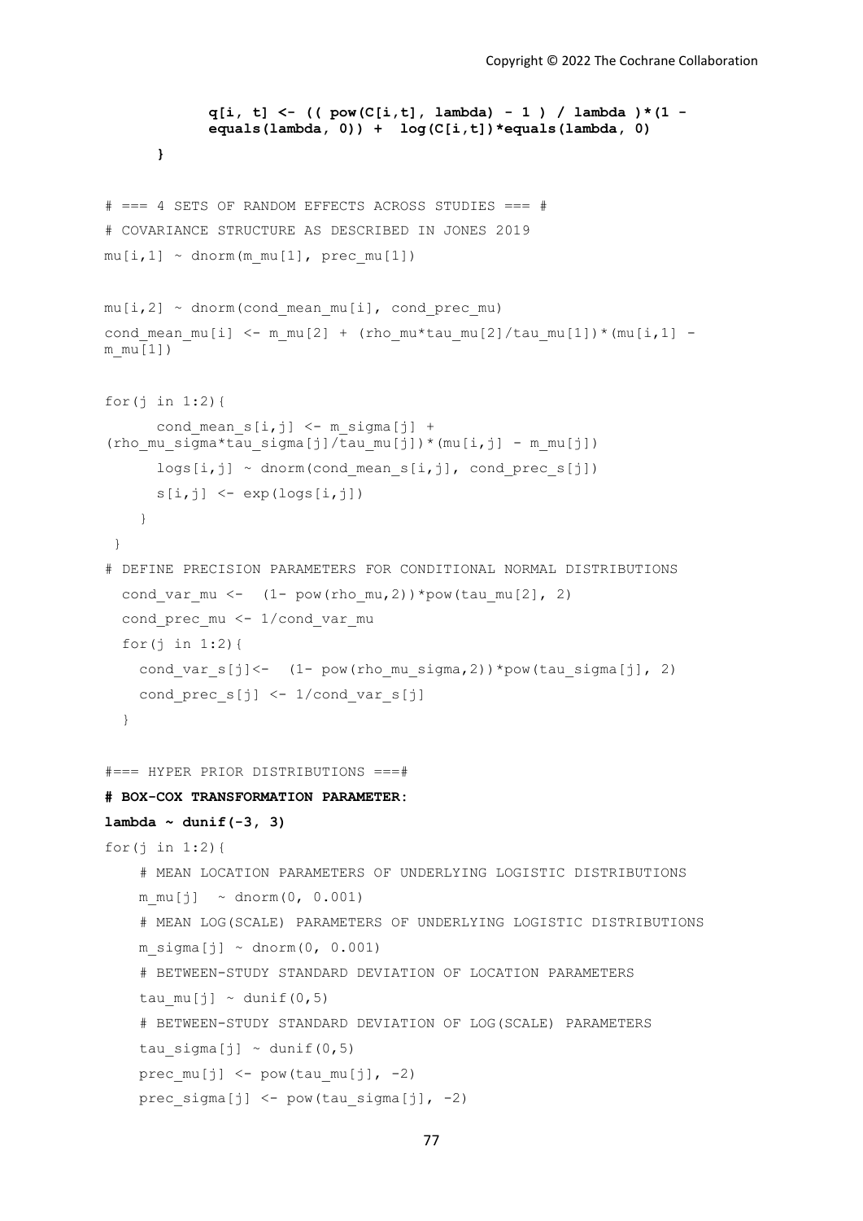```
            q[i, t] <- (( pow(C[i,t], lambda) - 1 ) / lambda )*(1 -
            equals(lambda, 0)) +  log(C[i,t])*equals(lambda, 0)
      }

# === 4 SETS OF RANDOM EFFECTS ACROSS STUDIES === #
# COVARIANCE STRUCTURE AS DESCRIBED IN JONES 2019
mu[i,1] ~ dnorm(m_mu[1], prec_mu[1])

mu[i,2] ~ dnorm(cond_mean_mu[i], cond_prec_mu)
cond_mean_mu[i] <- m_mu[2] + (rho_mu*tau_mu[2]/tau_mu[1])*(mu[i,1] -
m_mu[1])

for(j in 1:2){
      cond_mean_s[i,j] <- m_sigma[j] +
(rho_mu_sigma*tau_sigma[j]/tau_mu[j])*(mu[i,j] - m_mu[j])
      logs[i,j] ~ dnorm(cond_mean_s[i,j], cond_prec_s[j])
      s[i,j] <- exp(logs[i,j])
    }
 }
# DEFINE PRECISION PARAMETERS FOR CONDITIONAL NORMAL DISTRIBUTIONS
  cond_var_mu <-  (1- pow(rho_mu,2))*pow(tau_mu[2], 2)
  cond_prec_mu <- 1/cond_var_mu
  for(j in 1:2){
    cond_var_s[j]<-  (1- pow(rho_mu_sigma,2))*pow(tau_sigma[j], 2)
    cond_prec_s[j] <- 1/cond_var_s[j]
  }

#=== HYPER PRIOR DISTRIBUTIONS ===#
# BOX-COX TRANSFORMATION PARAMETER:
lambda ~ dunif(-3, 3)
for(j in 1:2){
    # MEAN LOCATION PARAMETERS OF UNDERLYING LOGISTIC DISTRIBUTIONS
    m_mu[j]  ~ dnorm(0, 0.001)
    # MEAN LOG(SCALE) PARAMETERS OF UNDERLYING LOGISTIC DISTRIBUTIONS
    m_sigma[j] ~ dnorm(0, 0.001)
    # BETWEEN-STUDY STANDARD DEVIATION OF LOCATION PARAMETERS
    tau_mu[j] ~ dunif(0,5)
    # BETWEEN-STUDY STANDARD DEVIATION OF LOG(SCALE) PARAMETERS
    tau_sigma[j] ~ dunif(0,5)
    prec_mu[j] <- pow(tau_mu[j], -2)
    prec_sigma[j] <- pow(tau_sigma[j], -2)
```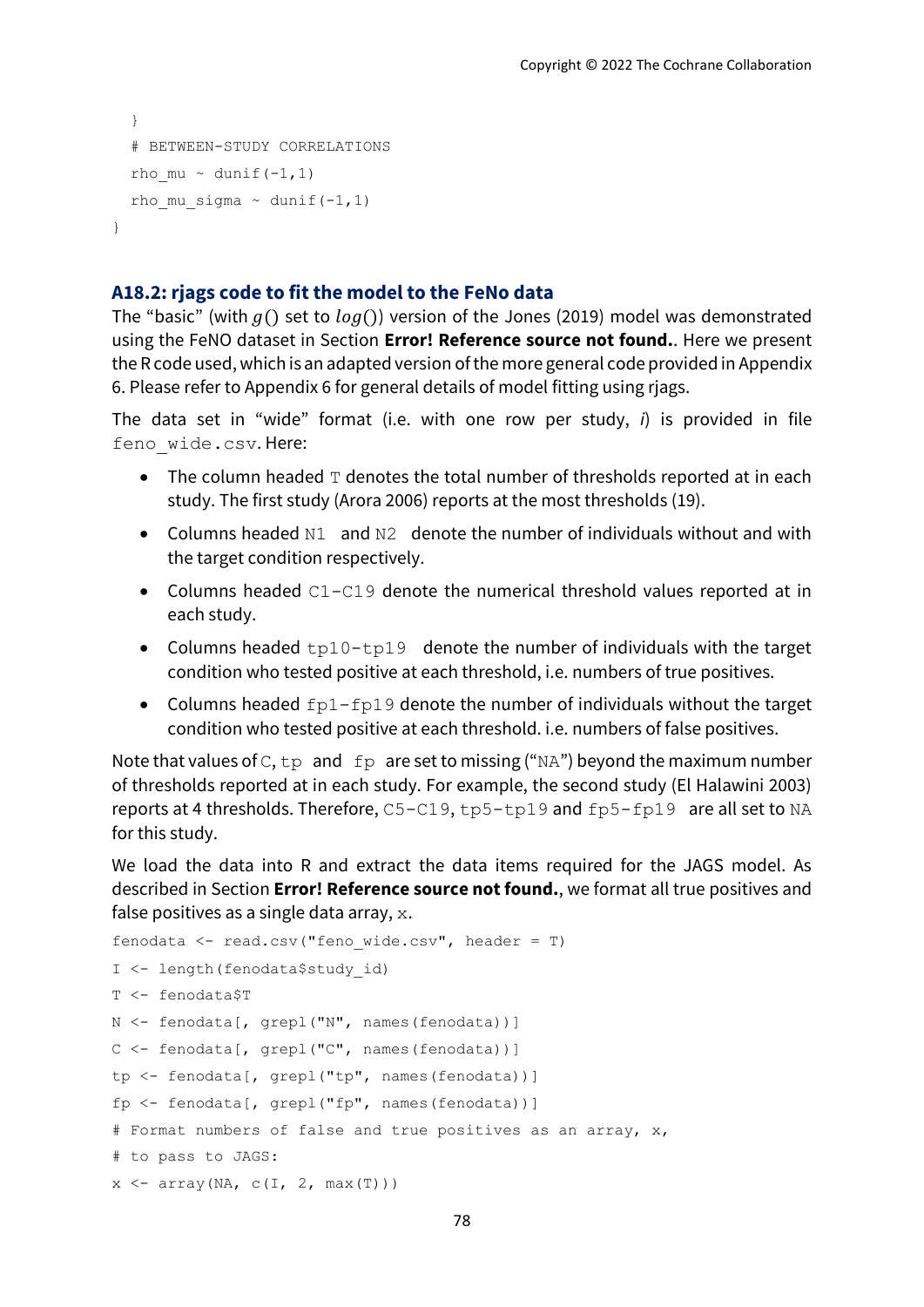```
  }
  # BETWEEN-STUDY CORRELATIONS
  rho_mu ~ dunif(-1,1)
  rho_mu_sigma ~ dunif(-1,1)
}
```

### A18.2: rjags code to fit the model to the FeNo data

The "basic" (with $g()$ set to $log()$) version of the Jones (2019) model was demonstrated using the FeNO dataset in Section **Error! Reference source not found.**. Here we present the R code used, which is an adapted version of the more general code provided in Appendix 6. Please refer to Appendix 6 for general details of model fitting using rjags.

The data set in "wide" format (i.e. with one row per study, *i*) is provided in file `feno_wide.csv`. Here:

- The column headed `T` denotes the total number of thresholds reported at in each study. The first study (Arora 2006) reports at the most thresholds (19).
- Columns headed `N1` and `N2` denote the number of individuals without and with the target condition respectively.
- Columns headed `C1-C19` denote the numerical threshold values reported at in each study.
- Columns headed `tp10-tp19` denote the number of individuals with the target condition who tested positive at each threshold, i.e. numbers of true positives.
- Columns headed `fp1-fp19` denote the number of individuals without the target condition who tested positive at each threshold. i.e. numbers of false positives.

Note that values of `C`, `tp` and `fp` are set to missing ("`NA`") beyond the maximum number of thresholds reported at in each study. For example, the second study (El Halawini 2003) reports at 4 thresholds. Therefore, `C5-C19`, `tp5-tp19` and `fp5-fp19` are all set to `NA` for this study.

We load the data into R and extract the data items required for the JAGS model. As described in Section **Error! Reference source not found.**, we format all true positives and false positives as a single data array, `x`.

```
fenodata <- read.csv("feno_wide.csv", header = T)
I <- length(fenodata$study_id)
T <- fenodata$T
N <- fenodata[, grepl("N", names(fenodata))]
C <- fenodata[, grepl("C", names(fenodata))]
tp <- fenodata[, grepl("tp", names(fenodata))]
fp <- fenodata[, grepl("fp", names(fenodata))]
# Format numbers of false and true positives as an array, x,
# to pass to JAGS:
x <- array(NA, c(I, 2, max(T)))
```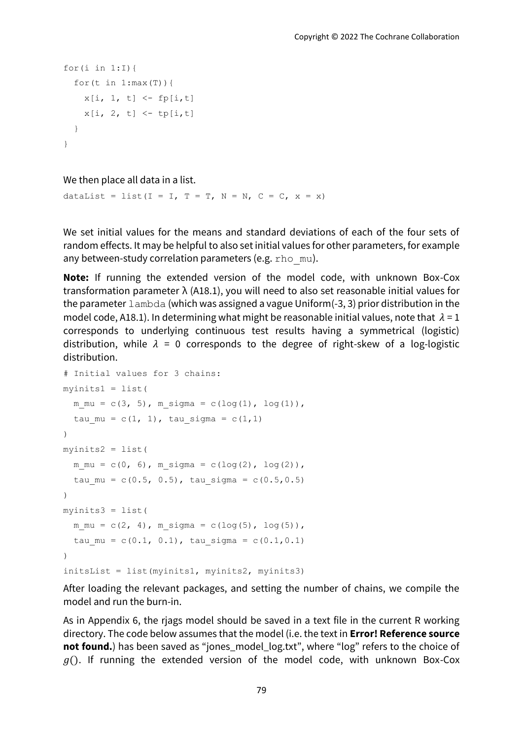```
for(i in 1:I){
  for(t in 1:max(T)){
    x[i, 1, t] <- fp[i,t]
    x[i, 2, t] <- tp[i,t]
  }
}
```

We then place all data in a list.

```
dataList = list(I = I, T = T, N = N, C = C, x = x)
```

We set initial values for the means and standard deviations of each of the four sets of random effects. It may be helpful to also set initial values for other parameters, for example any between-study correlation parameters (e.g. `rho_mu`).

**Note:** If running the extended version of the model code, with unknown Box-Cox transformation parameter $\lambda$ (A18.1), you will need to also set reasonable initial values for the parameter `lambda` (which was assigned a vague Uniform(-3, 3) prior distribution in the model code, A18.1). In determining what might be reasonable initial values, note that $\lambda = 1$ corresponds to underlying continuous test results having a symmetrical (logistic) distribution, while $\lambda = 0$ corresponds to the degree of right-skew of a log-logistic distribution.

```
# Initial values for 3 chains:
myinits1 = list(
  m_mu = c(3, 5), m_sigma = c(log(1), log(1)),
  tau_mu = c(1, 1), tau_sigma = c(1,1)
)
myinits2 = list(
  m_mu = c(0, 6), m_sigma = c(log(2), log(2)),
  tau_mu = c(0.5, 0.5), tau_sigma = c(0.5,0.5)
)
myinits3 = list(
  m_mu = c(2, 4), m_sigma = c(log(5), log(5)),
  tau_mu = c(0.1, 0.1), tau_sigma = c(0.1,0.1)
)
initsList = list(myinits1, myinits2, myinits3)
```

After loading the relevant packages, and setting the number of chains, we compile the model and run the burn-in.

As in Appendix 6, the rjags model should be saved in a text file in the current R working directory. The code below assumes that the model (i.e. the text in **Error! Reference source not found.**) has been saved as "jones_model_log.txt", where "log" refers to the choice of $g()$. If running the extended version of the model code, with unknown Box-Cox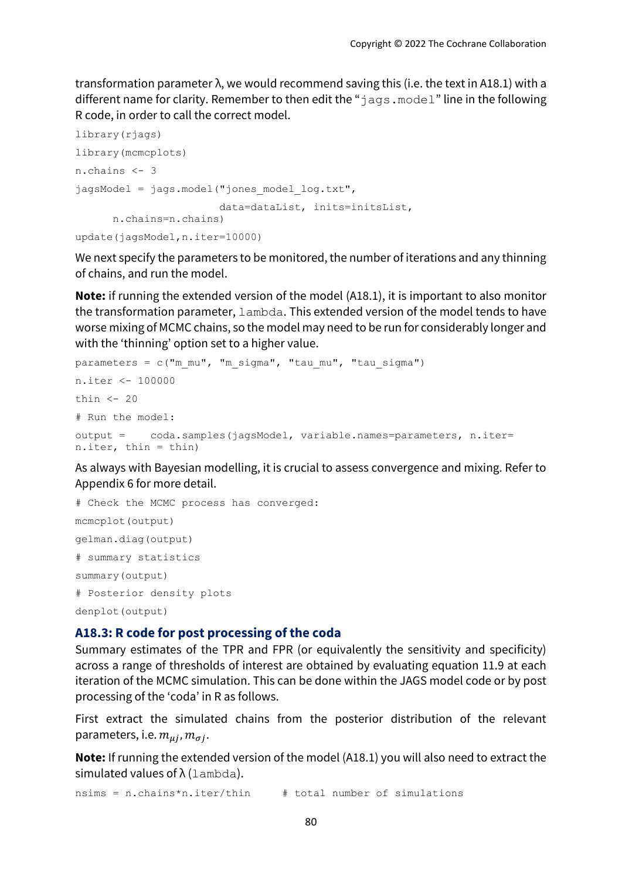transformation parameter λ, we would recommend saving this (i.e. the text in A18.1) with a different name for clarity. Remember to then edit the "`jags.model`" line in the following R code, in order to call the correct model.

```
library(rjags)
library(mcmcplots)
n.chains <- 3
jagsModel = jags.model("jones_model_log.txt",
                       data=dataList, inits=initsList,
      n.chains=n.chains)
update(jagsModel,n.iter=10000)
```

We next specify the parameters to be monitored, the number of iterations and any thinning of chains, and run the model.

**Note:** if running the extended version of the model (A18.1), it is important to also monitor the transformation parameter, `lambda`. This extended version of the model tends to have worse mixing of MCMC chains, so the model may need to be run for considerably longer and with the 'thinning' option set to a higher value.

```
parameters = c("m_mu", "m_sigma", "tau_mu", "tau_sigma")
n.iter <- 100000
thin <- 20
# Run the model:
output =    coda.samples(jagsModel, variable.names=parameters, n.iter=
n.iter, thin = thin)
```

As always with Bayesian modelling, it is crucial to assess convergence and mixing. Refer to Appendix 6 for more detail.

```
# Check the MCMC process has converged:
mcmcplot(output)
gelman.diag(output)
# summary statistics
summary(output)
# Posterior density plots
denplot(output)
```

### A18.3: R code for post processing of the coda

Summary estimates of the TPR and FPR (or equivalently the sensitivity and specificity) across a range of thresholds of interest are obtained by evaluating equation 11.9 at each iteration of the MCMC simulation. This can be done within the JAGS model code or by post processing of the 'coda' in R as follows.

First extract the simulated chains from the posterior distribution of the relevant parameters, i.e. $m_{\mu j}, m_{\sigma j}$.

**Note:** If running the extended version of the model (A18.1) you will also need to extract the simulated values of λ (`lambda`).

```
nsims = n.chains*n.iter/thin     # total number of simulations
```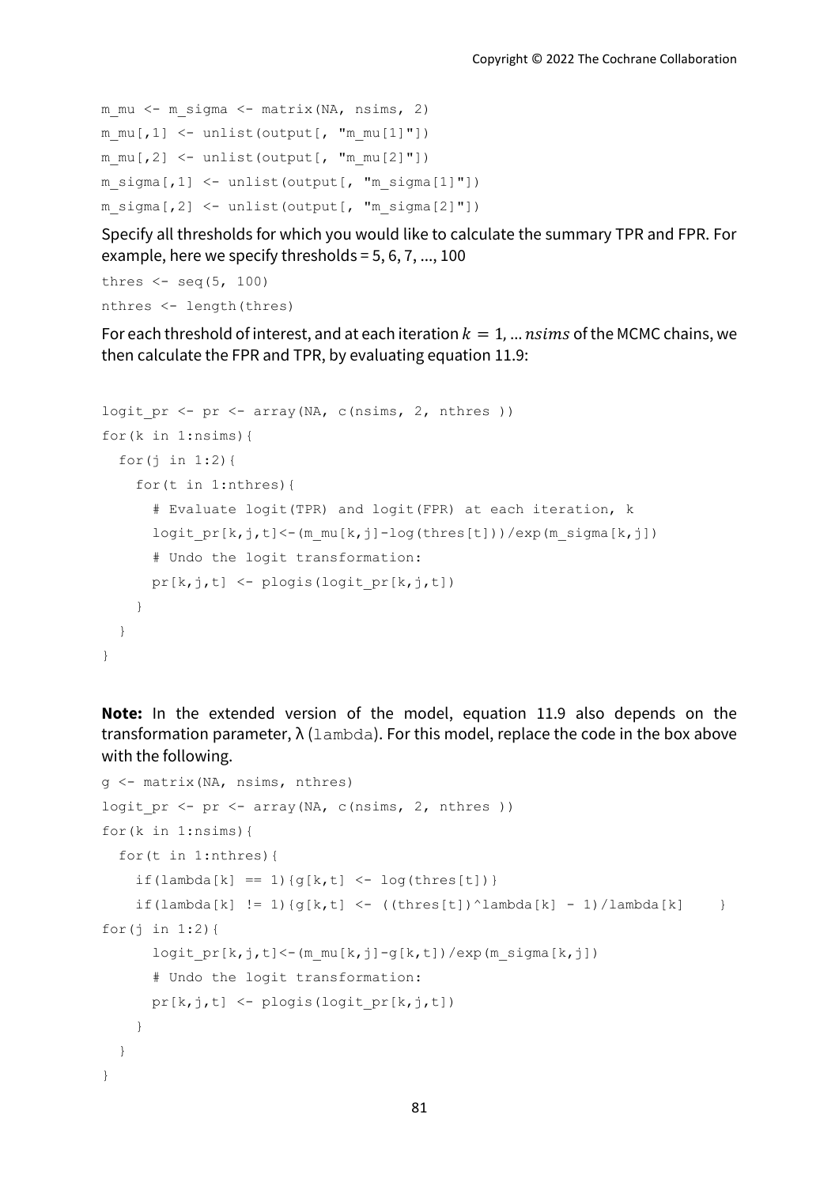```
m_mu <- m_sigma <- matrix(NA, nsims, 2)
m_mu[,1] <- unlist(output[, "m_mu[1]"])
m_mu[,2] <- unlist(output[, "m_mu[2]"])
m_sigma[,1] <- unlist(output[, "m_sigma[1]"])
m_sigma[,2] <- unlist(output[, "m_sigma[2]"])
```

Specify all thresholds for which you would like to calculate the summary TPR and FPR. For example, here we specify thresholds = 5, 6, 7, ..., 100

```
thres <- seq(5, 100)
nthres <- length(thres)
```

For each threshold of interest, and at each iteration $k = 1, \dots nsims$ of the MCMC chains, we then calculate the FPR and TPR, by evaluating equation 11.9:

```
logit_pr <- pr <- array(NA, c(nsims, 2, nthres ))
for(k in 1:nsims){
  for(j in 1:2){
    for(t in 1:nthres){
      # Evaluate logit(TPR) and logit(FPR) at each iteration, k
      logit_pr[k,j,t]<-(m_mu[k,j]-log(thres[t]))/exp(m_sigma[k,j])
      # Undo the logit transformation:
      pr[k,j,t] <- plogis(logit_pr[k,j,t])
    }
  }
}
```

**Note:** In the extended version of the model, equation 11.9 also depends on the transformation parameter, λ (lambda). For this model, replace the code in the box above with the following.

```
g <- matrix(NA, nsims, nthres)
logit_pr <- pr <- array(NA, c(nsims, 2, nthres ))
for(k in 1:nsims){
  for(t in 1:nthres){
    if(lambda[k] == 1){g[k,t] <- log(thres[t])}
    if(lambda[k] != 1){g[k,t] <- ((thres[t])^lambda[k] - 1)/lambda[k]    }
for(j in 1:2){
      logit_pr[k,j,t]<-(m_mu[k,j]-g[k,t])/exp(m_sigma[k,j])
      # Undo the logit transformation:
      pr[k,j,t] <- plogis(logit_pr[k,j,t])
    }
  }
}
```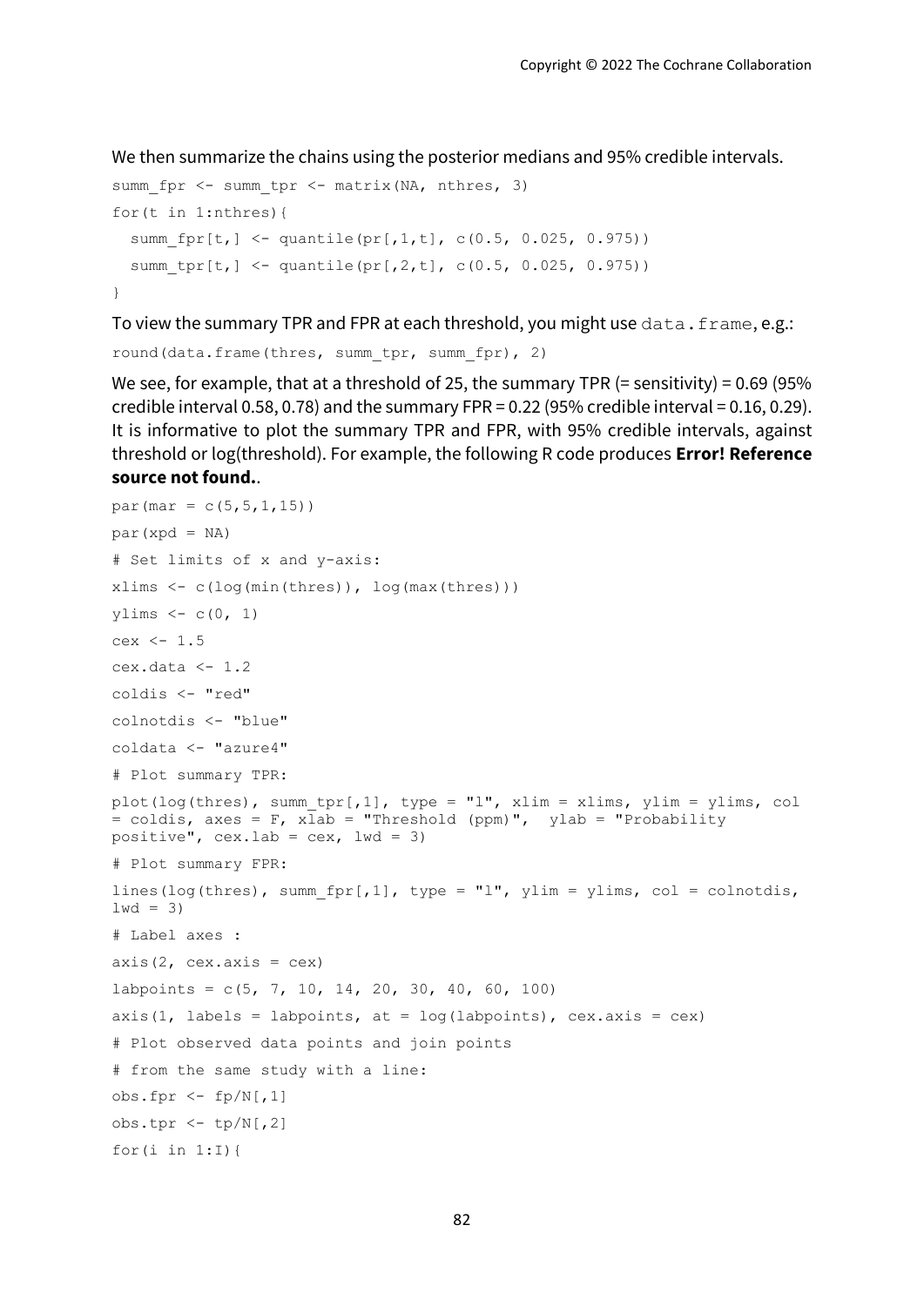We then summarize the chains using the posterior medians and 95% credible intervals.

```
summ_fpr <- summ_tpr <- matrix(NA, nthres, 3)
for(t in 1:nthres){
  summ_fpr[t,] <- quantile(pr[,1,t], c(0.5, 0.025, 0.975))
  summ_tpr[t,] <- quantile(pr[,2,t], c(0.5, 0.025, 0.975))
}
```

To view the summary TPR and FPR at each threshold, you might use `data.frame`, e.g.:

```
round(data.frame(thres, summ_tpr, summ_fpr), 2)
```

We see, for example, that at a threshold of 25, the summary TPR (= sensitivity) = 0.69 (95% credible interval 0.58, 0.78) and the summary FPR = 0.22 (95% credible interval = 0.16, 0.29). It is informative to plot the summary TPR and FPR, with 95% credible intervals, against threshold or log(threshold). For example, the following R code produces **Error! Reference source not found.**.

```
par(mar = c(5,5,1,15))
par(xpd = NA)
# Set limits of x and y-axis:
xlims <- c(log(min(thres)), log(max(thres)))
ylims <- c(0, 1)
cex <- 1.5
cex.data <- 1.2
coldis <- "red"
colnotdis <- "blue"
coldata <- "azure4"
# Plot summary TPR:
plot(log(thres), summ_tpr[,1], type = "l", xlim = xlims, ylim = ylims, col
= coldis, axes = F, xlab = "Threshold (ppm)",  ylab = "Probability
positive", cex.lab = cex, lwd = 3)
# Plot summary FPR:
lines(log(thres), summ_fpr[,1], type = "l", ylim = ylims, col = colnotdis,
lwd = 3)
# Label axes :
axis(2, cex.axis = cex)
labpoints = c(5, 7, 10, 14, 20, 30, 40, 60, 100)
axis(1, labels = labpoints, at = log(labpoints), cex.axis = cex)
# Plot observed data points and join points
# from the same study with a line:
obs.fpr <- fp/N[,1]
obs.tpr <- tp/N[,2]
for(i in 1:I){
```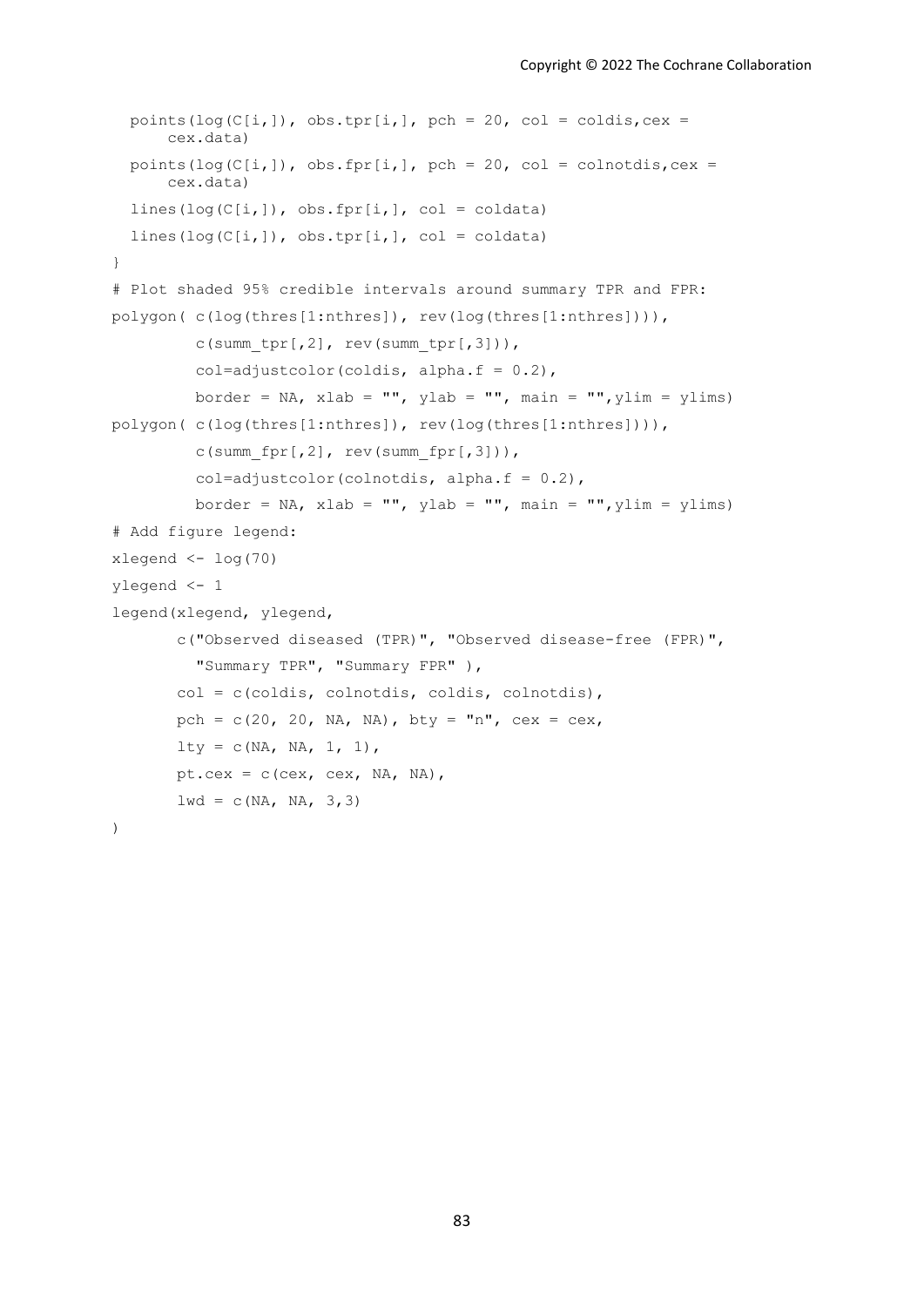```
  points(log(C[i,]), obs.tpr[i,], pch = 20, col = coldis,cex =
      cex.data)
  points(log(C[i,]), obs.fpr[i,], pch = 20, col = colnotdis,cex =
      cex.data)
  lines(log(C[i,]), obs.fpr[i,], col = coldata)
  lines(log(C[i,]), obs.tpr[i,], col = coldata)
}
# Plot shaded 95% credible intervals around summary TPR and FPR:
polygon( c(log(thres[1:nthres]), rev(log(thres[1:nthres]))),
         c(summ_tpr[,2], rev(summ_tpr[,3])),
         col=adjustcolor(coldis, alpha.f = 0.2),
         border = NA, xlab = "", ylab = "", main = "",ylim = ylims)
polygon( c(log(thres[1:nthres]), rev(log(thres[1:nthres]))),
         c(summ_fpr[,2], rev(summ_fpr[,3])),
         col=adjustcolor(colnotdis, alpha.f = 0.2),
         border = NA, xlab = "", ylab = "", main = "",ylim = ylims)
# Add figure legend:
xlegend <- log(70)
ylegend <- 1
legend(xlegend, ylegend,
       c("Observed diseased (TPR)", "Observed disease-free (FPR)",
         "Summary TPR", "Summary FPR" ),
       col = c(coldis, colnotdis, coldis, colnotdis),
       pch = c(20, 20, NA, NA), bty = "n", cex = cex,
       lty = c(NA, NA, 1, 1),
       pt.cex = c(cex, cex, NA, NA),
       lwd = c(NA, NA, 3,3)
)
```